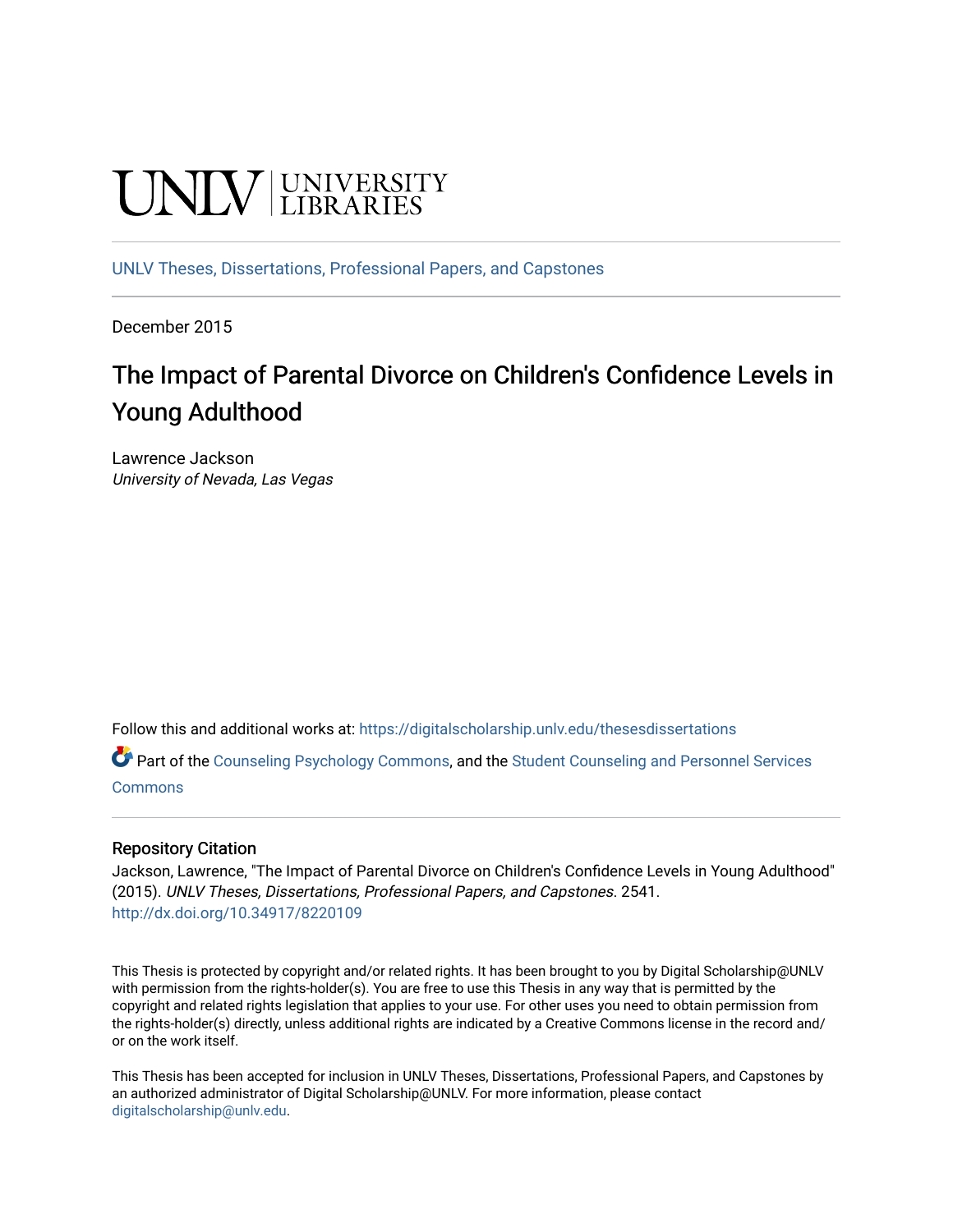UNLV | UNIVERSITY LIBRARIES

UNLV Theses, Dissertations, Professional Papers, and Capstones

December 2015

# The Impact of Parental Divorce on Children's Confidence Levels in Young Adulthood

Lawrence Jackson
*University of Nevada, Las Vegas*

Follow this and additional works at: https://digitalscholarship.unlv.edu/thesesdissertations

Part of the Counseling Psychology Commons, and the Student Counseling and Personnel Services Commons

## Repository Citation

Jackson, Lawrence, "The Impact of Parental Divorce on Children's Confidence Levels in Young Adulthood" (2015). *UNLV Theses, Dissertations, Professional Papers, and Capstones*. 2541.
http://dx.doi.org/10.34917/8220109

This Thesis is protected by copyright and/or related rights. It has been brought to you by Digital Scholarship@UNLV with permission from the rights-holder(s). You are free to use this Thesis in any way that is permitted by the copyright and related rights legislation that applies to your use. For other uses you need to obtain permission from the rights-holder(s) directly, unless additional rights are indicated by a Creative Commons license in the record and/or on the work itself.

This Thesis has been accepted for inclusion in UNLV Theses, Dissertations, Professional Papers, and Capstones by an authorized administrator of Digital Scholarship@UNLV. For more information, please contact digitalscholarship@unlv.edu.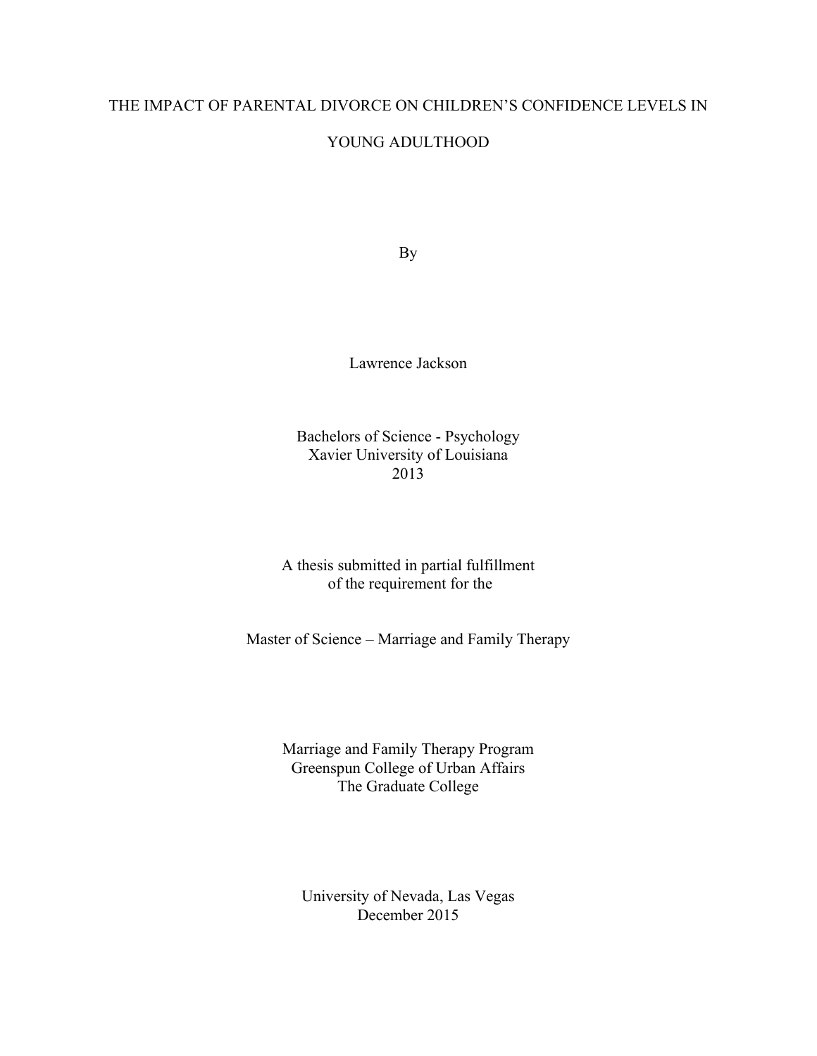# THE IMPACT OF PARENTAL DIVORCE ON CHILDREN'S CONFIDENCE LEVELS IN YOUNG ADULTHOOD

By

Lawrence Jackson

Bachelors of Science - Psychology
Xavier University of Louisiana
2013

A thesis submitted in partial fulfillment
of the requirement for the

Master of Science – Marriage and Family Therapy

Marriage and Family Therapy Program
Greenspun College of Urban Affairs
The Graduate College

University of Nevada, Las Vegas
December 2015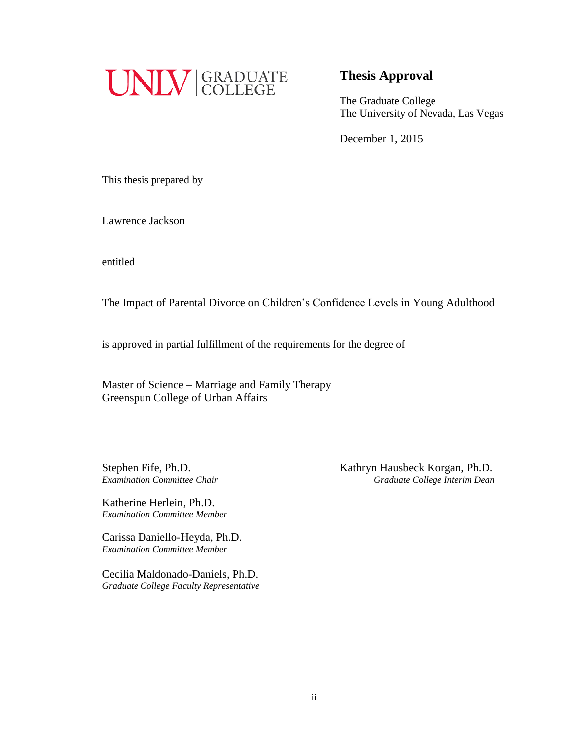UNLV | GRADUATE COLLEGE

# Thesis Approval

The Graduate College
The University of Nevada, Las Vegas

December 1, 2015

This thesis prepared by

Lawrence Jackson

entitled

The Impact of Parental Divorce on Children's Confidence Levels in Young Adulthood

is approved in partial fulfillment of the requirements for the degree of

Master of Science – Marriage and Family Therapy
Greenspun College of Urban Affairs

Stephen Fife, Ph.D.
*Examination Committee Chair*

Katherine Herlein, Ph.D.
*Examination Committee Member*

Carissa Daniello-Heyda, Ph.D.
*Examination Committee Member*

Cecilia Maldonado-Daniels, Ph.D.
*Graduate College Faculty Representative*

Kathryn Hausbeck Korgan, Ph.D.
*Graduate College Interim Dean*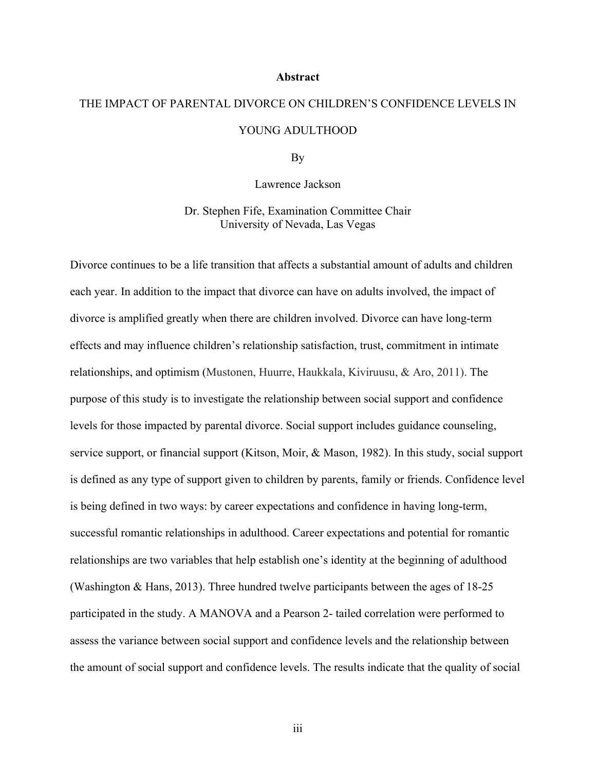# Abstract

THE IMPACT OF PARENTAL DIVORCE ON CHILDREN'S CONFIDENCE LEVELS IN YOUNG ADULTHOOD

By

Lawrence Jackson

Dr. Stephen Fife, Examination Committee Chair
University of Nevada, Las Vegas

Divorce continues to be a life transition that affects a substantial amount of adults and children each year. In addition to the impact that divorce can have on adults involved, the impact of divorce is amplified greatly when there are children involved. Divorce can have long-term effects and may influence children's relationship satisfaction, trust, commitment in intimate relationships, and optimism (Mustonen, Huurre, Haukkala, Kiviruusu, & Aro, 2011). The purpose of this study is to investigate the relationship between social support and confidence levels for those impacted by parental divorce. Social support includes guidance counseling, service support, or financial support (Kitson, Moir, & Mason, 1982). In this study, social support is defined as any type of support given to children by parents, family or friends. Confidence level is being defined in two ways: by career expectations and confidence in having long-term, successful romantic relationships in adulthood. Career expectations and potential for romantic relationships are two variables that help establish one's identity at the beginning of adulthood (Washington & Hans, 2013). Three hundred twelve participants between the ages of 18-25 participated in the study. A MANOVA and a Pearson 2- tailed correlation were performed to assess the variance between social support and confidence levels and the relationship between the amount of social support and confidence levels. The results indicate that the quality of social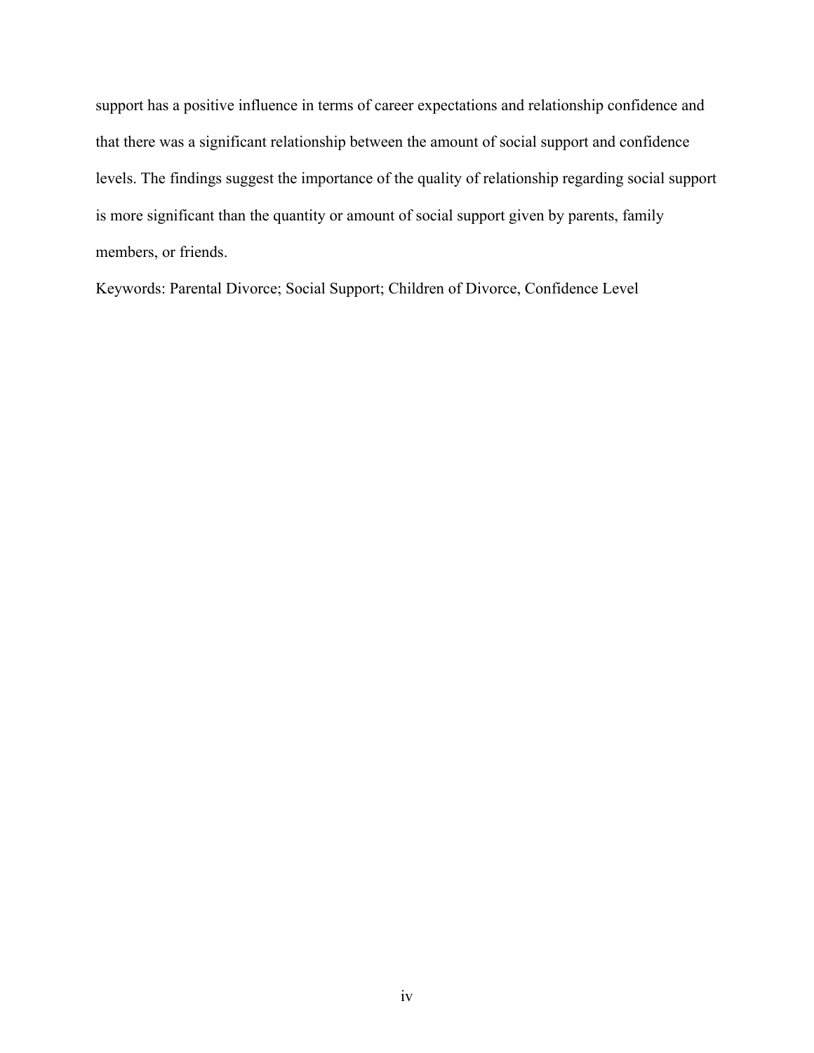support has a positive influence in terms of career expectations and relationship confidence and that there was a significant relationship between the amount of social support and confidence levels. The findings suggest the importance of the quality of relationship regarding social support is more significant than the quantity or amount of social support given by parents, family members, or friends.

Keywords: Parental Divorce; Social Support; Children of Divorce, Confidence Level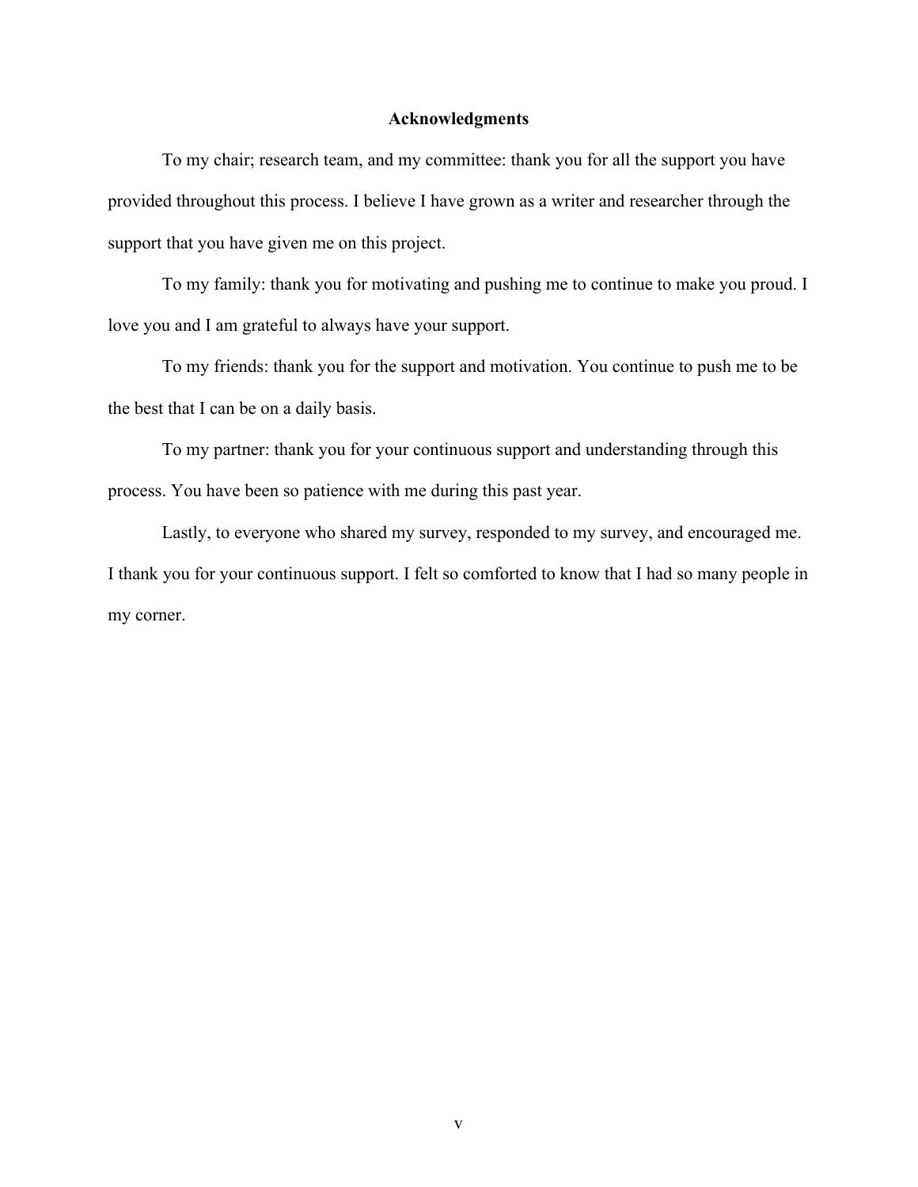# Acknowledgments

To my chair; research team, and my committee: thank you for all the support you have provided throughout this process. I believe I have grown as a writer and researcher through the support that you have given me on this project.

To my family: thank you for motivating and pushing me to continue to make you proud. I love you and I am grateful to always have your support.

To my friends: thank you for the support and motivation. You continue to push me to be the best that I can be on a daily basis.

To my partner: thank you for your continuous support and understanding through this process. You have been so patience with me during this past year.

Lastly, to everyone who shared my survey, responded to my survey, and encouraged me. I thank you for your continuous support. I felt so comforted to know that I had so many people in my corner.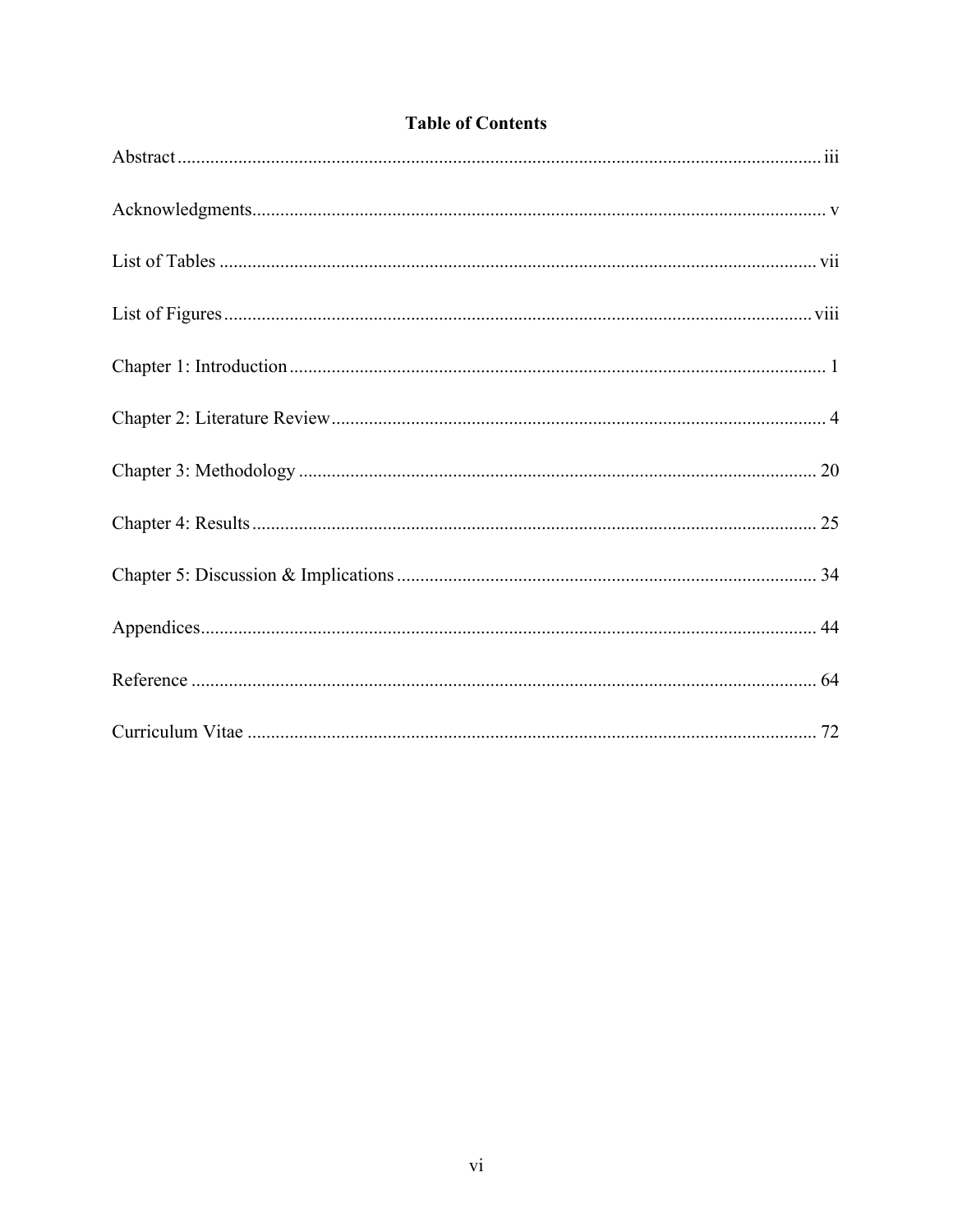# Table of Contents

Abstract ........................................................................................................................... iii

Acknowledgments............................................................................................................ v

List of Tables .................................................................................................................. vii

List of Figures ............................................................................................................... viii

Chapter 1: Introduction ..................................................................................................... 1

Chapter 2: Literature Review ............................................................................................ 4

Chapter 3: Methodology .................................................................................................. 20

Chapter 4: Results ........................................................................................................... 25

Chapter 5: Discussion & Implications ............................................................................ 34

Appendices...................................................................................................................... 44

Reference ........................................................................................................................ 64

Curriculum Vitae ............................................................................................................ 72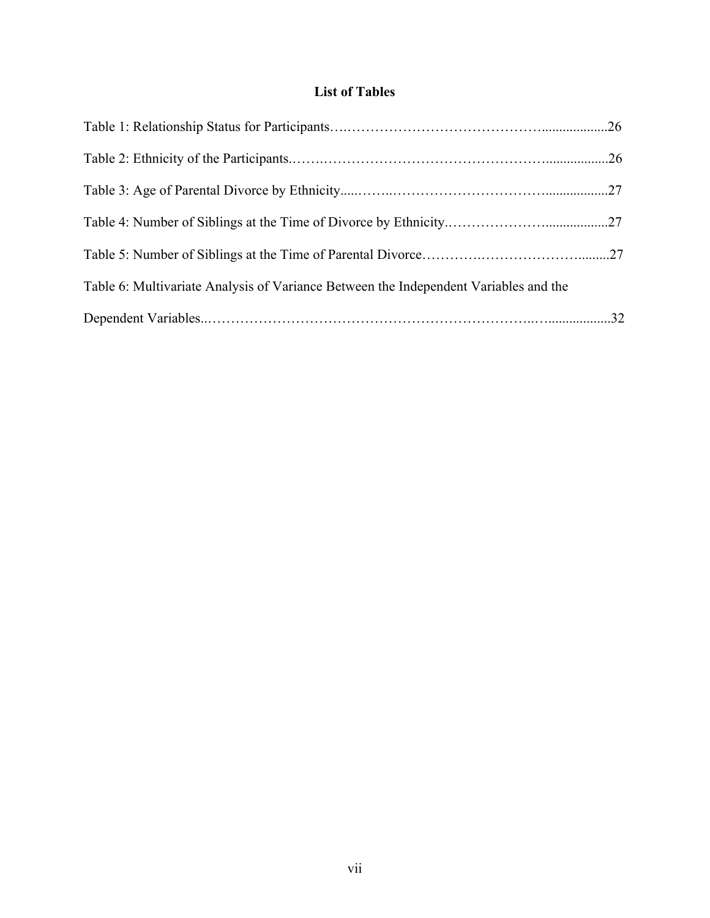## List of Tables

Table 1: Relationship Status for Participants ........................................................... 26

Table 2: Ethnicity of the Participants ........................................................................ 26

Table 3: Age of Parental Divorce by Ethnicity ........................................................... 27

Table 4: Number of Siblings at the Time of Divorce by Ethnicity ............................... 27

Table 5: Number of Siblings at the Time of Parental Divorce ...................................... 27

Table 6: Multivariate Analysis of Variance Between the Independent Variables and the Dependent Variables ............................................................................................ 32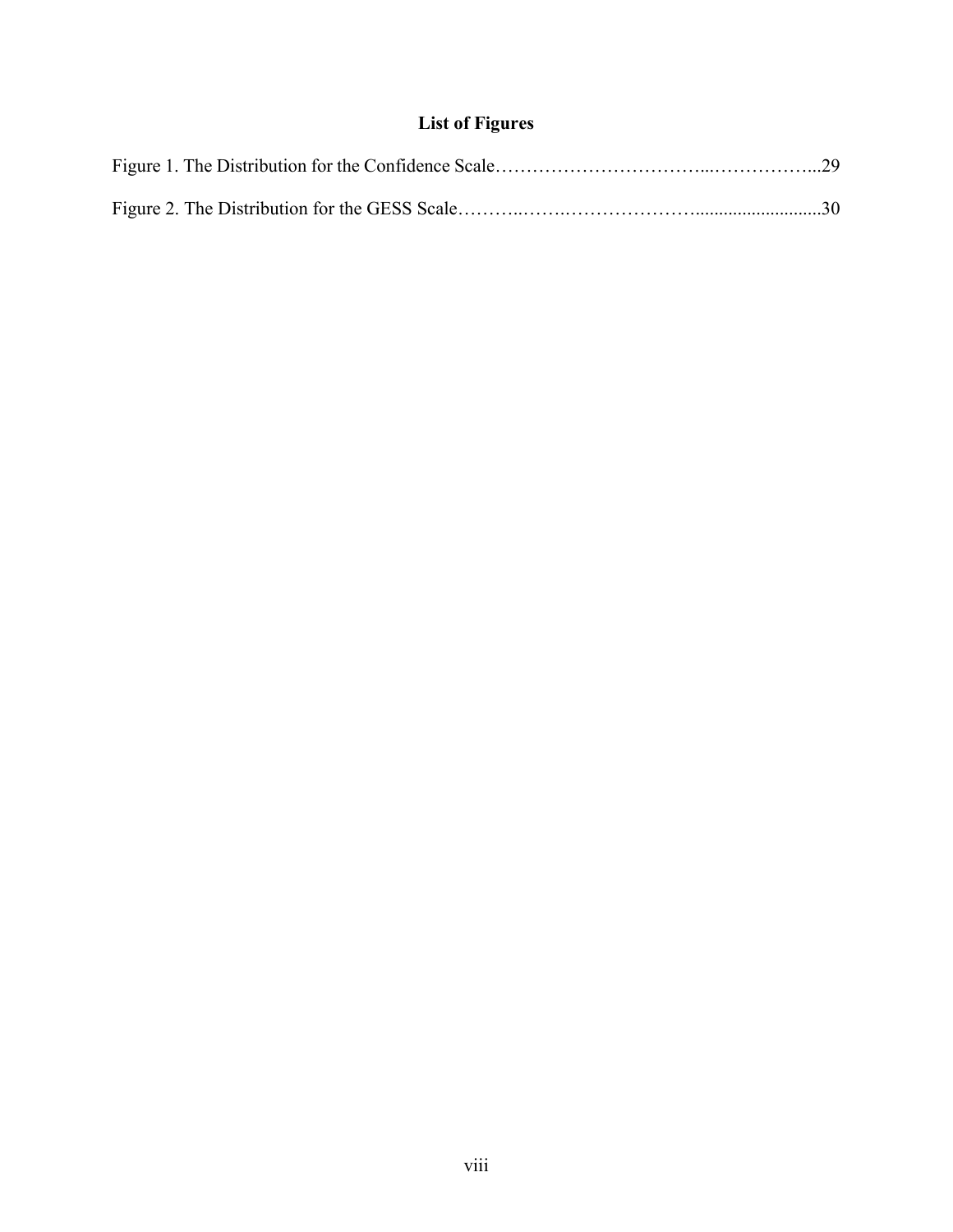## List of Figures

Figure 1. The Distribution for the Confidence Scale……………………………...……………...29

Figure 2. The Distribution for the GESS Scale………..……..…………………...........................30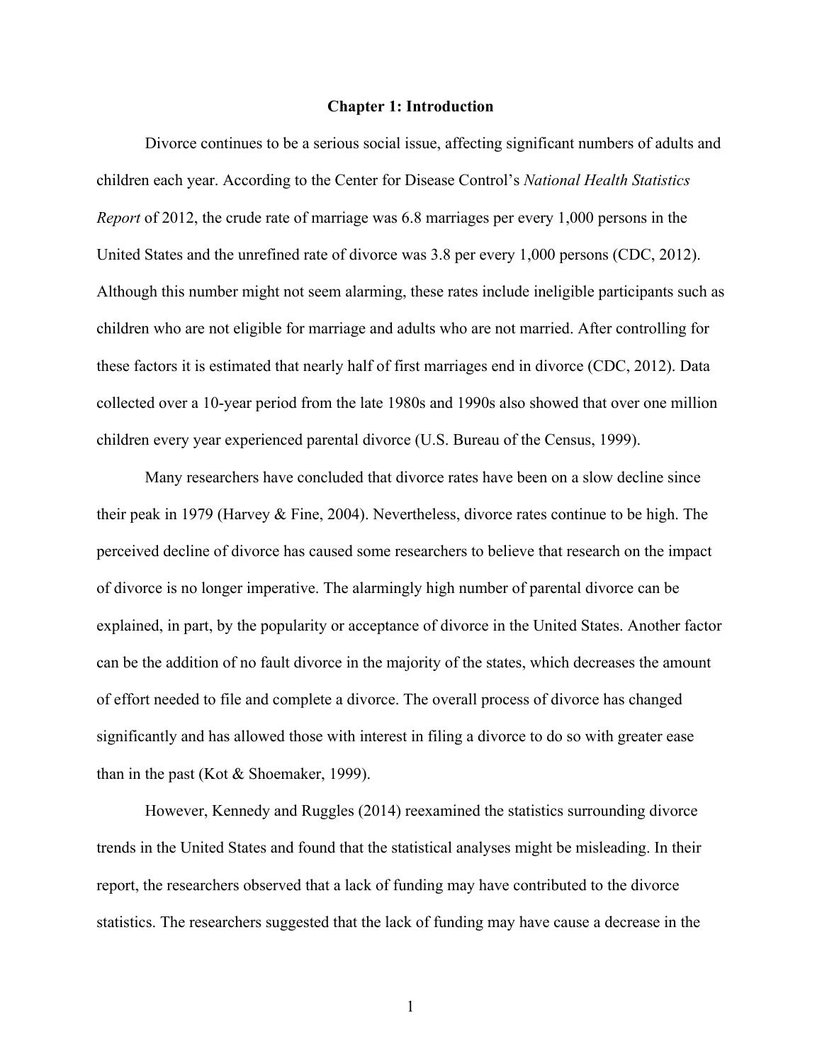# Chapter 1: Introduction

Divorce continues to be a serious social issue, affecting significant numbers of adults and children each year. According to the Center for Disease Control's *National Health Statistics Report* of 2012, the crude rate of marriage was 6.8 marriages per every 1,000 persons in the United States and the unrefined rate of divorce was 3.8 per every 1,000 persons (CDC, 2012). Although this number might not seem alarming, these rates include ineligible participants such as children who are not eligible for marriage and adults who are not married. After controlling for these factors it is estimated that nearly half of first marriages end in divorce (CDC, 2012). Data collected over a 10-year period from the late 1980s and 1990s also showed that over one million children every year experienced parental divorce (U.S. Bureau of the Census, 1999).

Many researchers have concluded that divorce rates have been on a slow decline since their peak in 1979 (Harvey & Fine, 2004). Nevertheless, divorce rates continue to be high. The perceived decline of divorce has caused some researchers to believe that research on the impact of divorce is no longer imperative. The alarmingly high number of parental divorce can be explained, in part, by the popularity or acceptance of divorce in the United States. Another factor can be the addition of no fault divorce in the majority of the states, which decreases the amount of effort needed to file and complete a divorce. The overall process of divorce has changed significantly and has allowed those with interest in filing a divorce to do so with greater ease than in the past (Kot & Shoemaker, 1999).

However, Kennedy and Ruggles (2014) reexamined the statistics surrounding divorce trends in the United States and found that the statistical analyses might be misleading. In their report, the researchers observed that a lack of funding may have contributed to the divorce statistics. The researchers suggested that the lack of funding may have cause a decrease in the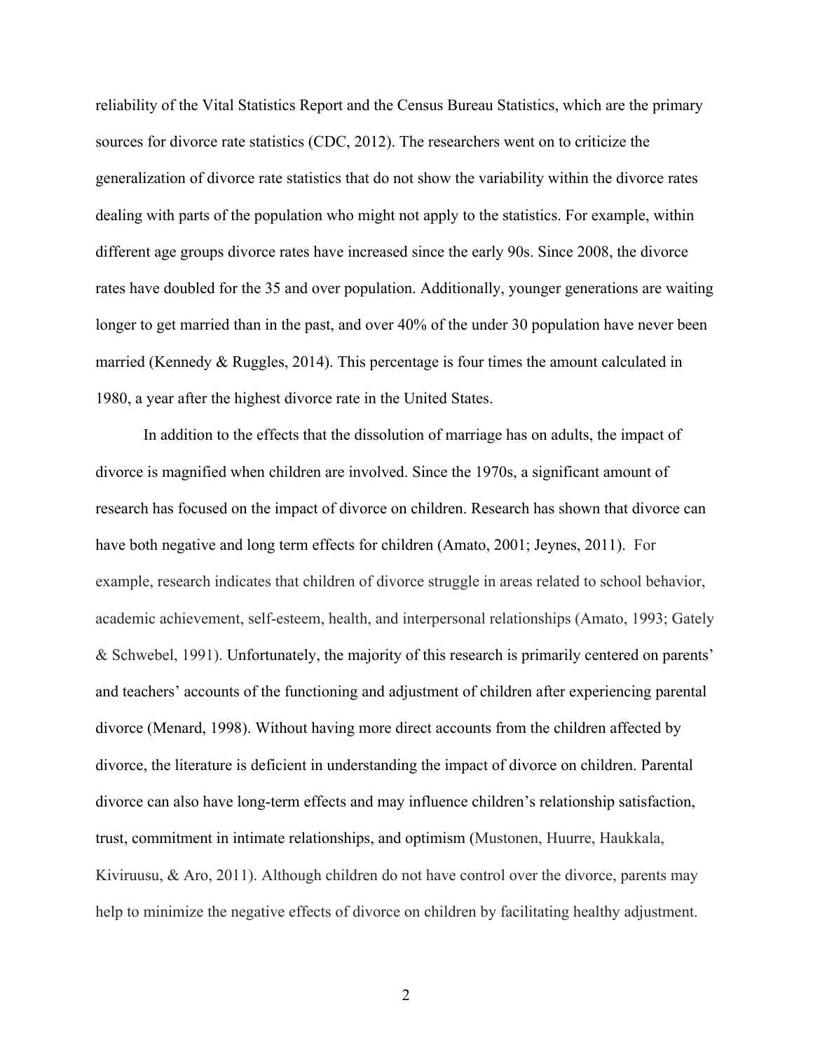reliability of the Vital Statistics Report and the Census Bureau Statistics, which are the primary sources for divorce rate statistics (CDC, 2012). The researchers went on to criticize the generalization of divorce rate statistics that do not show the variability within the divorce rates dealing with parts of the population who might not apply to the statistics. For example, within different age groups divorce rates have increased since the early 90s. Since 2008, the divorce rates have doubled for the 35 and over population. Additionally, younger generations are waiting longer to get married than in the past, and over 40% of the under 30 population have never been married (Kennedy & Ruggles, 2014). This percentage is four times the amount calculated in 1980, a year after the highest divorce rate in the United States.

In addition to the effects that the dissolution of marriage has on adults, the impact of divorce is magnified when children are involved. Since the 1970s, a significant amount of research has focused on the impact of divorce on children. Research has shown that divorce can have both negative and long term effects for children (Amato, 2001; Jeynes, 2011). For example, research indicates that children of divorce struggle in areas related to school behavior, academic achievement, self-esteem, health, and interpersonal relationships (Amato, 1993; Gately & Schwebel, 1991). Unfortunately, the majority of this research is primarily centered on parents' and teachers' accounts of the functioning and adjustment of children after experiencing parental divorce (Menard, 1998). Without having more direct accounts from the children affected by divorce, the literature is deficient in understanding the impact of divorce on children. Parental divorce can also have long-term effects and may influence children's relationship satisfaction, trust, commitment in intimate relationships, and optimism (Mustonen, Huurre, Haukkala, Kiviruusu, & Aro, 2011). Although children do not have control over the divorce, parents may help to minimize the negative effects of divorce on children by facilitating healthy adjustment.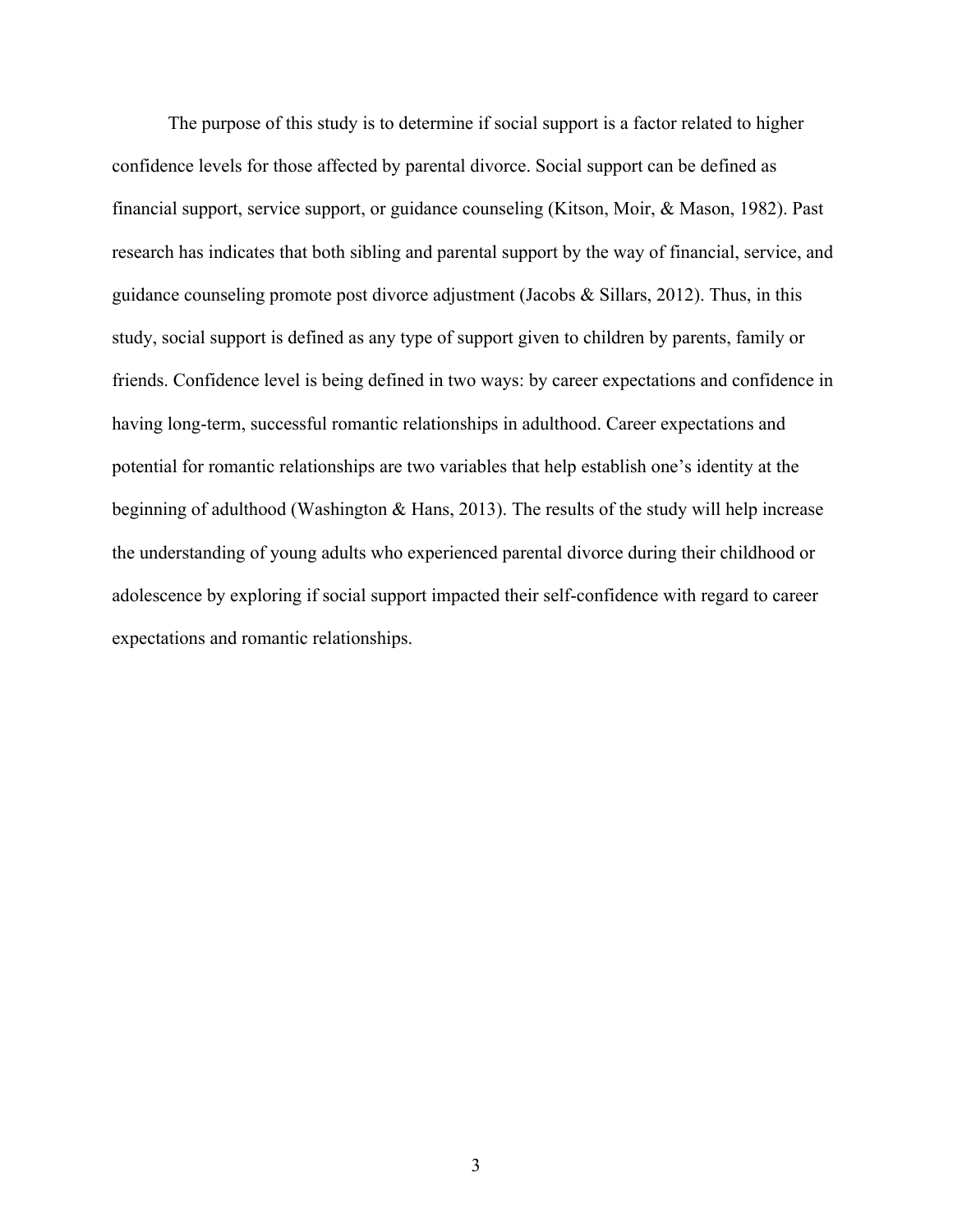The purpose of this study is to determine if social support is a factor related to higher confidence levels for those affected by parental divorce. Social support can be defined as financial support, service support, or guidance counseling (Kitson, Moir, & Mason, 1982). Past research has indicates that both sibling and parental support by the way of financial, service, and guidance counseling promote post divorce adjustment (Jacobs & Sillars, 2012). Thus, in this study, social support is defined as any type of support given to children by parents, family or friends. Confidence level is being defined in two ways: by career expectations and confidence in having long-term, successful romantic relationships in adulthood. Career expectations and potential for romantic relationships are two variables that help establish one's identity at the beginning of adulthood (Washington & Hans, 2013). The results of the study will help increase the understanding of young adults who experienced parental divorce during their childhood or adolescence by exploring if social support impacted their self-confidence with regard to career expectations and romantic relationships.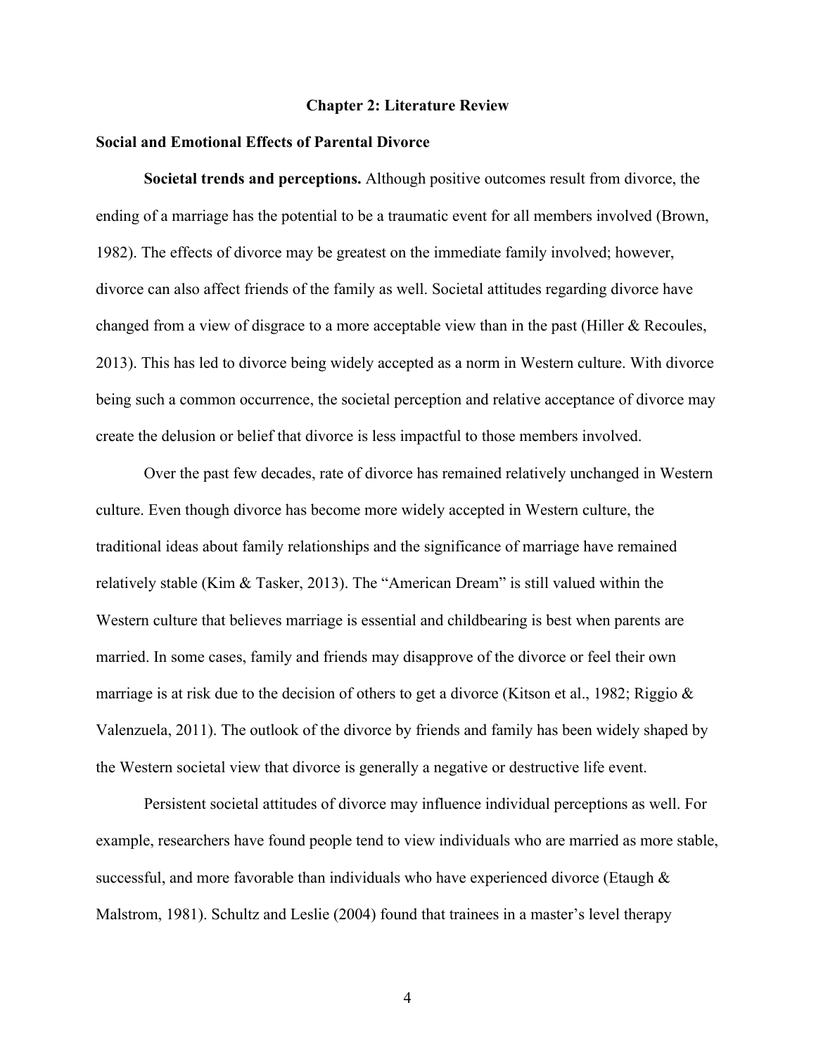# Chapter 2: Literature Review

## Social and Emotional Effects of Parental Divorce

**Societal trends and perceptions.** Although positive outcomes result from divorce, the ending of a marriage has the potential to be a traumatic event for all members involved (Brown, 1982). The effects of divorce may be greatest on the immediate family involved; however, divorce can also affect friends of the family as well. Societal attitudes regarding divorce have changed from a view of disgrace to a more acceptable view than in the past (Hiller & Recoules, 2013). This has led to divorce being widely accepted as a norm in Western culture. With divorce being such a common occurrence, the societal perception and relative acceptance of divorce may create the delusion or belief that divorce is less impactful to those members involved.

Over the past few decades, rate of divorce has remained relatively unchanged in Western culture. Even though divorce has become more widely accepted in Western culture, the traditional ideas about family relationships and the significance of marriage have remained relatively stable (Kim & Tasker, 2013). The "American Dream" is still valued within the Western culture that believes marriage is essential and childbearing is best when parents are married. In some cases, family and friends may disapprove of the divorce or feel their own marriage is at risk due to the decision of others to get a divorce (Kitson et al., 1982; Riggio & Valenzuela, 2011). The outlook of the divorce by friends and family has been widely shaped by the Western societal view that divorce is generally a negative or destructive life event.

Persistent societal attitudes of divorce may influence individual perceptions as well. For example, researchers have found people tend to view individuals who are married as more stable, successful, and more favorable than individuals who have experienced divorce (Etaugh & Malstrom, 1981). Schultz and Leslie (2004) found that trainees in a master's level therapy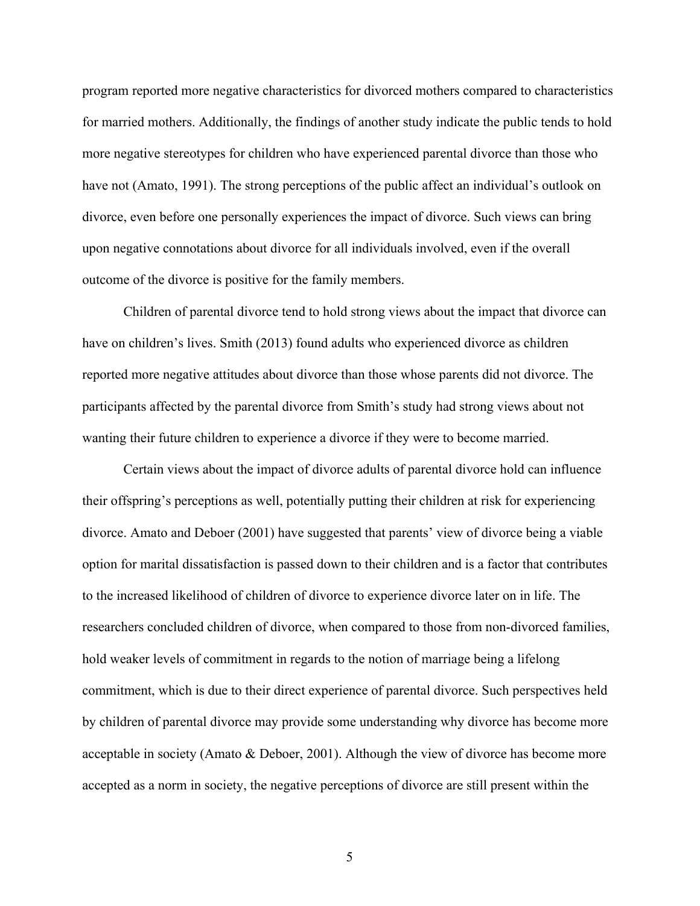program reported more negative characteristics for divorced mothers compared to characteristics for married mothers. Additionally, the findings of another study indicate the public tends to hold more negative stereotypes for children who have experienced parental divorce than those who have not (Amato, 1991). The strong perceptions of the public affect an individual's outlook on divorce, even before one personally experiences the impact of divorce. Such views can bring upon negative connotations about divorce for all individuals involved, even if the overall outcome of the divorce is positive for the family members.

Children of parental divorce tend to hold strong views about the impact that divorce can have on children's lives. Smith (2013) found adults who experienced divorce as children reported more negative attitudes about divorce than those whose parents did not divorce. The participants affected by the parental divorce from Smith's study had strong views about not wanting their future children to experience a divorce if they were to become married.

Certain views about the impact of divorce adults of parental divorce hold can influence their offspring's perceptions as well, potentially putting their children at risk for experiencing divorce. Amato and Deboer (2001) have suggested that parents' view of divorce being a viable option for marital dissatisfaction is passed down to their children and is a factor that contributes to the increased likelihood of children of divorce to experience divorce later on in life. The researchers concluded children of divorce, when compared to those from non-divorced families, hold weaker levels of commitment in regards to the notion of marriage being a lifelong commitment, which is due to their direct experience of parental divorce. Such perspectives held by children of parental divorce may provide some understanding why divorce has become more acceptable in society (Amato & Deboer, 2001). Although the view of divorce has become more accepted as a norm in society, the negative perceptions of divorce are still present within the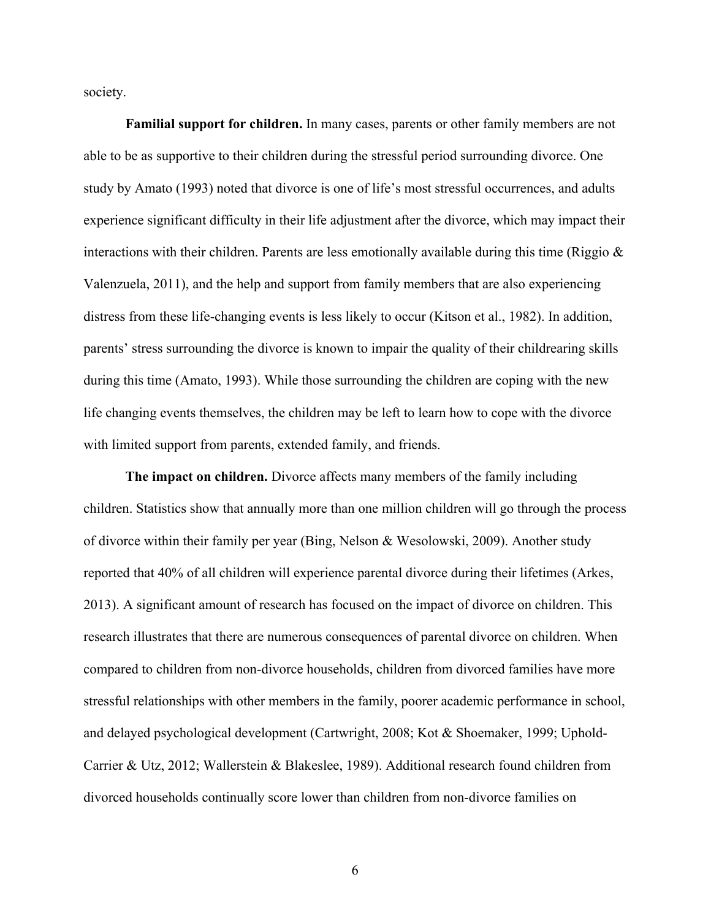society.

**Familial support for children.** In many cases, parents or other family members are not able to be as supportive to their children during the stressful period surrounding divorce. One study by Amato (1993) noted that divorce is one of life's most stressful occurrences, and adults experience significant difficulty in their life adjustment after the divorce, which may impact their interactions with their children. Parents are less emotionally available during this time (Riggio & Valenzuela, 2011), and the help and support from family members that are also experiencing distress from these life-changing events is less likely to occur (Kitson et al., 1982). In addition, parents' stress surrounding the divorce is known to impair the quality of their childrearing skills during this time (Amato, 1993). While those surrounding the children are coping with the new life changing events themselves, the children may be left to learn how to cope with the divorce with limited support from parents, extended family, and friends.

**The impact on children.** Divorce affects many members of the family including children. Statistics show that annually more than one million children will go through the process of divorce within their family per year (Bing, Nelson & Wesolowski, 2009). Another study reported that 40% of all children will experience parental divorce during their lifetimes (Arkes, 2013). A significant amount of research has focused on the impact of divorce on children. This research illustrates that there are numerous consequences of parental divorce on children. When compared to children from non-divorce households, children from divorced families have more stressful relationships with other members in the family, poorer academic performance in school, and delayed psychological development (Cartwright, 2008; Kot & Shoemaker, 1999; Uphold-Carrier & Utz, 2012; Wallerstein & Blakeslee, 1989). Additional research found children from divorced households continually score lower than children from non-divorce families on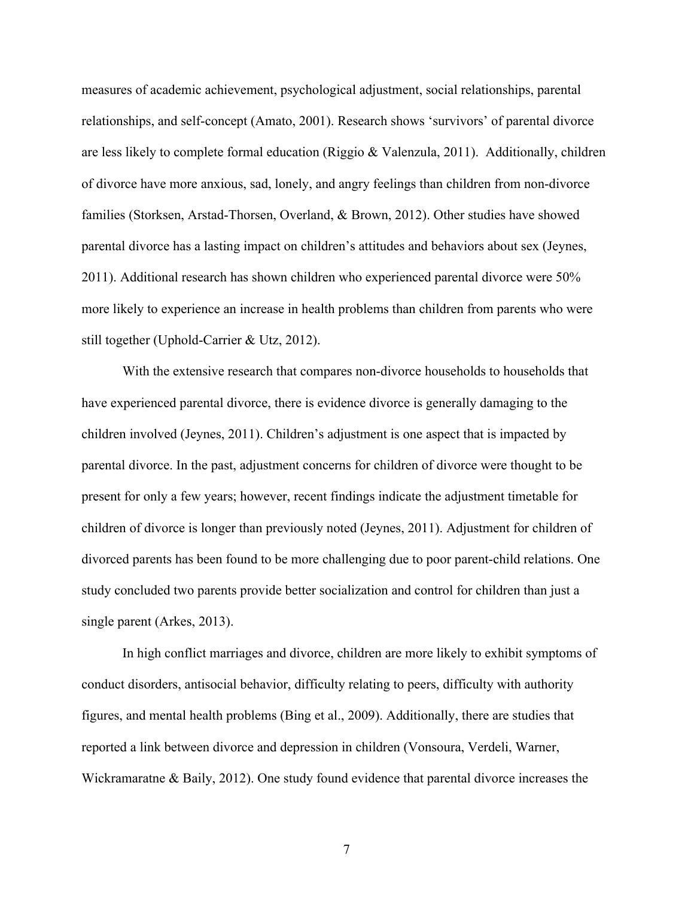measures of academic achievement, psychological adjustment, social relationships, parental relationships, and self-concept (Amato, 2001). Research shows 'survivors' of parental divorce are less likely to complete formal education (Riggio & Valenzula, 2011).  Additionally, children of divorce have more anxious, sad, lonely, and angry feelings than children from non-divorce families (Storksen, Arstad-Thorsen, Overland, & Brown, 2012). Other studies have showed parental divorce has a lasting impact on children's attitudes and behaviors about sex (Jeynes, 2011). Additional research has shown children who experienced parental divorce were 50% more likely to experience an increase in health problems than children from parents who were still together (Uphold-Carrier & Utz, 2012).

With the extensive research that compares non-divorce households to households that have experienced parental divorce, there is evidence divorce is generally damaging to the children involved (Jeynes, 2011). Children's adjustment is one aspect that is impacted by parental divorce. In the past, adjustment concerns for children of divorce were thought to be present for only a few years; however, recent findings indicate the adjustment timetable for children of divorce is longer than previously noted (Jeynes, 2011). Adjustment for children of divorced parents has been found to be more challenging due to poor parent-child relations. One study concluded two parents provide better socialization and control for children than just a single parent (Arkes, 2013).

In high conflict marriages and divorce, children are more likely to exhibit symptoms of conduct disorders, antisocial behavior, difficulty relating to peers, difficulty with authority figures, and mental health problems (Bing et al., 2009). Additionally, there are studies that reported a link between divorce and depression in children (Vonsoura, Verdeli, Warner, Wickramaratne & Baily, 2012). One study found evidence that parental divorce increases the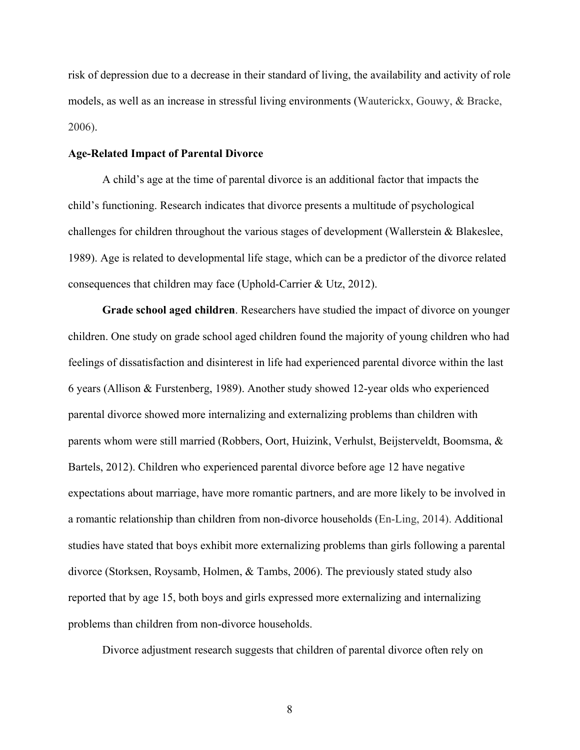risk of depression due to a decrease in their standard of living, the availability and activity of role models, as well as an increase in stressful living environments (Wauterickx, Gouwy, & Bracke, 2006).

### Age-Related Impact of Parental Divorce

A child's age at the time of parental divorce is an additional factor that impacts the child's functioning. Research indicates that divorce presents a multitude of psychological challenges for children throughout the various stages of development (Wallerstein & Blakeslee, 1989). Age is related to developmental life stage, which can be a predictor of the divorce related consequences that children may face (Uphold-Carrier & Utz, 2012).

**Grade school aged children**. Researchers have studied the impact of divorce on younger children. One study on grade school aged children found the majority of young children who had feelings of dissatisfaction and disinterest in life had experienced parental divorce within the last 6 years (Allison & Furstenberg, 1989). Another study showed 12-year olds who experienced parental divorce showed more internalizing and externalizing problems than children with parents whom were still married (Robbers, Oort, Huizink, Verhulst, Beijsterveldt, Boomsma, & Bartels, 2012). Children who experienced parental divorce before age 12 have negative expectations about marriage, have more romantic partners, and are more likely to be involved in a romantic relationship than children from non-divorce households (En-Ling, 2014). Additional studies have stated that boys exhibit more externalizing problems than girls following a parental divorce (Storksen, Roysamb, Holmen, & Tambs, 2006). The previously stated study also reported that by age 15, both boys and girls expressed more externalizing and internalizing problems than children from non-divorce households.

Divorce adjustment research suggests that children of parental divorce often rely on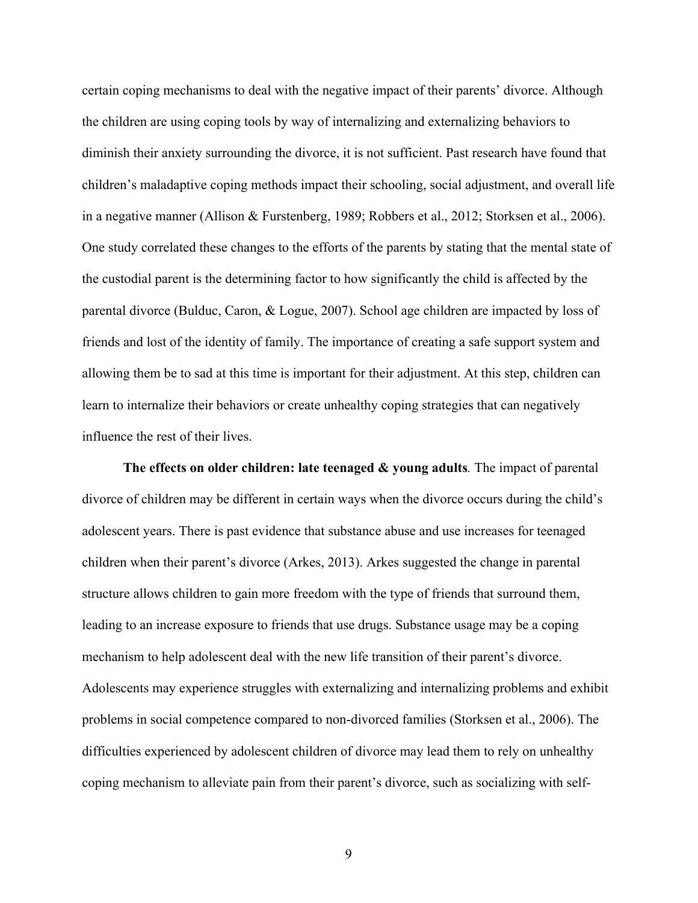certain coping mechanisms to deal with the negative impact of their parents' divorce. Although the children are using coping tools by way of internalizing and externalizing behaviors to diminish their anxiety surrounding the divorce, it is not sufficient. Past research have found that children's maladaptive coping methods impact their schooling, social adjustment, and overall life in a negative manner (Allison & Furstenberg, 1989; Robbers et al., 2012; Storksen et al., 2006). One study correlated these changes to the efforts of the parents by stating that the mental state of the custodial parent is the determining factor to how significantly the child is affected by the parental divorce (Bulduc, Caron, & Logue, 2007). School age children are impacted by loss of friends and lost of the identity of family. The importance of creating a safe support system and allowing them be to sad at this time is important for their adjustment. At this step, children can learn to internalize their behaviors or create unhealthy coping strategies that can negatively influence the rest of their lives.

**The effects on older children: late teenaged & young adults***.* The impact of parental divorce of children may be different in certain ways when the divorce occurs during the child's adolescent years. There is past evidence that substance abuse and use increases for teenaged children when their parent's divorce (Arkes, 2013). Arkes suggested the change in parental structure allows children to gain more freedom with the type of friends that surround them, leading to an increase exposure to friends that use drugs. Substance usage may be a coping mechanism to help adolescent deal with the new life transition of their parent's divorce. Adolescents may experience struggles with externalizing and internalizing problems and exhibit problems in social competence compared to non-divorced families (Storksen et al., 2006). The difficulties experienced by adolescent children of divorce may lead them to rely on unhealthy coping mechanism to alleviate pain from their parent's divorce, such as socializing with self-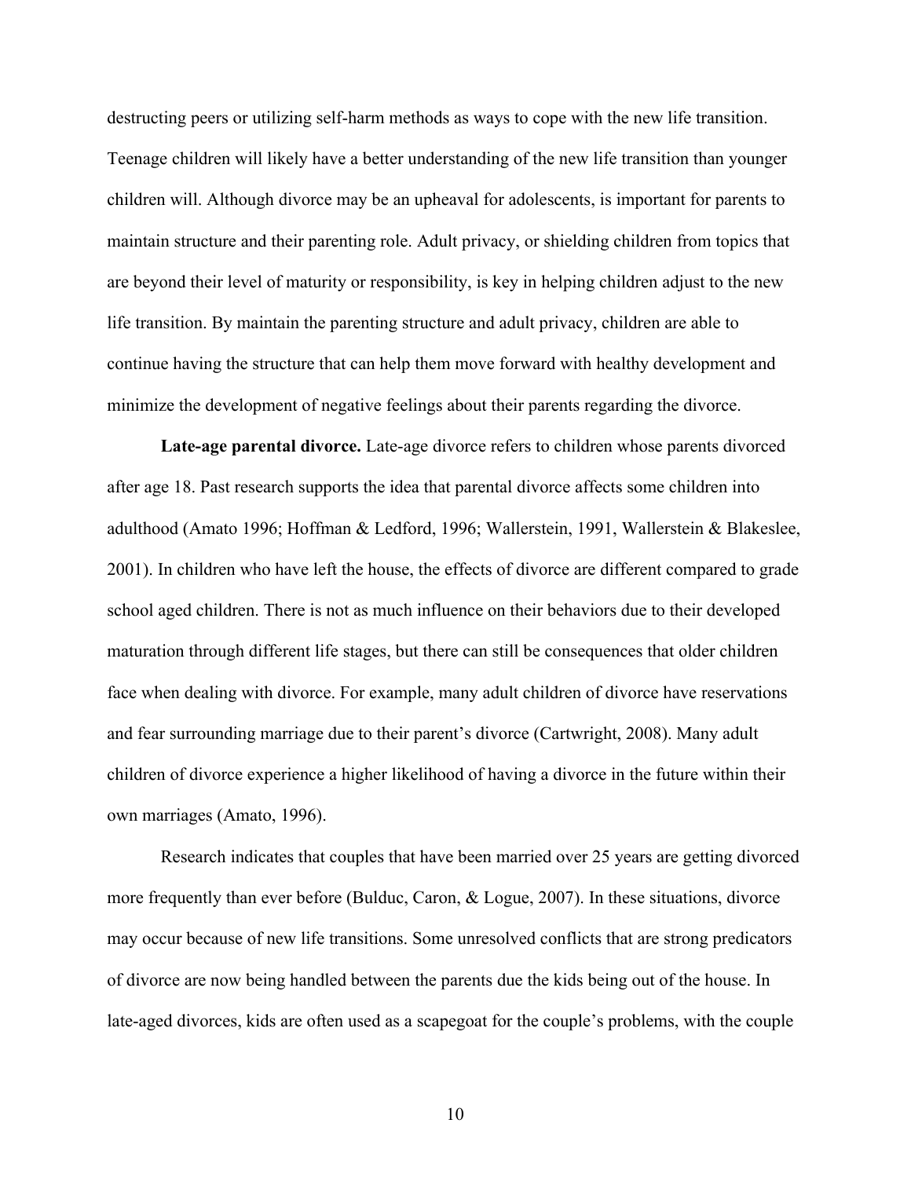destructing peers or utilizing self-harm methods as ways to cope with the new life transition. Teenage children will likely have a better understanding of the new life transition than younger children will. Although divorce may be an upheaval for adolescents, is important for parents to maintain structure and their parenting role. Adult privacy, or shielding children from topics that are beyond their level of maturity or responsibility, is key in helping children adjust to the new life transition. By maintain the parenting structure and adult privacy, children are able to continue having the structure that can help them move forward with healthy development and minimize the development of negative feelings about their parents regarding the divorce.

**Late-age parental divorce.** Late-age divorce refers to children whose parents divorced after age 18. Past research supports the idea that parental divorce affects some children into adulthood (Amato 1996; Hoffman & Ledford, 1996; Wallerstein, 1991, Wallerstein & Blakeslee, 2001). In children who have left the house, the effects of divorce are different compared to grade school aged children. There is not as much influence on their behaviors due to their developed maturation through different life stages, but there can still be consequences that older children face when dealing with divorce. For example, many adult children of divorce have reservations and fear surrounding marriage due to their parent's divorce (Cartwright, 2008). Many adult children of divorce experience a higher likelihood of having a divorce in the future within their own marriages (Amato, 1996).

Research indicates that couples that have been married over 25 years are getting divorced more frequently than ever before (Bulduc, Caron, & Logue, 2007). In these situations, divorce may occur because of new life transitions. Some unresolved conflicts that are strong predicators of divorce are now being handled between the parents due the kids being out of the house. In late-aged divorces, kids are often used as a scapegoat for the couple's problems, with the couple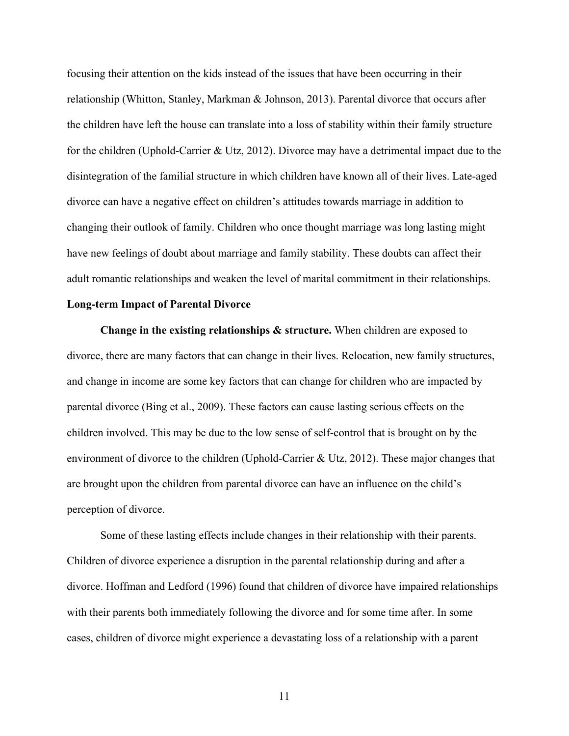focusing their attention on the kids instead of the issues that have been occurring in their relationship (Whitton, Stanley, Markman & Johnson, 2013). Parental divorce that occurs after the children have left the house can translate into a loss of stability within their family structure for the children (Uphold-Carrier & Utz, 2012). Divorce may have a detrimental impact due to the disintegration of the familial structure in which children have known all of their lives. Late-aged divorce can have a negative effect on children's attitudes towards marriage in addition to changing their outlook of family. Children who once thought marriage was long lasting might have new feelings of doubt about marriage and family stability. These doubts can affect their adult romantic relationships and weaken the level of marital commitment in their relationships.

## Long-term Impact of Parental Divorce

**Change in the existing relationships & structure.** When children are exposed to divorce, there are many factors that can change in their lives. Relocation, new family structures, and change in income are some key factors that can change for children who are impacted by parental divorce (Bing et al., 2009). These factors can cause lasting serious effects on the children involved. This may be due to the low sense of self-control that is brought on by the environment of divorce to the children (Uphold-Carrier & Utz, 2012). These major changes that are brought upon the children from parental divorce can have an influence on the child's perception of divorce.

Some of these lasting effects include changes in their relationship with their parents. Children of divorce experience a disruption in the parental relationship during and after a divorce. Hoffman and Ledford (1996) found that children of divorce have impaired relationships with their parents both immediately following the divorce and for some time after. In some cases, children of divorce might experience a devastating loss of a relationship with a parent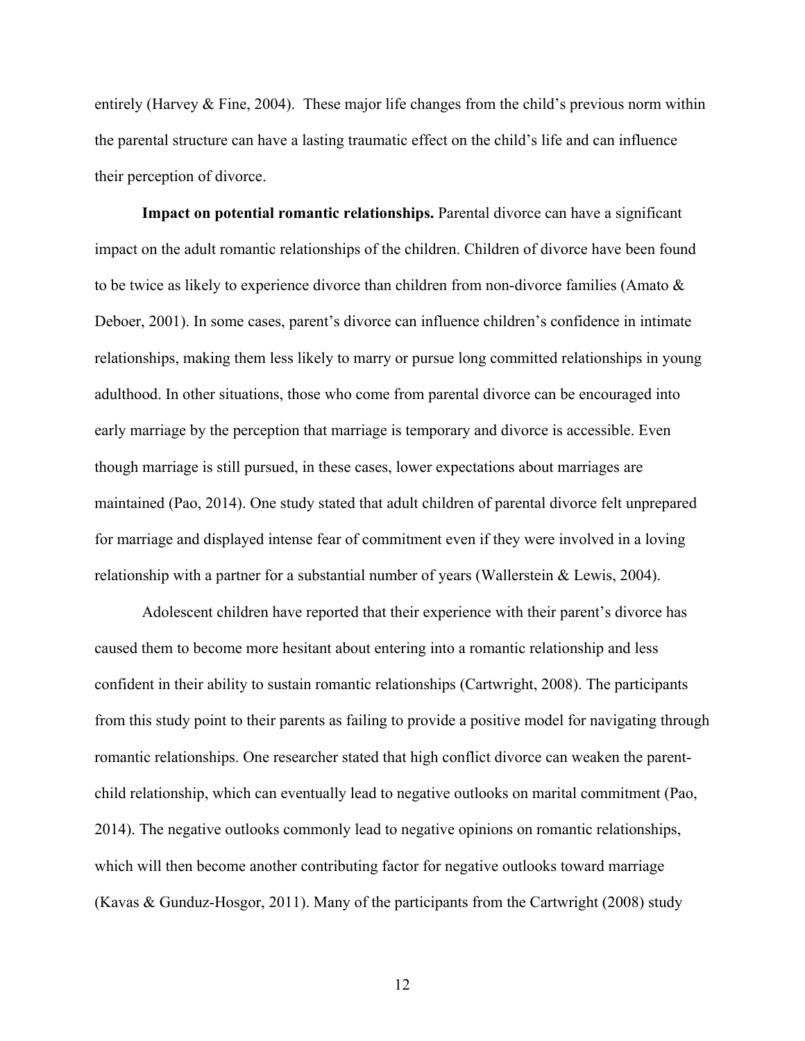entirely (Harvey & Fine, 2004). These major life changes from the child's previous norm within the parental structure can have a lasting traumatic effect on the child's life and can influence their perception of divorce.

**Impact on potential romantic relationships.** Parental divorce can have a significant impact on the adult romantic relationships of the children. Children of divorce have been found to be twice as likely to experience divorce than children from non-divorce families (Amato & Deboer, 2001). In some cases, parent's divorce can influence children's confidence in intimate relationships, making them less likely to marry or pursue long committed relationships in young adulthood. In other situations, those who come from parental divorce can be encouraged into early marriage by the perception that marriage is temporary and divorce is accessible. Even though marriage is still pursued, in these cases, lower expectations about marriages are maintained (Pao, 2014). One study stated that adult children of parental divorce felt unprepared for marriage and displayed intense fear of commitment even if they were involved in a loving relationship with a partner for a substantial number of years (Wallerstein & Lewis, 2004).

Adolescent children have reported that their experience with their parent's divorce has caused them to become more hesitant about entering into a romantic relationship and less confident in their ability to sustain romantic relationships (Cartwright, 2008). The participants from this study point to their parents as failing to provide a positive model for navigating through romantic relationships. One researcher stated that high conflict divorce can weaken the parent-child relationship, which can eventually lead to negative outlooks on marital commitment (Pao, 2014). The negative outlooks commonly lead to negative opinions on romantic relationships, which will then become another contributing factor for negative outlooks toward marriage (Kavas & Gunduz-Hosgor, 2011). Many of the participants from the Cartwright (2008) study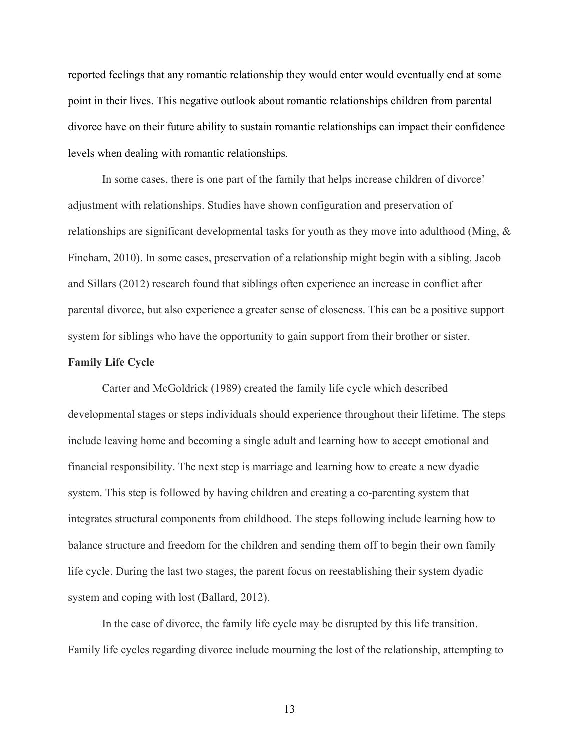reported feelings that any romantic relationship they would enter would eventually end at some point in their lives. This negative outlook about romantic relationships children from parental divorce have on their future ability to sustain romantic relationships can impact their confidence levels when dealing with romantic relationships.

In some cases, there is one part of the family that helps increase children of divorce' adjustment with relationships. Studies have shown configuration and preservation of relationships are significant developmental tasks for youth as they move into adulthood (Ming, & Fincham, 2010). In some cases, preservation of a relationship might begin with a sibling. Jacob and Sillars (2012) research found that siblings often experience an increase in conflict after parental divorce, but also experience a greater sense of closeness. This can be a positive support system for siblings who have the opportunity to gain support from their brother or sister.

**Family Life Cycle**

Carter and McGoldrick (1989) created the family life cycle which described developmental stages or steps individuals should experience throughout their lifetime. The steps include leaving home and becoming a single adult and learning how to accept emotional and financial responsibility. The next step is marriage and learning how to create a new dyadic system. This step is followed by having children and creating a co-parenting system that integrates structural components from childhood. The steps following include learning how to balance structure and freedom for the children and sending them off to begin their own family life cycle. During the last two stages, the parent focus on reestablishing their system dyadic system and coping with lost (Ballard, 2012).

In the case of divorce, the family life cycle may be disrupted by this life transition. Family life cycles regarding divorce include mourning the lost of the relationship, attempting to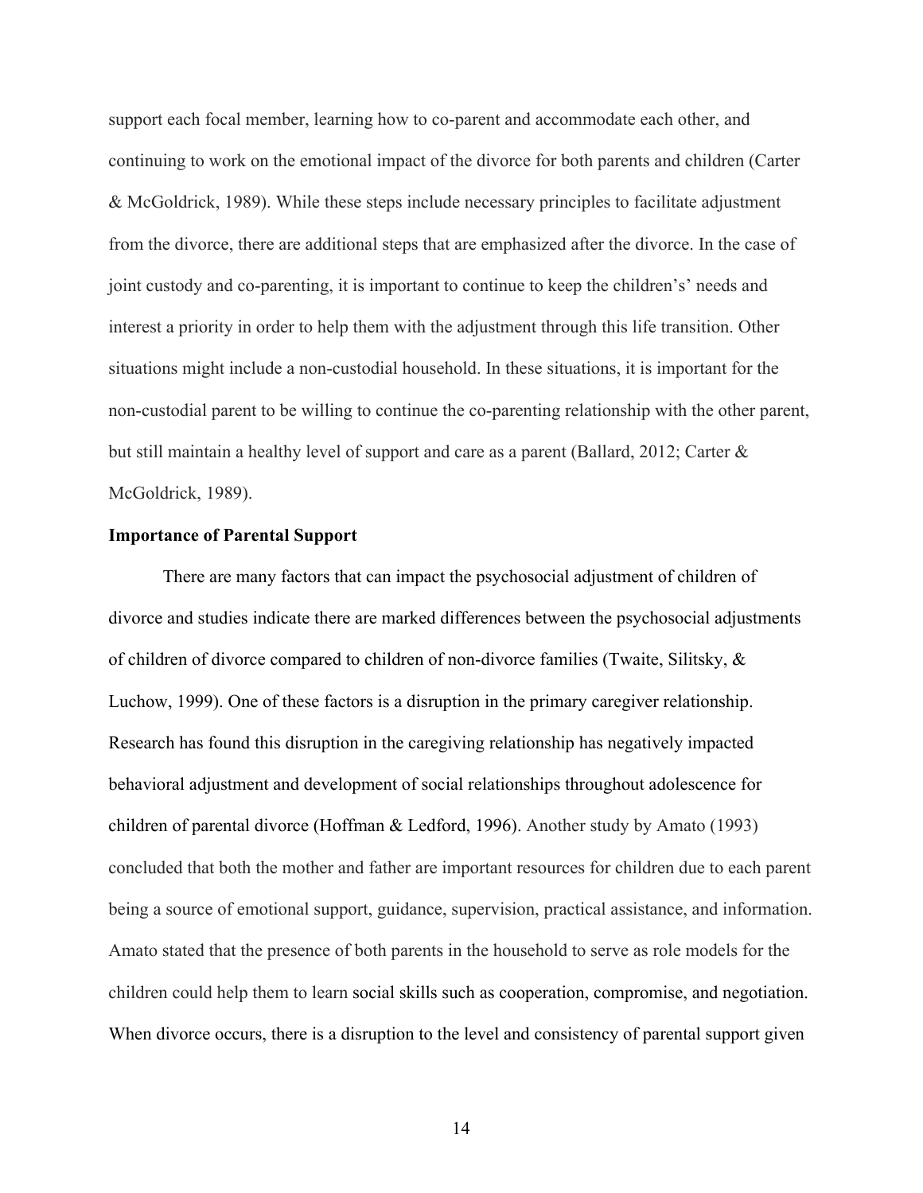support each focal member, learning how to co-parent and accommodate each other, and continuing to work on the emotional impact of the divorce for both parents and children (Carter & McGoldrick, 1989). While these steps include necessary principles to facilitate adjustment from the divorce, there are additional steps that are emphasized after the divorce. In the case of joint custody and co-parenting, it is important to continue to keep the children's' needs and interest a priority in order to help them with the adjustment through this life transition. Other situations might include a non-custodial household. In these situations, it is important for the non-custodial parent to be willing to continue the co-parenting relationship with the other parent, but still maintain a healthy level of support and care as a parent (Ballard, 2012; Carter & McGoldrick, 1989).

**Importance of Parental Support**

There are many factors that can impact the psychosocial adjustment of children of divorce and studies indicate there are marked differences between the psychosocial adjustments of children of divorce compared to children of non-divorce families (Twaite, Silitsky, & Luchow, 1999). One of these factors is a disruption in the primary caregiver relationship. Research has found this disruption in the caregiving relationship has negatively impacted behavioral adjustment and development of social relationships throughout adolescence for children of parental divorce (Hoffman & Ledford, 1996). Another study by Amato (1993) concluded that both the mother and father are important resources for children due to each parent being a source of emotional support, guidance, supervision, practical assistance, and information. Amato stated that the presence of both parents in the household to serve as role models for the children could help them to learn social skills such as cooperation, compromise, and negotiation. When divorce occurs, there is a disruption to the level and consistency of parental support given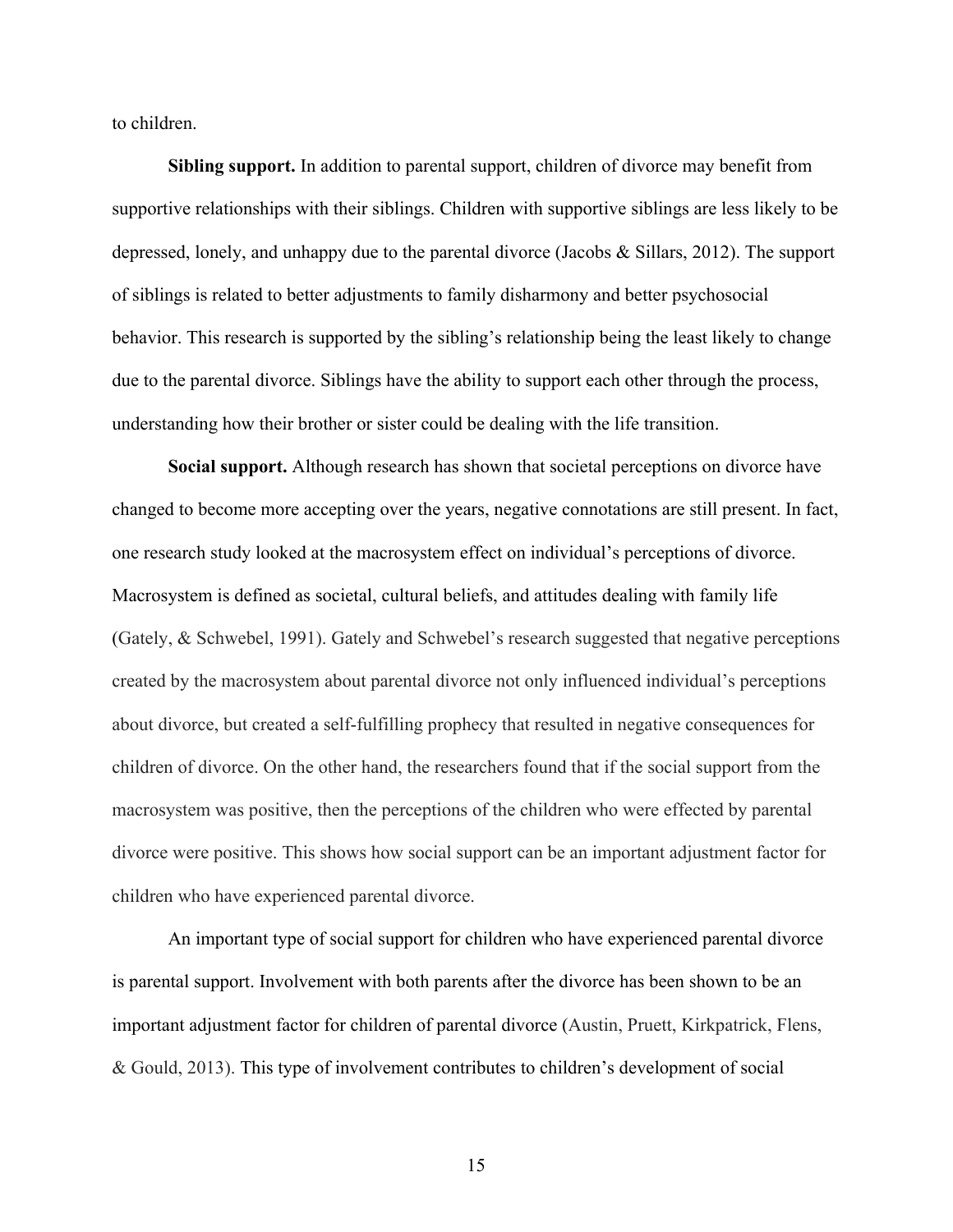to children.

**Sibling support.** In addition to parental support, children of divorce may benefit from supportive relationships with their siblings. Children with supportive siblings are less likely to be depressed, lonely, and unhappy due to the parental divorce (Jacobs & Sillars, 2012). The support of siblings is related to better adjustments to family disharmony and better psychosocial behavior. This research is supported by the sibling's relationship being the least likely to change due to the parental divorce. Siblings have the ability to support each other through the process, understanding how their brother or sister could be dealing with the life transition.

**Social support.** Although research has shown that societal perceptions on divorce have changed to become more accepting over the years, negative connotations are still present. In fact, one research study looked at the macrosystem effect on individual's perceptions of divorce. Macrosystem is defined as societal, cultural beliefs, and attitudes dealing with family life (Gately, & Schwebel, 1991). Gately and Schwebel's research suggested that negative perceptions created by the macrosystem about parental divorce not only influenced individual's perceptions about divorce, but created a self-fulfilling prophecy that resulted in negative consequences for children of divorce. On the other hand, the researchers found that if the social support from the macrosystem was positive, then the perceptions of the children who were effected by parental divorce were positive. This shows how social support can be an important adjustment factor for children who have experienced parental divorce.

An important type of social support for children who have experienced parental divorce is parental support. Involvement with both parents after the divorce has been shown to be an important adjustment factor for children of parental divorce (Austin, Pruett, Kirkpatrick, Flens, & Gould, 2013). This type of involvement contributes to children's development of social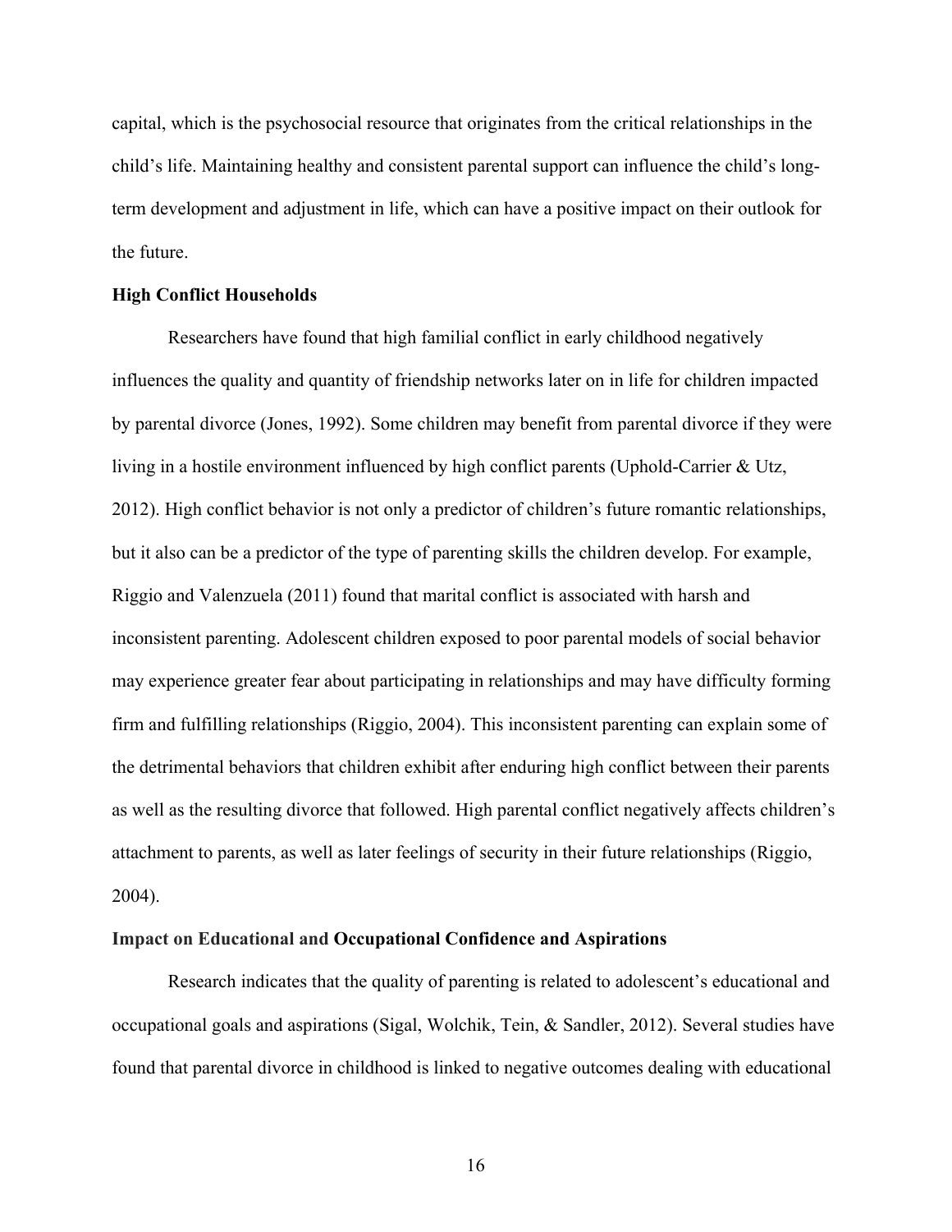capital, which is the psychosocial resource that originates from the critical relationships in the child's life. Maintaining healthy and consistent parental support can influence the child's long-term development and adjustment in life, which can have a positive impact on their outlook for the future.

**High Conflict Households**

Researchers have found that high familial conflict in early childhood negatively influences the quality and quantity of friendship networks later on in life for children impacted by parental divorce (Jones, 1992). Some children may benefit from parental divorce if they were living in a hostile environment influenced by high conflict parents (Uphold-Carrier & Utz, 2012). High conflict behavior is not only a predictor of children's future romantic relationships, but it also can be a predictor of the type of parenting skills the children develop. For example, Riggio and Valenzuela (2011) found that marital conflict is associated with harsh and inconsistent parenting. Adolescent children exposed to poor parental models of social behavior may experience greater fear about participating in relationships and may have difficulty forming firm and fulfilling relationships (Riggio, 2004). This inconsistent parenting can explain some of the detrimental behaviors that children exhibit after enduring high conflict between their parents as well as the resulting divorce that followed. High parental conflict negatively affects children's attachment to parents, as well as later feelings of security in their future relationships (Riggio, 2004).

**Impact on Educational and Occupational Confidence and Aspirations**

Research indicates that the quality of parenting is related to adolescent's educational and occupational goals and aspirations (Sigal, Wolchik, Tein, & Sandler, 2012). Several studies have found that parental divorce in childhood is linked to negative outcomes dealing with educational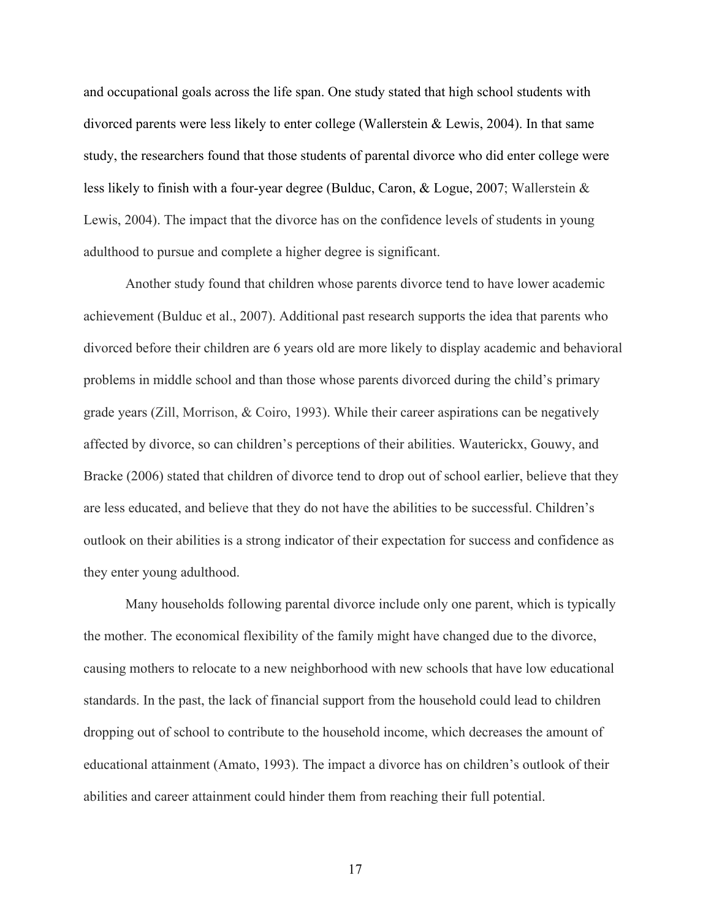and occupational goals across the life span. One study stated that high school students with divorced parents were less likely to enter college (Wallerstein & Lewis, 2004). In that same study, the researchers found that those students of parental divorce who did enter college were less likely to finish with a four-year degree (Bulduc, Caron, & Logue, 2007; Wallerstein & Lewis, 2004). The impact that the divorce has on the confidence levels of students in young adulthood to pursue and complete a higher degree is significant.

Another study found that children whose parents divorce tend to have lower academic achievement (Bulduc et al., 2007). Additional past research supports the idea that parents who divorced before their children are 6 years old are more likely to display academic and behavioral problems in middle school and than those whose parents divorced during the child's primary grade years (Zill, Morrison, & Coiro, 1993). While their career aspirations can be negatively affected by divorce, so can children's perceptions of their abilities. Wauterickx, Gouwy, and Bracke (2006) stated that children of divorce tend to drop out of school earlier, believe that they are less educated, and believe that they do not have the abilities to be successful. Children's outlook on their abilities is a strong indicator of their expectation for success and confidence as they enter young adulthood.

Many households following parental divorce include only one parent, which is typically the mother. The economical flexibility of the family might have changed due to the divorce, causing mothers to relocate to a new neighborhood with new schools that have low educational standards. In the past, the lack of financial support from the household could lead to children dropping out of school to contribute to the household income, which decreases the amount of educational attainment (Amato, 1993). The impact a divorce has on children's outlook of their abilities and career attainment could hinder them from reaching their full potential.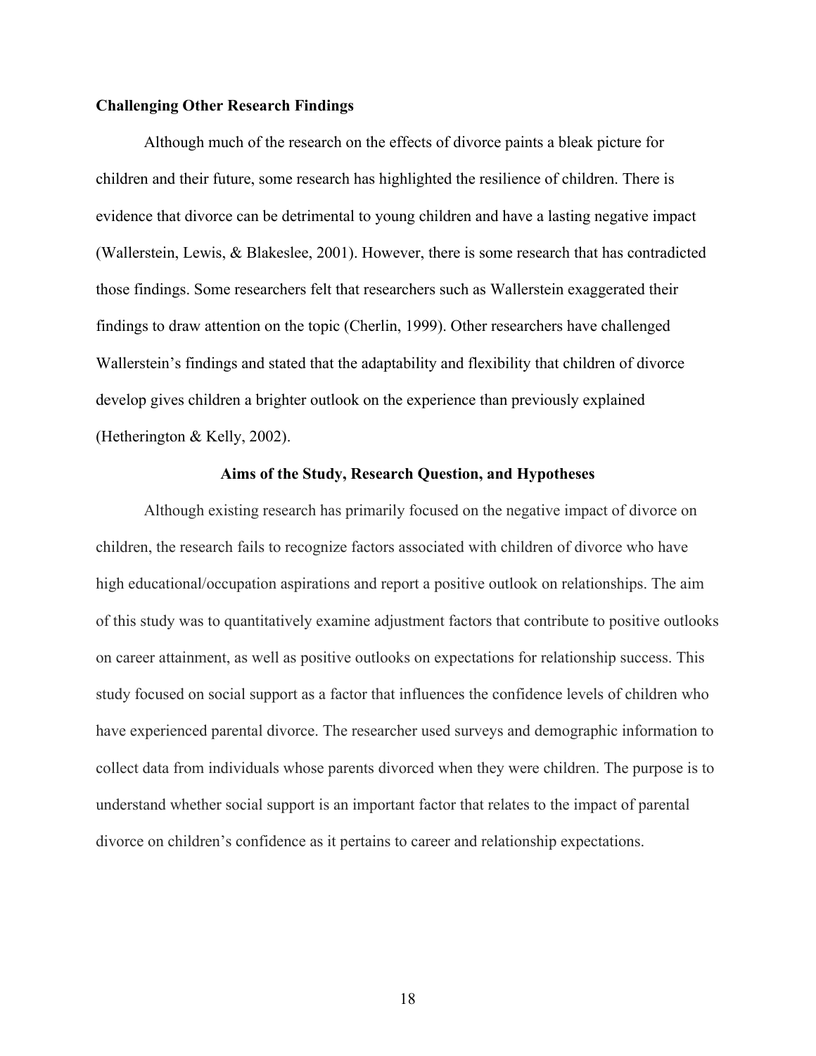### Challenging Other Research Findings

Although much of the research on the effects of divorce paints a bleak picture for children and their future, some research has highlighted the resilience of children. There is evidence that divorce can be detrimental to young children and have a lasting negative impact (Wallerstein, Lewis, & Blakeslee, 2001). However, there is some research that has contradicted those findings. Some researchers felt that researchers such as Wallerstein exaggerated their findings to draw attention on the topic (Cherlin, 1999). Other researchers have challenged Wallerstein's findings and stated that the adaptability and flexibility that children of divorce develop gives children a brighter outlook on the experience than previously explained (Hetherington & Kelly, 2002).

## Aims of the Study, Research Question, and Hypotheses

Although existing research has primarily focused on the negative impact of divorce on children, the research fails to recognize factors associated with children of divorce who have high educational/occupation aspirations and report a positive outlook on relationships. The aim of this study was to quantitatively examine adjustment factors that contribute to positive outlooks on career attainment, as well as positive outlooks on expectations for relationship success. This study focused on social support as a factor that influences the confidence levels of children who have experienced parental divorce. The researcher used surveys and demographic information to collect data from individuals whose parents divorced when they were children. The purpose is to understand whether social support is an important factor that relates to the impact of parental divorce on children's confidence as it pertains to career and relationship expectations.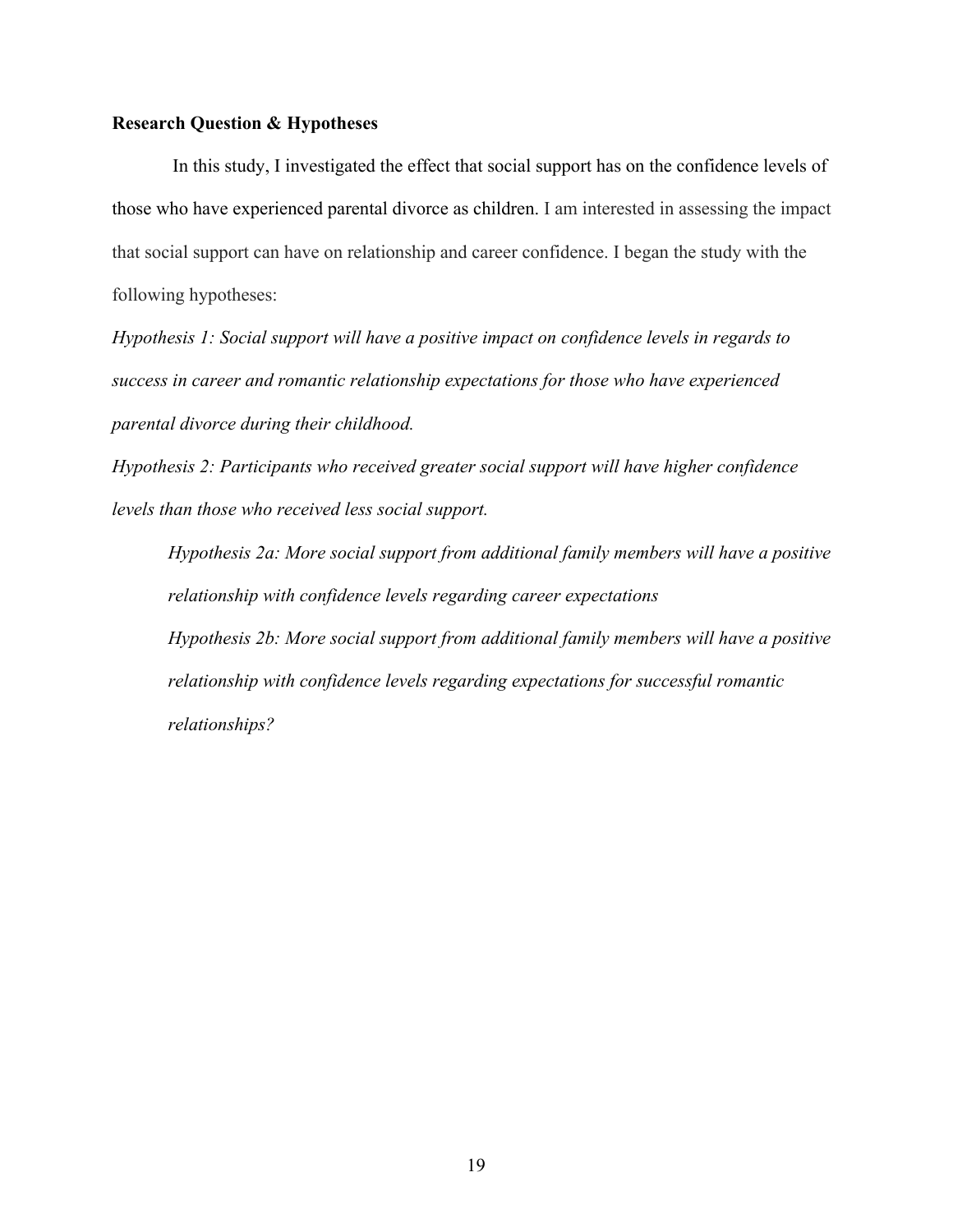**Research Question & Hypotheses**

In this study, I investigated the effect that social support has on the confidence levels of those who have experienced parental divorce as children. I am interested in assessing the impact that social support can have on relationship and career confidence. I began the study with the following hypotheses:

*Hypothesis 1: Social support will have a positive impact on confidence levels in regards to success in career and romantic relationship expectations for those who have experienced parental divorce during their childhood.*

*Hypothesis 2: Participants who received greater social support will have higher confidence levels than those who received less social support.*

> *Hypothesis 2a: More social support from additional family members will have a positive relationship with confidence levels regarding career expectations*
>
> *Hypothesis 2b: More social support from additional family members will have a positive relationship with confidence levels regarding expectations for successful romantic relationships?*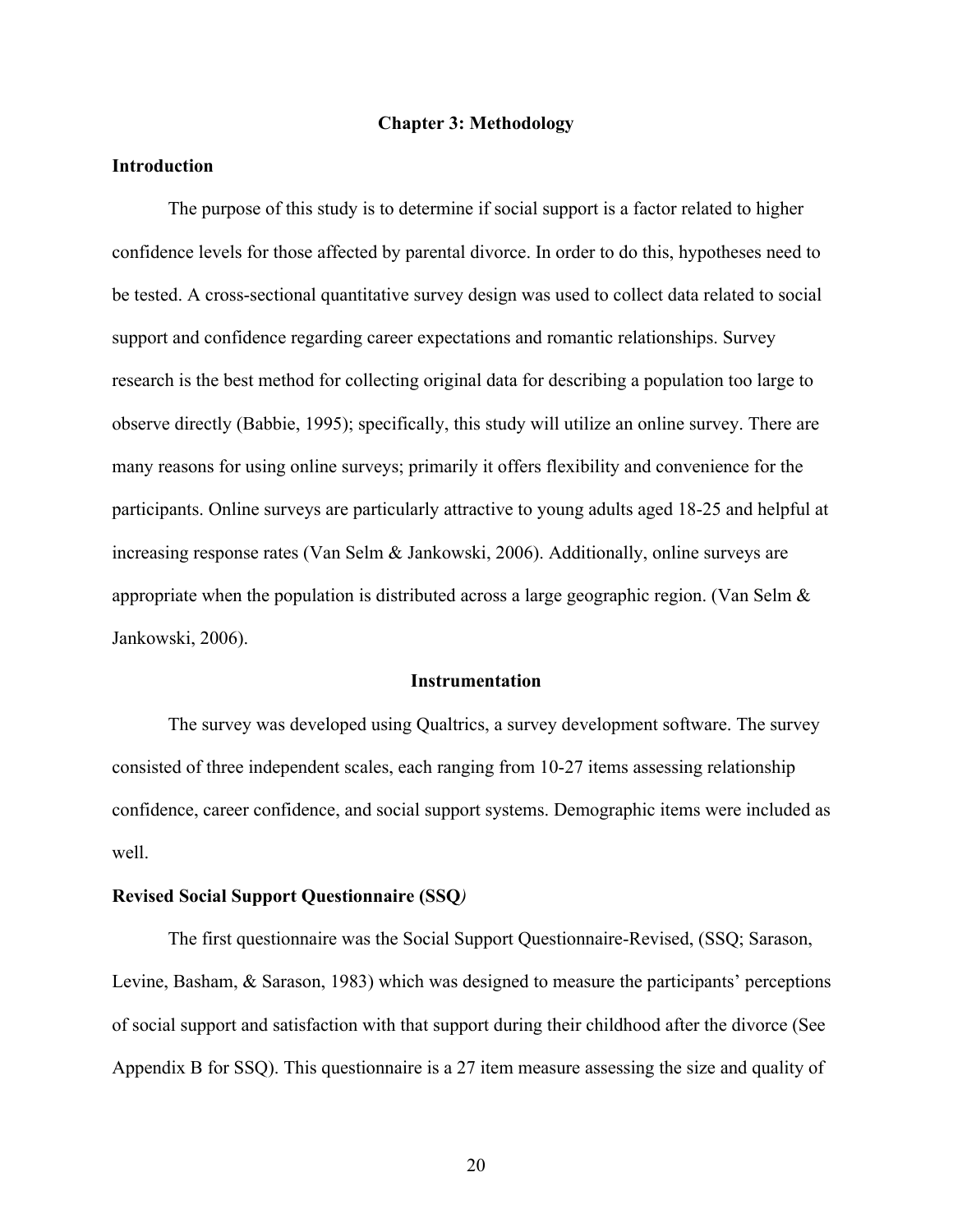# Chapter 3: Methodology

## Introduction

The purpose of this study is to determine if social support is a factor related to higher confidence levels for those affected by parental divorce. In order to do this, hypotheses need to be tested. A cross-sectional quantitative survey design was used to collect data related to social support and confidence regarding career expectations and romantic relationships. Survey research is the best method for collecting original data for describing a population too large to observe directly (Babbie, 1995); specifically, this study will utilize an online survey. There are many reasons for using online surveys; primarily it offers flexibility and convenience for the participants. Online surveys are particularly attractive to young adults aged 18-25 and helpful at increasing response rates (Van Selm & Jankowski, 2006). Additionally, online surveys are appropriate when the population is distributed across a large geographic region. (Van Selm & Jankowski, 2006).

## Instrumentation

The survey was developed using Qualtrics, a survey development software. The survey consisted of three independent scales, each ranging from 10-27 items assessing relationship confidence, career confidence, and social support systems. Demographic items were included as well.

### Revised Social Support Questionnaire (SSQ*)*

The first questionnaire was the Social Support Questionnaire-Revised, (SSQ; Sarason, Levine, Basham, & Sarason, 1983) which was designed to measure the participants' perceptions of social support and satisfaction with that support during their childhood after the divorce (See Appendix B for SSQ). This questionnaire is a 27 item measure assessing the size and quality of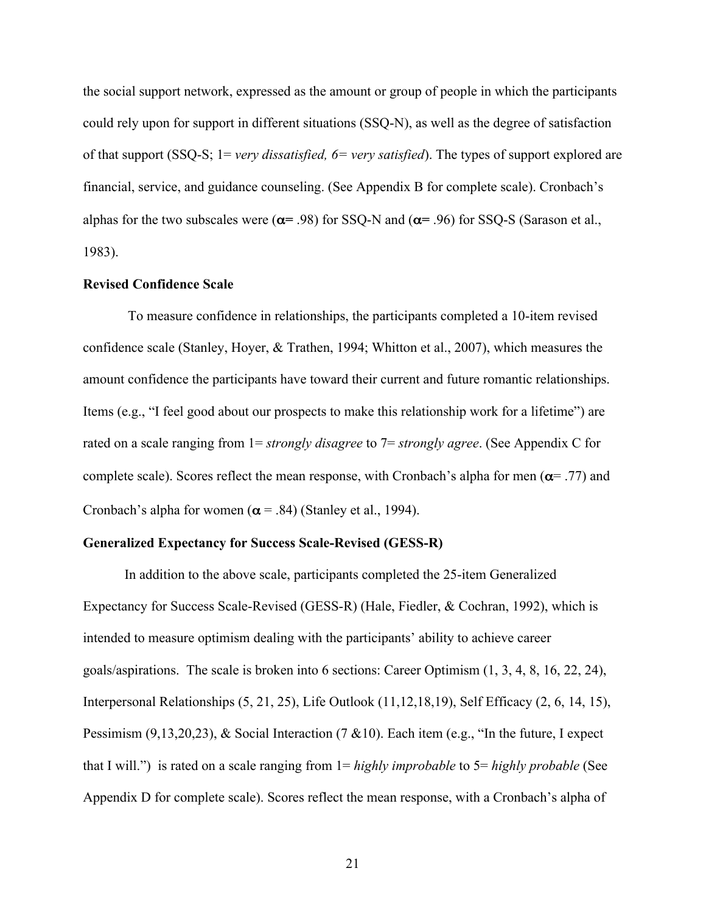the social support network, expressed as the amount or group of people in which the participants could rely upon for support in different situations (SSQ-N), as well as the degree of satisfaction of that support (SSQ-S; 1= *very dissatisfied, 6= very satisfied*). The types of support explored are financial, service, and guidance counseling. (See Appendix B for complete scale). Cronbach's alphas for the two subscales were ($\alpha$= .98) for SSQ-N and ($\alpha$= .96) for SSQ-S (Sarason et al., 1983).

**Revised Confidence Scale**

To measure confidence in relationships, the participants completed a 10-item revised confidence scale (Stanley, Hoyer, & Trathen, 1994; Whitton et al., 2007), which measures the amount confidence the participants have toward their current and future romantic relationships. Items (e.g., "I feel good about our prospects to make this relationship work for a lifetime") are rated on a scale ranging from 1= *strongly disagree* to 7= *strongly agree*. (See Appendix C for complete scale). Scores reflect the mean response, with Cronbach's alpha for men ($\alpha$= .77) and Cronbach's alpha for women ($\alpha$ = .84) (Stanley et al., 1994).

**Generalized Expectancy for Success Scale-Revised (GESS-R)**

In addition to the above scale, participants completed the 25-item Generalized Expectancy for Success Scale-Revised (GESS-R) (Hale, Fiedler, & Cochran, 1992), which is intended to measure optimism dealing with the participants' ability to achieve career goals/aspirations. The scale is broken into 6 sections: Career Optimism (1, 3, 4, 8, 16, 22, 24), Interpersonal Relationships (5, 21, 25), Life Outlook (11,12,18,19), Self Efficacy (2, 6, 14, 15), Pessimism (9,13,20,23), & Social Interaction (7 &10). Each item (e.g., "In the future, I expect that I will.") is rated on a scale ranging from 1= *highly improbable* to 5= *highly probable* (See Appendix D for complete scale). Scores reflect the mean response, with a Cronbach's alpha of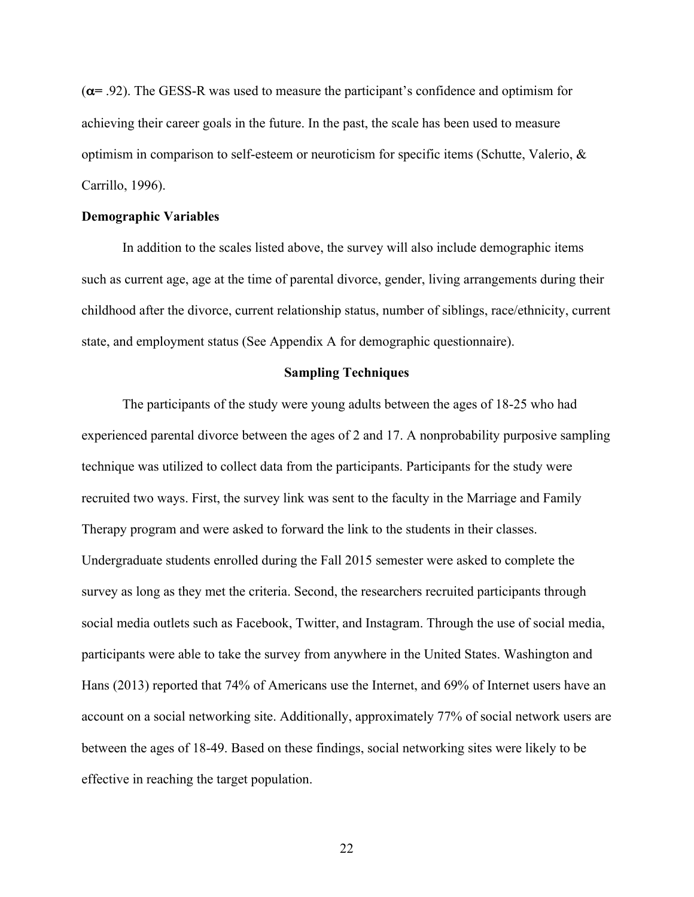($\alpha$= .92). The GESS-R was used to measure the participant's confidence and optimism for achieving their career goals in the future. In the past, the scale has been used to measure optimism in comparison to self-esteem or neuroticism for specific items (Schutte, Valerio, & Carrillo, 1996).

**Demographic Variables**

In addition to the scales listed above, the survey will also include demographic items such as current age, age at the time of parental divorce, gender, living arrangements during their childhood after the divorce, current relationship status, number of siblings, race/ethnicity, current state, and employment status (See Appendix A for demographic questionnaire).

## Sampling Techniques

The participants of the study were young adults between the ages of 18-25 who had experienced parental divorce between the ages of 2 and 17. A nonprobability purposive sampling technique was utilized to collect data from the participants. Participants for the study were recruited two ways. First, the survey link was sent to the faculty in the Marriage and Family Therapy program and were asked to forward the link to the students in their classes. Undergraduate students enrolled during the Fall 2015 semester were asked to complete the survey as long as they met the criteria. Second, the researchers recruited participants through social media outlets such as Facebook, Twitter, and Instagram. Through the use of social media, participants were able to take the survey from anywhere in the United States. Washington and Hans (2013) reported that 74% of Americans use the Internet, and 69% of Internet users have an account on a social networking site. Additionally, approximately 77% of social network users are between the ages of 18-49. Based on these findings, social networking sites were likely to be effective in reaching the target population.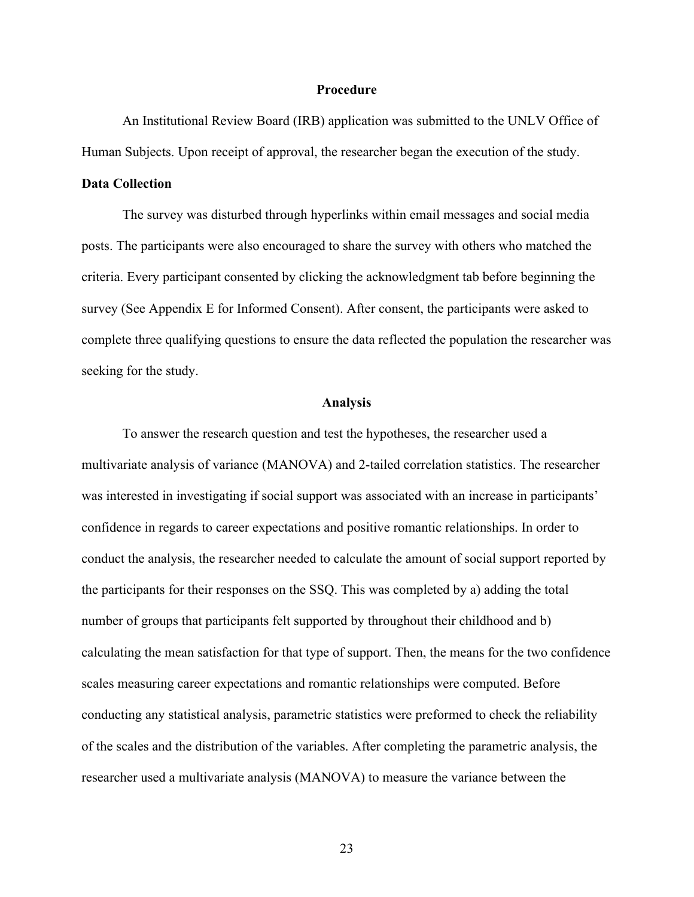## Procedure

An Institutional Review Board (IRB) application was submitted to the UNLV Office of Human Subjects. Upon receipt of approval, the researcher began the execution of the study.

### Data Collection

The survey was disturbed through hyperlinks within email messages and social media posts. The participants were also encouraged to share the survey with others who matched the criteria. Every participant consented by clicking the acknowledgment tab before beginning the survey (See Appendix E for Informed Consent). After consent, the participants were asked to complete three qualifying questions to ensure the data reflected the population the researcher was seeking for the study.

## Analysis

To answer the research question and test the hypotheses, the researcher used a multivariate analysis of variance (MANOVA) and 2-tailed correlation statistics. The researcher was interested in investigating if social support was associated with an increase in participants' confidence in regards to career expectations and positive romantic relationships. In order to conduct the analysis, the researcher needed to calculate the amount of social support reported by the participants for their responses on the SSQ. This was completed by a) adding the total number of groups that participants felt supported by throughout their childhood and b) calculating the mean satisfaction for that type of support. Then, the means for the two confidence scales measuring career expectations and romantic relationships were computed. Before conducting any statistical analysis, parametric statistics were preformed to check the reliability of the scales and the distribution of the variables. After completing the parametric analysis, the researcher used a multivariate analysis (MANOVA) to measure the variance between the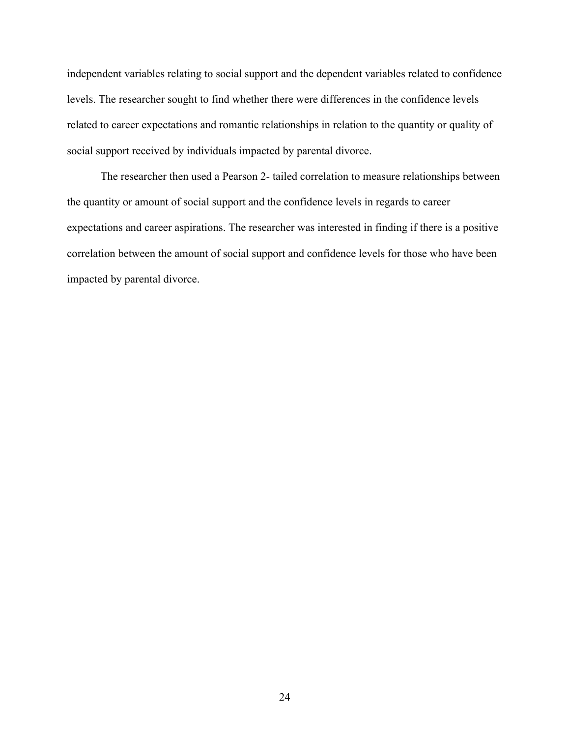independent variables relating to social support and the dependent variables related to confidence levels. The researcher sought to find whether there were differences in the confidence levels related to career expectations and romantic relationships in relation to the quantity or quality of social support received by individuals impacted by parental divorce.

The researcher then used a Pearson 2- tailed correlation to measure relationships between the quantity or amount of social support and the confidence levels in regards to career expectations and career aspirations. The researcher was interested in finding if there is a positive correlation between the amount of social support and confidence levels for those who have been impacted by parental divorce.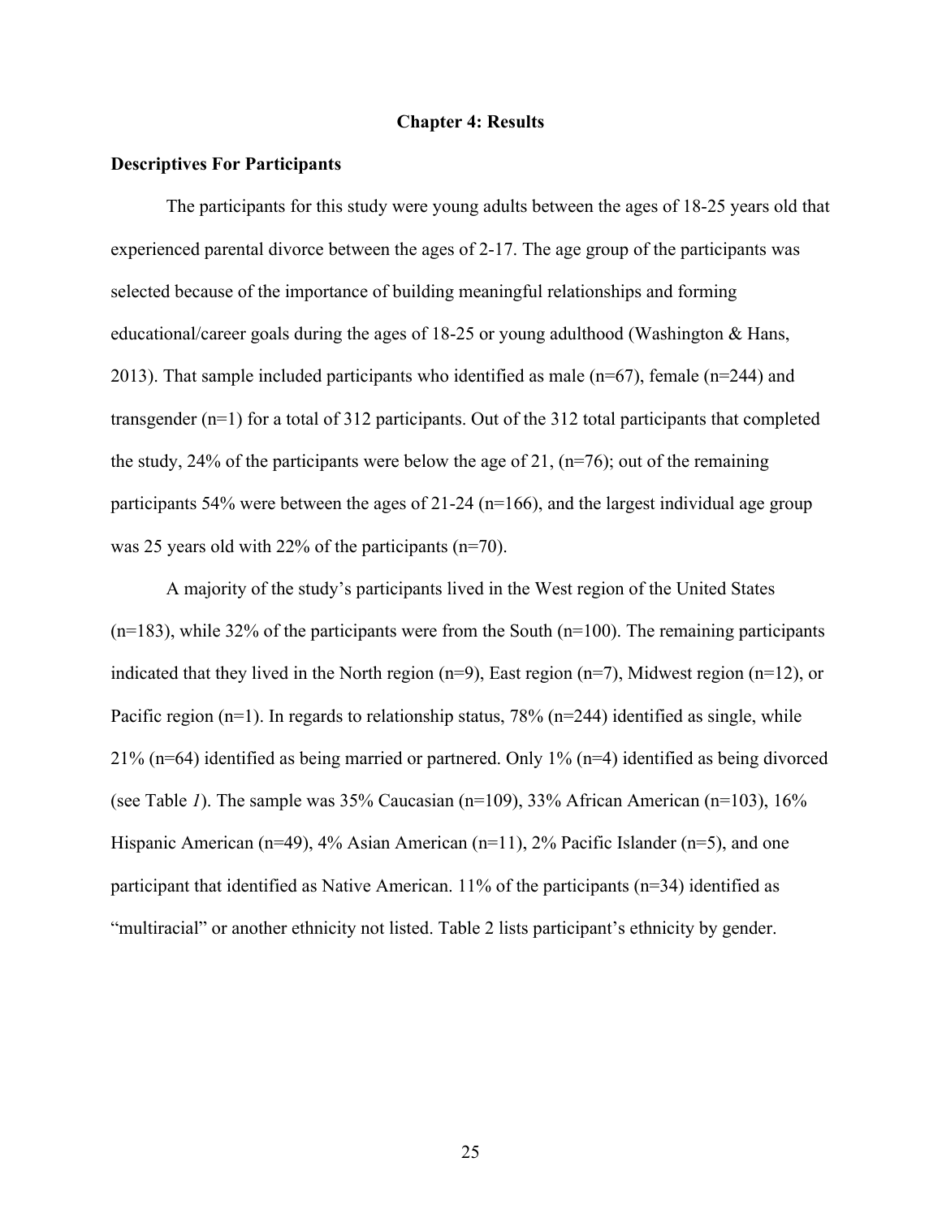# Chapter 4: Results

## Descriptives For Participants

The participants for this study were young adults between the ages of 18-25 years old that experienced parental divorce between the ages of 2-17. The age group of the participants was selected because of the importance of building meaningful relationships and forming educational/career goals during the ages of 18-25 or young adulthood (Washington & Hans, 2013). That sample included participants who identified as male (n=67), female (n=244) and transgender (n=1) for a total of 312 participants. Out of the 312 total participants that completed the study, 24% of the participants were below the age of 21, (n=76); out of the remaining participants 54% were between the ages of 21-24 (n=166), and the largest individual age group was 25 years old with 22% of the participants (n=70).

A majority of the study's participants lived in the West region of the United States (n=183), while 32% of the participants were from the South (n=100). The remaining participants indicated that they lived in the North region (n=9), East region (n=7), Midwest region (n=12), or Pacific region (n=1). In regards to relationship status, 78% (n=244) identified as single, while 21% (n=64) identified as being married or partnered. Only 1% (n=4) identified as being divorced (see Table *1*). The sample was 35% Caucasian (n=109), 33% African American (n=103), 16% Hispanic American (n=49), 4% Asian American (n=11), 2% Pacific Islander (n=5), and one participant that identified as Native American. 11% of the participants (n=34) identified as "multiracial" or another ethnicity not listed. Table 2 lists participant's ethnicity by gender.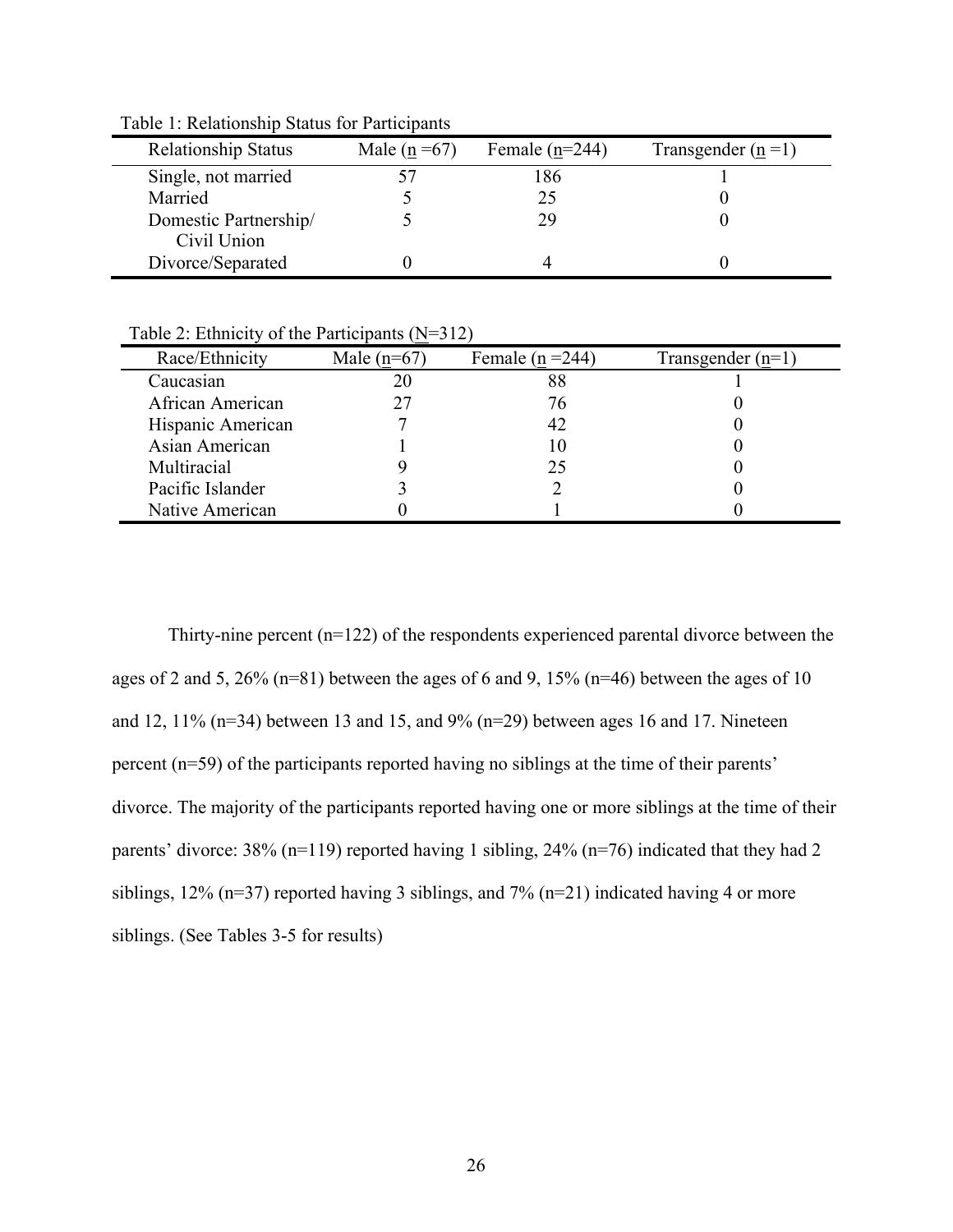Table 1: Relationship Status for Participants

| Relationship Status | Male (n =67) | Female (n=244) | Transgender (n =1) |
|---|---|---|---|
| Single, not married | 57 | 186 | 1 |
| Married | 5 | 25 | 0 |
| Domestic Partnership/ Civil Union | 5 | 29 | 0 |
| Divorce/Separated | 0 | 4 | 0 |

Table 2: Ethnicity of the Participants (N=312)

| Race/Ethnicity | Male (n=67) | Female (n =244) | Transgender (n=1) |
|---|---|---|---|
| Caucasian | 20 | 88 | 1 |
| African American | 27 | 76 | 0 |
| Hispanic American | 7 | 42 | 0 |
| Asian American | 1 | 10 | 0 |
| Multiracial | 9 | 25 | 0 |
| Pacific Islander | 3 | 2 | 0 |
| Native American | 0 | 1 | 0 |

Thirty-nine percent (n=122) of the respondents experienced parental divorce between the ages of 2 and 5, 26% (n=81) between the ages of 6 and 9, 15% (n=46) between the ages of 10 and 12, 11% (n=34) between 13 and 15, and 9% (n=29) between ages 16 and 17. Nineteen percent (n=59) of the participants reported having no siblings at the time of their parents' divorce. The majority of the participants reported having one or more siblings at the time of their parents' divorce: 38% (n=119) reported having 1 sibling, 24% (n=76) indicated that they had 2 siblings, 12% (n=37) reported having 3 siblings, and 7% (n=21) indicated having 4 or more siblings. (See Tables 3-5 for results)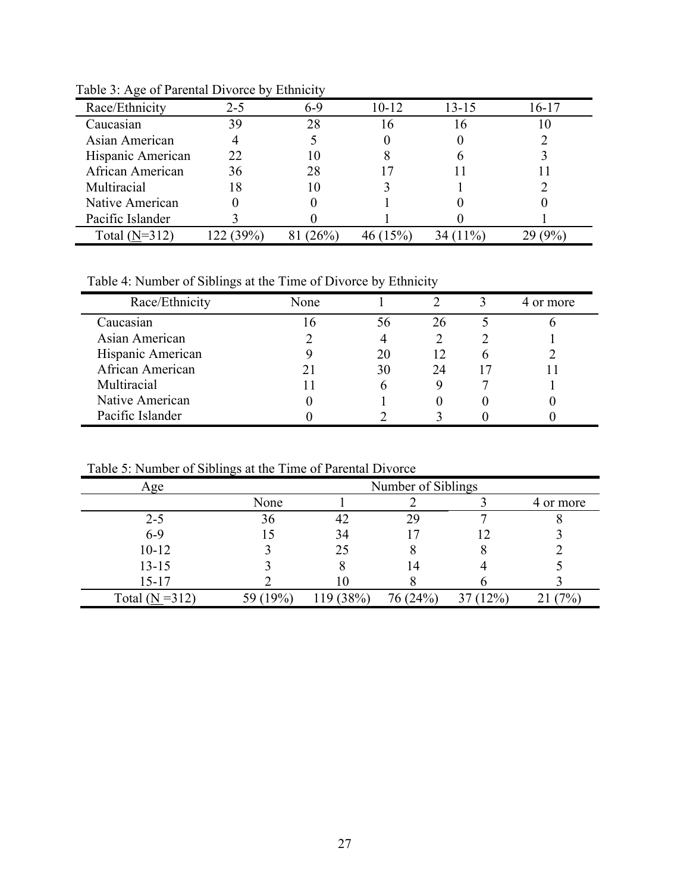Table 3: Age of Parental Divorce by Ethnicity

| Race/Ethnicity | 2-5 | 6-9 | 10-12 | 13-15 | 16-17 |
|---|---|---|---|---|---|
| Caucasian | 39 | 28 | 16 | 16 | 10 |
| Asian American | 4 | 5 | 0 | 0 | 2 |
| Hispanic American | 22 | 10 | 8 | 6 | 3 |
| African American | 36 | 28 | 17 | 11 | 11 |
| Multiracial | 18 | 10 | 3 | 1 | 2 |
| Native American | 0 | 0 | 1 | 0 | 0 |
| Pacific Islander | 3 | 0 | 1 | 0 | 1 |
| Total (N=312) | 122 (39%) | 81 (26%) | 46 (15%) | 34 (11%) | 29 (9%) |

Table 4: Number of Siblings at the Time of Divorce by Ethnicity

| Race/Ethnicity | None | 1 | 2 | 3 | 4 or more |
|---|---|---|---|---|---|
| Caucasian | 16 | 56 | 26 | 5 | 6 |
| Asian American | 2 | 4 | 2 | 2 | 1 |
| Hispanic American | 9 | 20 | 12 | 6 | 2 |
| African American | 21 | 30 | 24 | 17 | 11 |
| Multiracial | 11 | 6 | 9 | 7 | 1 |
| Native American | 0 | 1 | 0 | 0 | 0 |
| Pacific Islander | 0 | 2 | 3 | 0 | 0 |

Table 5: Number of Siblings at the Time of Parental Divorce

| Age | Number of Siblings | | | | |
|---|---|---|---|---|---|
| | None | 1 | 2 | 3 | 4 or more |
| 2-5 | 36 | 42 | 29 | 7 | 8 |
| 6-9 | 15 | 34 | 17 | 12 | 3 |
| 10-12 | 3 | 25 | 8 | 8 | 2 |
| 13-15 | 3 | 8 | 14 | 4 | 5 |
| 15-17 | 2 | 10 | 8 | 6 | 3 |
| Total (N =312) | 59 (19%) | 119 (38%) | 76 (24%) | 37 (12%) | 21 (7%) |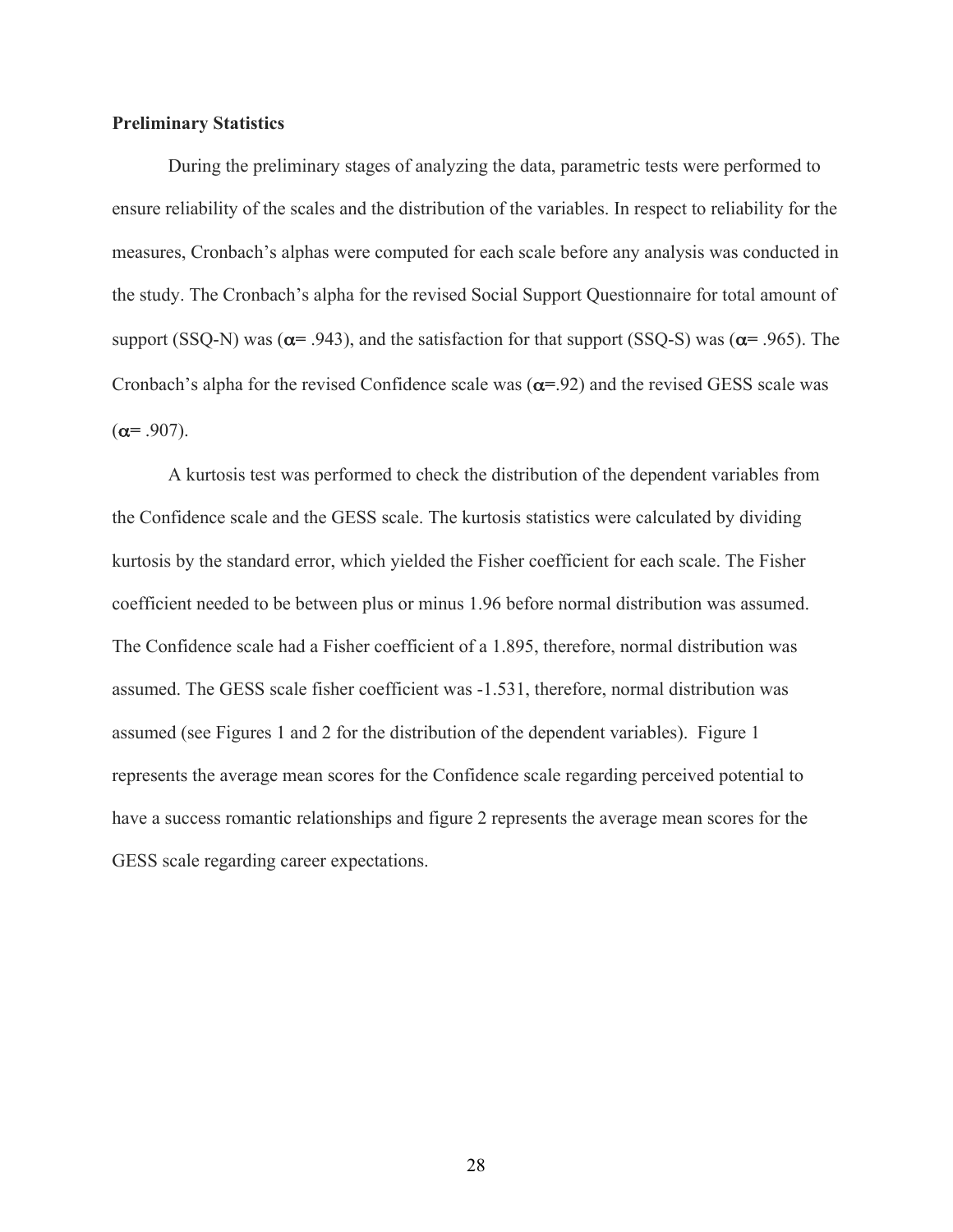**Preliminary Statistics**

During the preliminary stages of analyzing the data, parametric tests were performed to ensure reliability of the scales and the distribution of the variables. In respect to reliability for the measures, Cronbach's alphas were computed for each scale before any analysis was conducted in the study. The Cronbach's alpha for the revised Social Support Questionnaire for total amount of support (SSQ-N) was ($\alpha$= .943), and the satisfaction for that support (SSQ-S) was ($\alpha$= .965). The Cronbach's alpha for the revised Confidence scale was ($\alpha$=.92) and the revised GESS scale was ($\alpha$= .907).

A kurtosis test was performed to check the distribution of the dependent variables from the Confidence scale and the GESS scale. The kurtosis statistics were calculated by dividing kurtosis by the standard error, which yielded the Fisher coefficient for each scale. The Fisher coefficient needed to be between plus or minus 1.96 before normal distribution was assumed. The Confidence scale had a Fisher coefficient of a 1.895, therefore, normal distribution was assumed. The GESS scale fisher coefficient was -1.531, therefore, normal distribution was assumed (see Figures 1 and 2 for the distribution of the dependent variables). Figure 1 represents the average mean scores for the Confidence scale regarding perceived potential to have a success romantic relationships and figure 2 represents the average mean scores for the GESS scale regarding career expectations.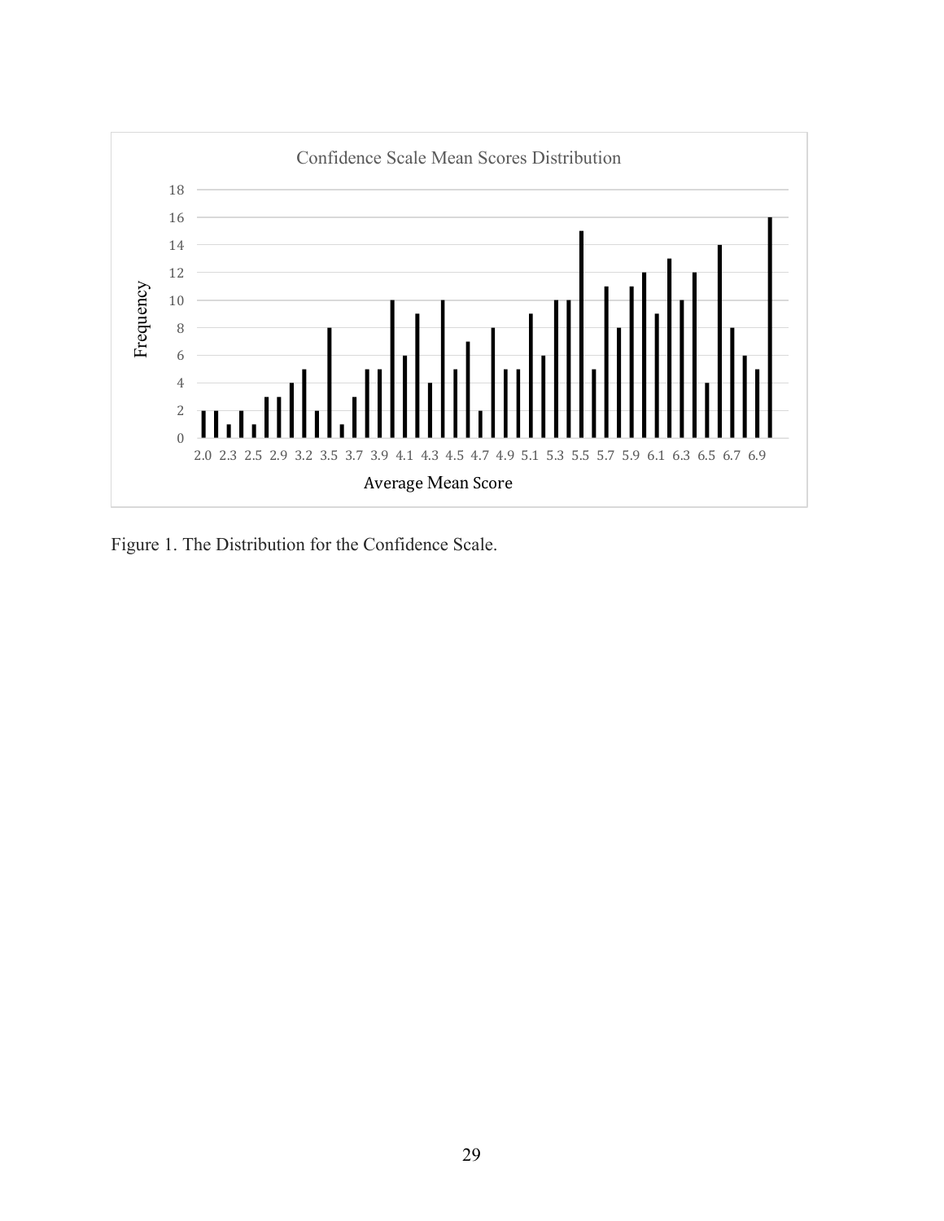Figure 1. The Distribution for the Confidence Scale.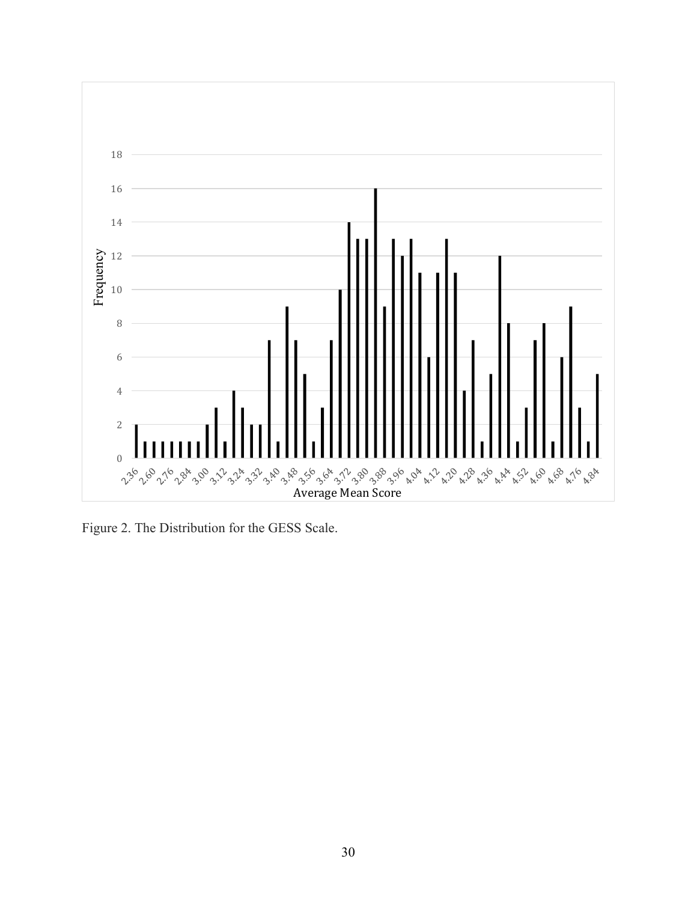Figure 2. The Distribution for the GESS Scale.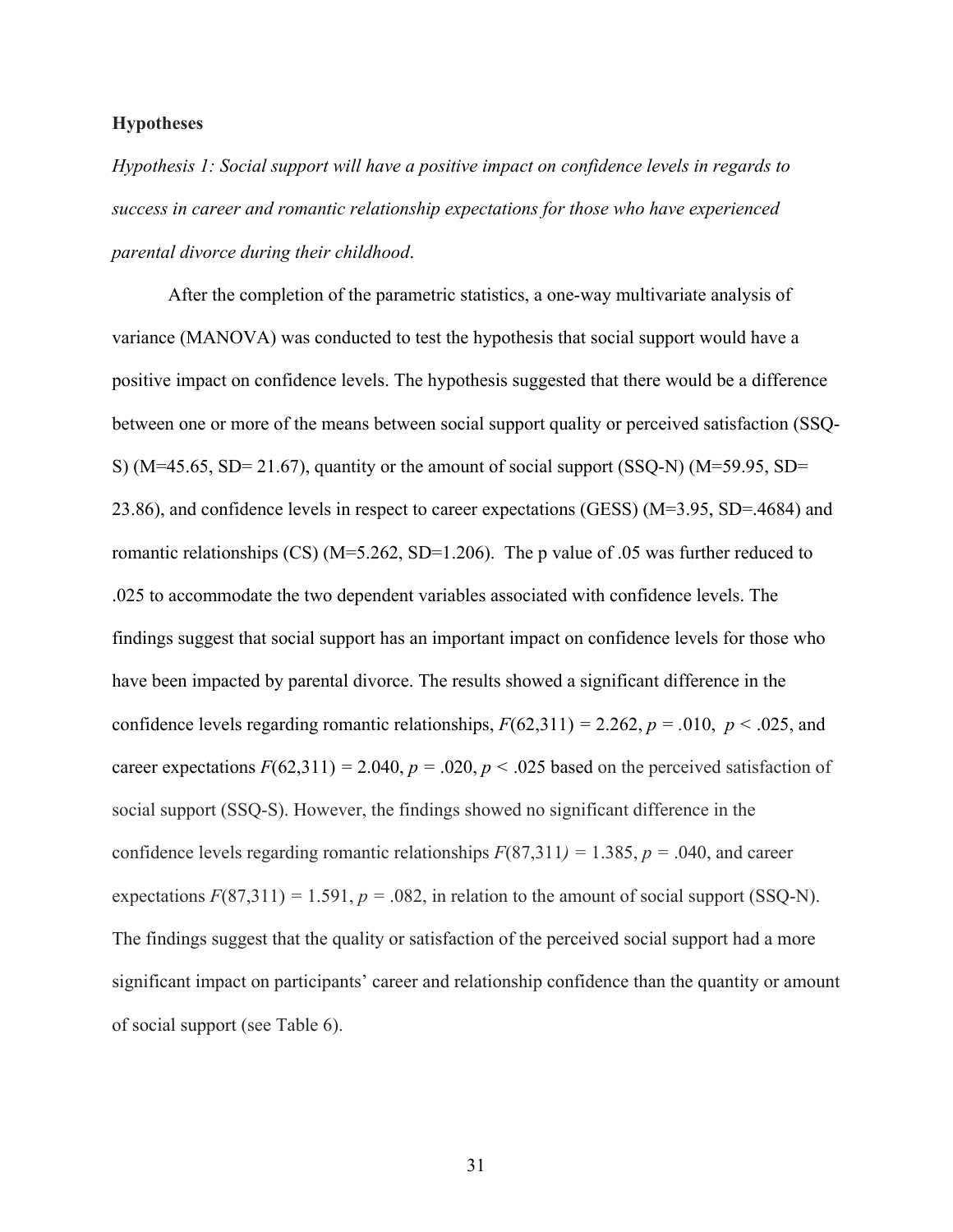**Hypotheses**

*Hypothesis 1: Social support will have a positive impact on confidence levels in regards to success in career and romantic relationship expectations for those who have experienced parental divorce during their childhood*.

After the completion of the parametric statistics, a one-way multivariate analysis of variance (MANOVA) was conducted to test the hypothesis that social support would have a positive impact on confidence levels. The hypothesis suggested that there would be a difference between one or more of the means between social support quality or perceived satisfaction (SSQ-S) ($M=45.65$, $SD= 21.67$), quantity or the amount of social support (SSQ-N) ($M=59.95$, $SD= 23.86$), and confidence levels in respect to career expectations (GESS) ($M=3.95$, $SD=.4684$) and romantic relationships (CS) ($M=5.262$, $SD=1.206$). The p value of .05 was further reduced to .025 to accommodate the two dependent variables associated with confidence levels. The findings suggest that social support has an important impact on confidence levels for those who have been impacted by parental divorce. The results showed a significant difference in the confidence levels regarding romantic relationships, $F(62,311) = 2.262$, $p = .010$, $p < .025$, and career expectations $F(62,311) = 2.040$, $p = .020$, $p < .025$ based on the perceived satisfaction of social support (SSQ-S). However, the findings showed no significant difference in the confidence levels regarding romantic relationships $F(87,311) = 1.385$, $p = .040$, and career expectations $F(87,311) = 1.591$, $p = .082$, in relation to the amount of social support (SSQ-N). The findings suggest that the quality or satisfaction of the perceived social support had a more significant impact on participants' career and relationship confidence than the quantity or amount of social support (see Table 6).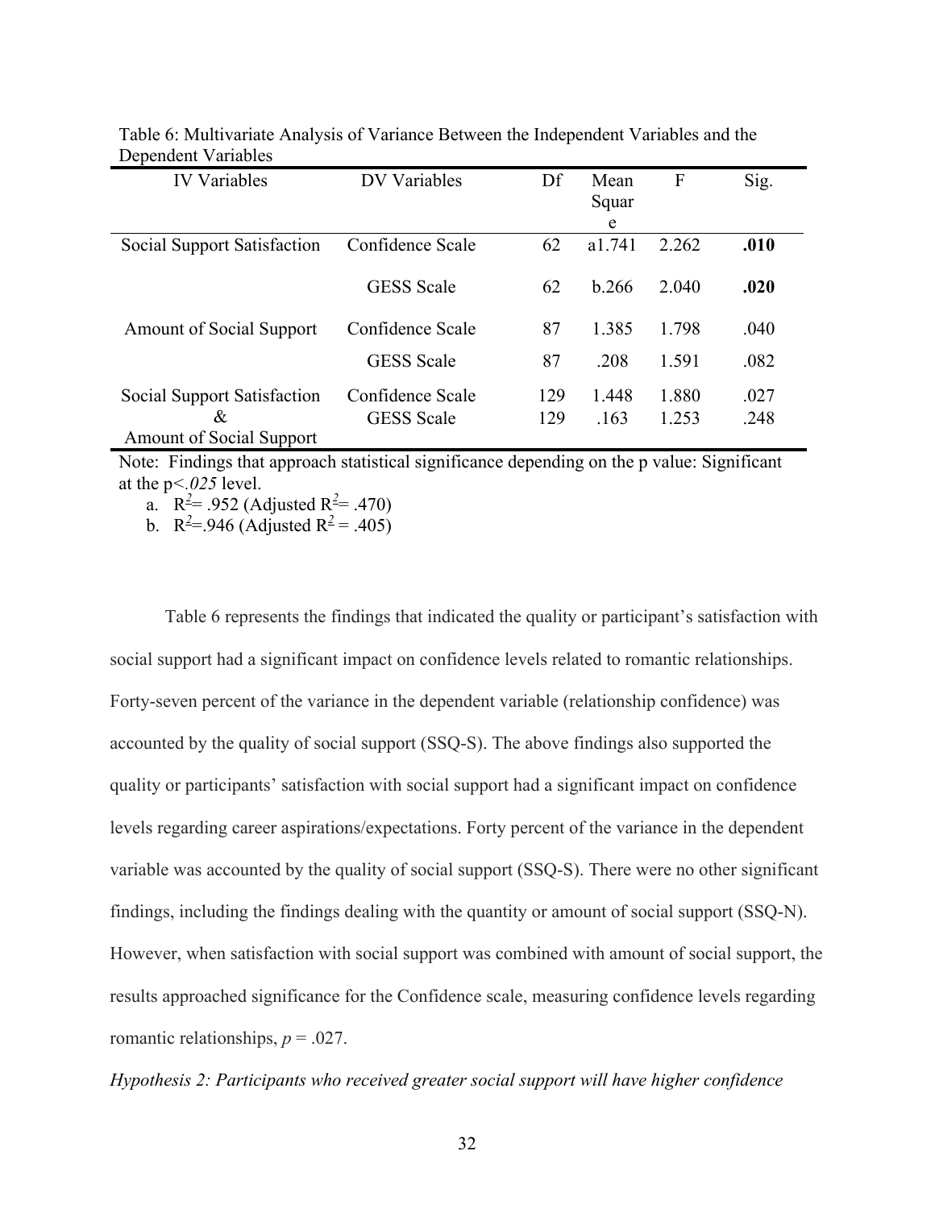Table 6: Multivariate Analysis of Variance Between the Independent Variables and the Dependent Variables

| IV Variables | DV Variables | Df | Mean Square | F | Sig. |
|---|---|---|---|---|---|
| Social Support Satisfaction | Confidence Scale | 62 | a1.741 | 2.262 | **.010** |
| | GESS Scale | 62 | b.266 | 2.040 | **.020** |
| Amount of Social Support | Confidence Scale | 87 | 1.385 | 1.798 | .040 |
| | GESS Scale | 87 | .208 | 1.591 | .082 |
| Social Support Satisfaction & Amount of Social Support | Confidence Scale | 129 | 1.448 | 1.880 | .027 |
| | GESS Scale | 129 | .163 | 1.253 | .248 |

Note: Findings that approach statistical significance depending on the p value: Significant at the $p < .025$ level.

a. $R^2 = .952$ (Adjusted $R^2 = .470$)
b. $R^2 = .946$ (Adjusted $R^2 = .405$)

Table 6 represents the findings that indicated the quality or participant's satisfaction with social support had a significant impact on confidence levels related to romantic relationships. Forty-seven percent of the variance in the dependent variable (relationship confidence) was accounted by the quality of social support (SSQ-S). The above findings also supported the quality or participants' satisfaction with social support had a significant impact on confidence levels regarding career aspirations/expectations. Forty percent of the variance in the dependent variable was accounted by the quality of social support (SSQ-S). There were no other significant findings, including the findings dealing with the quantity or amount of social support (SSQ-N). However, when satisfaction with social support was combined with amount of social support, the results approached significance for the Confidence scale, measuring confidence levels regarding romantic relationships, $p = .027$.

*Hypothesis 2: Participants who received greater social support will have higher confidence*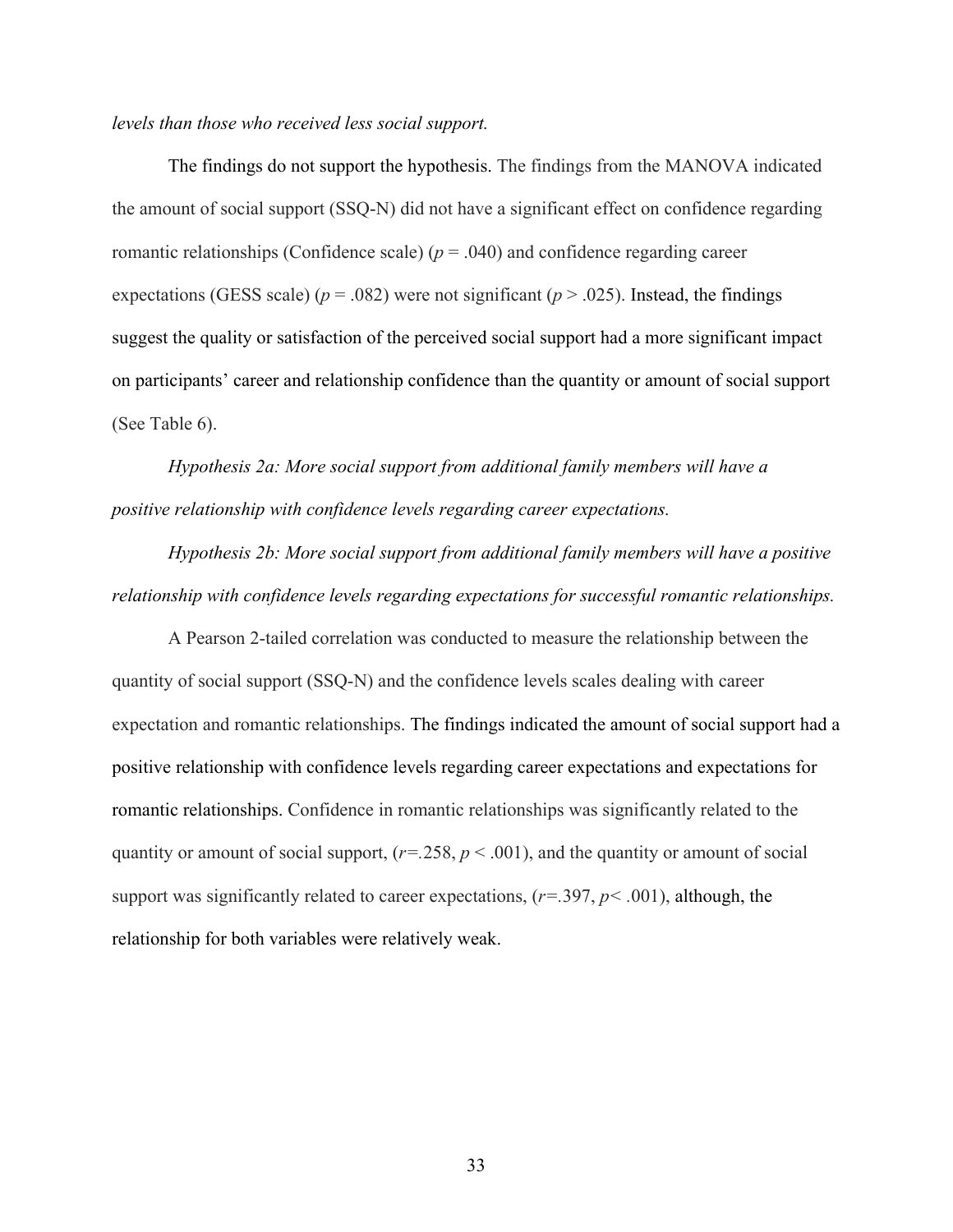*levels than those who received less social support.*

The findings do not support the hypothesis. The findings from the MANOVA indicated the amount of social support (SSQ-N) did not have a significant effect on confidence regarding romantic relationships (Confidence scale) ($p$ = .040) and confidence regarding career expectations (GESS scale) ($p$ = .082) were not significant ($p$ > .025). Instead, the findings suggest the quality or satisfaction of the perceived social support had a more significant impact on participants' career and relationship confidence than the quantity or amount of social support (See Table 6).

*Hypothesis 2a: More social support from additional family members will have a positive relationship with confidence levels regarding career expectations.*

*Hypothesis 2b: More social support from additional family members will have a positive relationship with confidence levels regarding expectations for successful romantic relationships.*

A Pearson 2-tailed correlation was conducted to measure the relationship between the quantity of social support (SSQ-N) and the confidence levels scales dealing with career expectation and romantic relationships. The findings indicated the amount of social support had a positive relationship with confidence levels regarding career expectations and expectations for romantic relationships. Confidence in romantic relationships was significantly related to the quantity or amount of social support, ($r$=.258, $p$ < .001), and the quantity or amount of social support was significantly related to career expectations, ($r$=.397, $p$< .001), although, the relationship for both variables were relatively weak.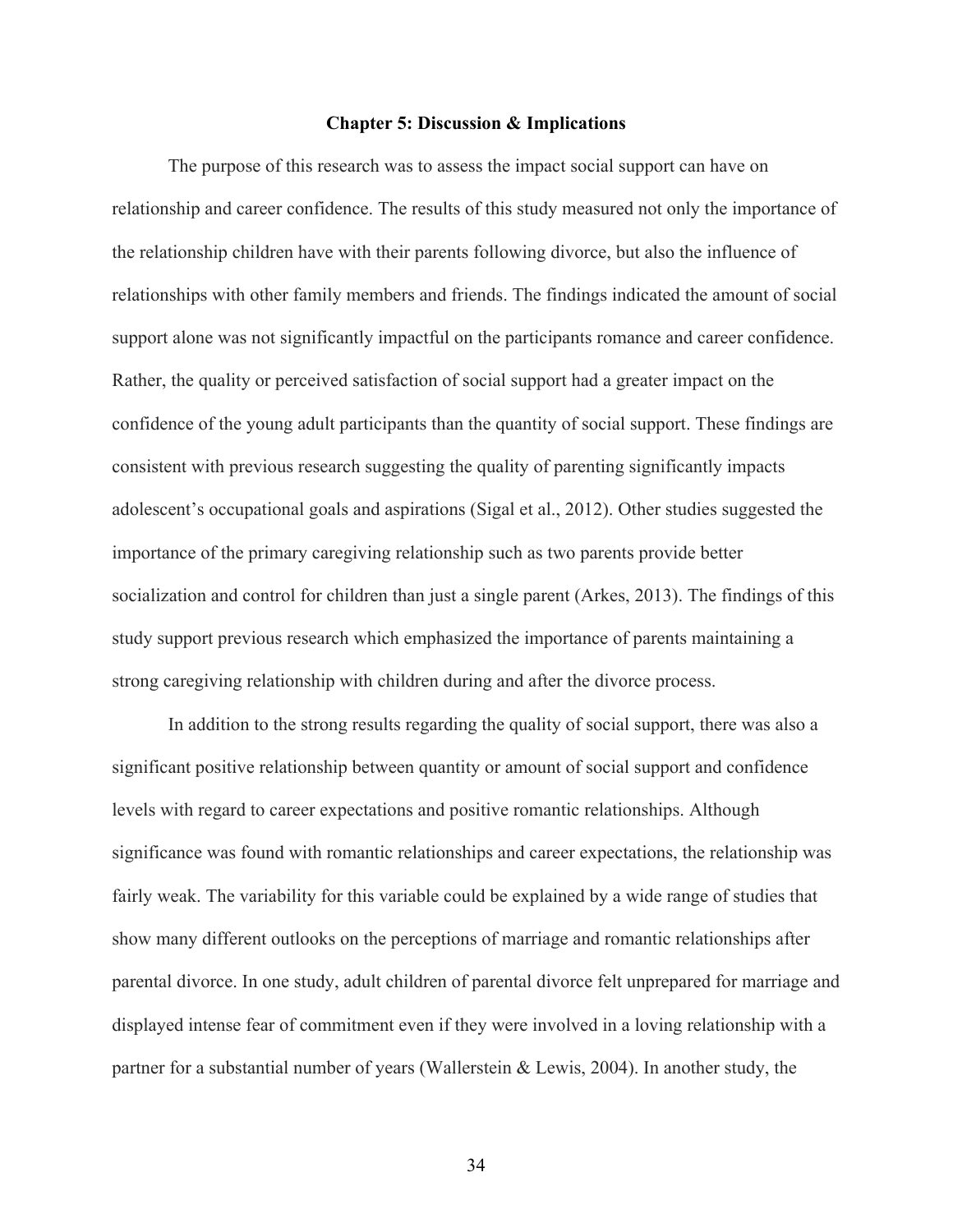## Chapter 5: Discussion & Implications

The purpose of this research was to assess the impact social support can have on relationship and career confidence. The results of this study measured not only the importance of the relationship children have with their parents following divorce, but also the influence of relationships with other family members and friends. The findings indicated the amount of social support alone was not significantly impactful on the participants romance and career confidence. Rather, the quality or perceived satisfaction of social support had a greater impact on the confidence of the young adult participants than the quantity of social support. These findings are consistent with previous research suggesting the quality of parenting significantly impacts adolescent's occupational goals and aspirations (Sigal et al., 2012). Other studies suggested the importance of the primary caregiving relationship such as two parents provide better socialization and control for children than just a single parent (Arkes, 2013). The findings of this study support previous research which emphasized the importance of parents maintaining a strong caregiving relationship with children during and after the divorce process.

In addition to the strong results regarding the quality of social support, there was also a significant positive relationship between quantity or amount of social support and confidence levels with regard to career expectations and positive romantic relationships. Although significance was found with romantic relationships and career expectations, the relationship was fairly weak. The variability for this variable could be explained by a wide range of studies that show many different outlooks on the perceptions of marriage and romantic relationships after parental divorce. In one study, adult children of parental divorce felt unprepared for marriage and displayed intense fear of commitment even if they were involved in a loving relationship with a partner for a substantial number of years (Wallerstein & Lewis, 2004). In another study, the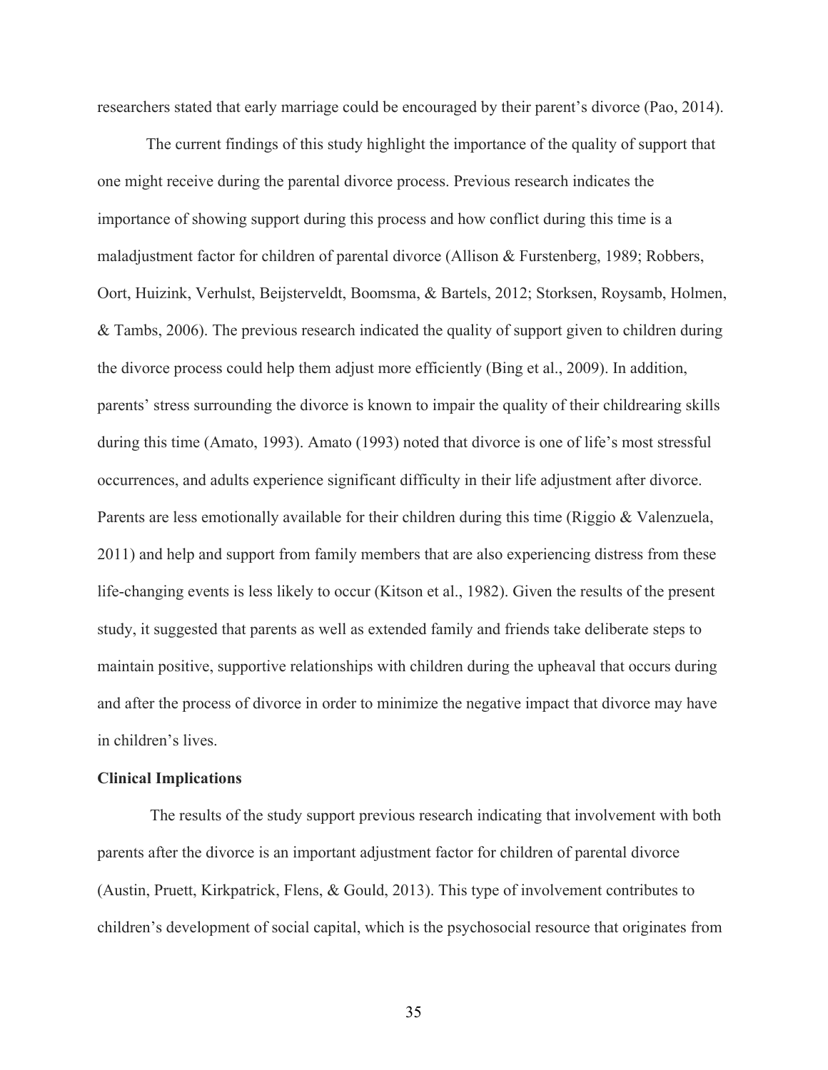researchers stated that early marriage could be encouraged by their parent's divorce (Pao, 2014).

The current findings of this study highlight the importance of the quality of support that one might receive during the parental divorce process. Previous research indicates the importance of showing support during this process and how conflict during this time is a maladjustment factor for children of parental divorce (Allison & Furstenberg, 1989; Robbers, Oort, Huizink, Verhulst, Beijsterveldt, Boomsma, & Bartels, 2012; Storksen, Roysamb, Holmen, & Tambs, 2006). The previous research indicated the quality of support given to children during the divorce process could help them adjust more efficiently (Bing et al., 2009). In addition, parents' stress surrounding the divorce is known to impair the quality of their childrearing skills during this time (Amato, 1993). Amato (1993) noted that divorce is one of life's most stressful occurrences, and adults experience significant difficulty in their life adjustment after divorce. Parents are less emotionally available for their children during this time (Riggio & Valenzuela, 2011) and help and support from family members that are also experiencing distress from these life-changing events is less likely to occur (Kitson et al., 1982). Given the results of the present study, it suggested that parents as well as extended family and friends take deliberate steps to maintain positive, supportive relationships with children during the upheaval that occurs during and after the process of divorce in order to minimize the negative impact that divorce may have in children's lives.

**Clinical Implications**

The results of the study support previous research indicating that involvement with both parents after the divorce is an important adjustment factor for children of parental divorce (Austin, Pruett, Kirkpatrick, Flens, & Gould, 2013). This type of involvement contributes to children's development of social capital, which is the psychosocial resource that originates from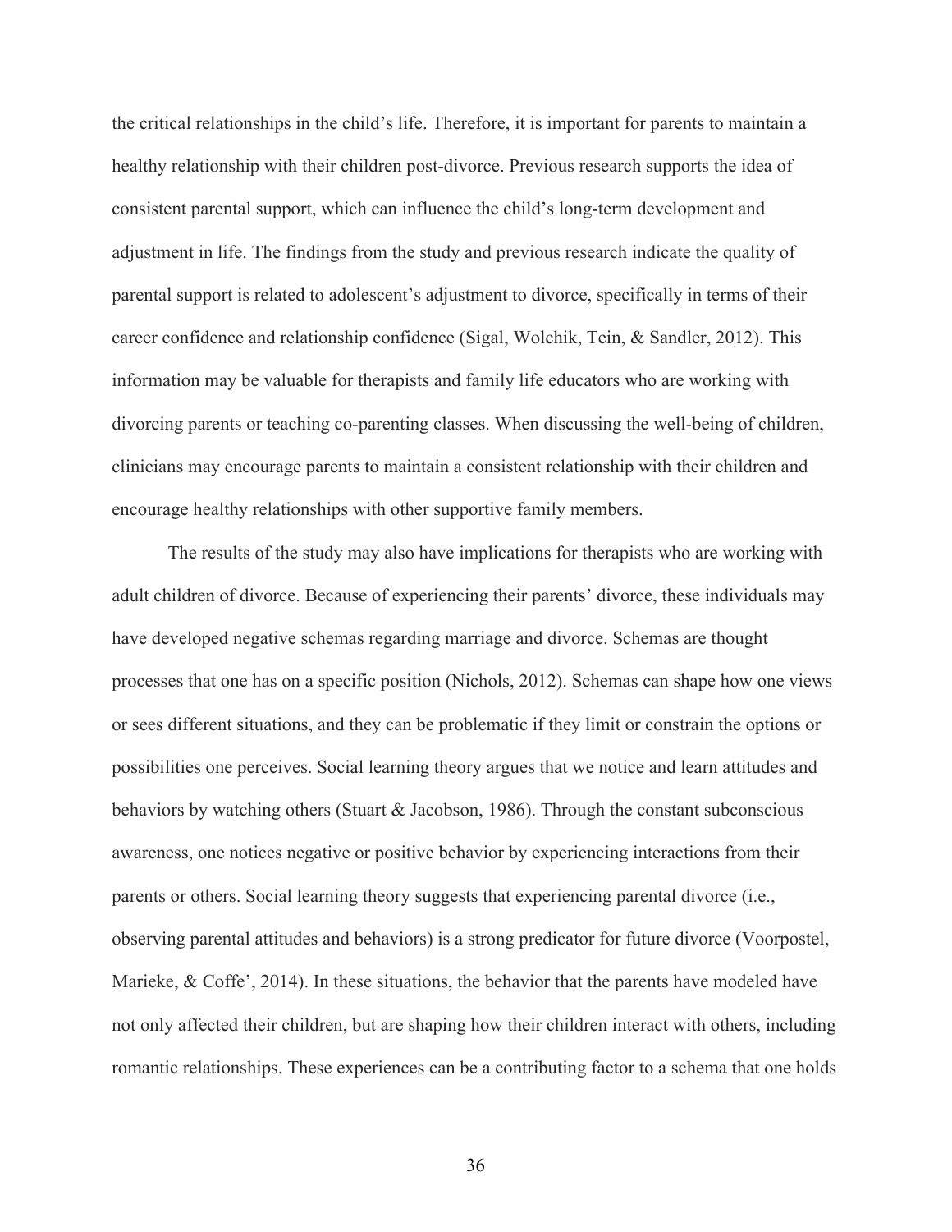the critical relationships in the child's life. Therefore, it is important for parents to maintain a healthy relationship with their children post-divorce. Previous research supports the idea of consistent parental support, which can influence the child's long-term development and adjustment in life. The findings from the study and previous research indicate the quality of parental support is related to adolescent's adjustment to divorce, specifically in terms of their career confidence and relationship confidence (Sigal, Wolchik, Tein, & Sandler, 2012). This information may be valuable for therapists and family life educators who are working with divorcing parents or teaching co-parenting classes. When discussing the well-being of children, clinicians may encourage parents to maintain a consistent relationship with their children and encourage healthy relationships with other supportive family members.

The results of the study may also have implications for therapists who are working with adult children of divorce. Because of experiencing their parents' divorce, these individuals may have developed negative schemas regarding marriage and divorce. Schemas are thought processes that one has on a specific position (Nichols, 2012). Schemas can shape how one views or sees different situations, and they can be problematic if they limit or constrain the options or possibilities one perceives. Social learning theory argues that we notice and learn attitudes and behaviors by watching others (Stuart & Jacobson, 1986). Through the constant subconscious awareness, one notices negative or positive behavior by experiencing interactions from their parents or others. Social learning theory suggests that experiencing parental divorce (i.e., observing parental attitudes and behaviors) is a strong predicator for future divorce (Voorpostel, Marieke, & Coffe', 2014). In these situations, the behavior that the parents have modeled have not only affected their children, but are shaping how their children interact with others, including romantic relationships. These experiences can be a contributing factor to a schema that one holds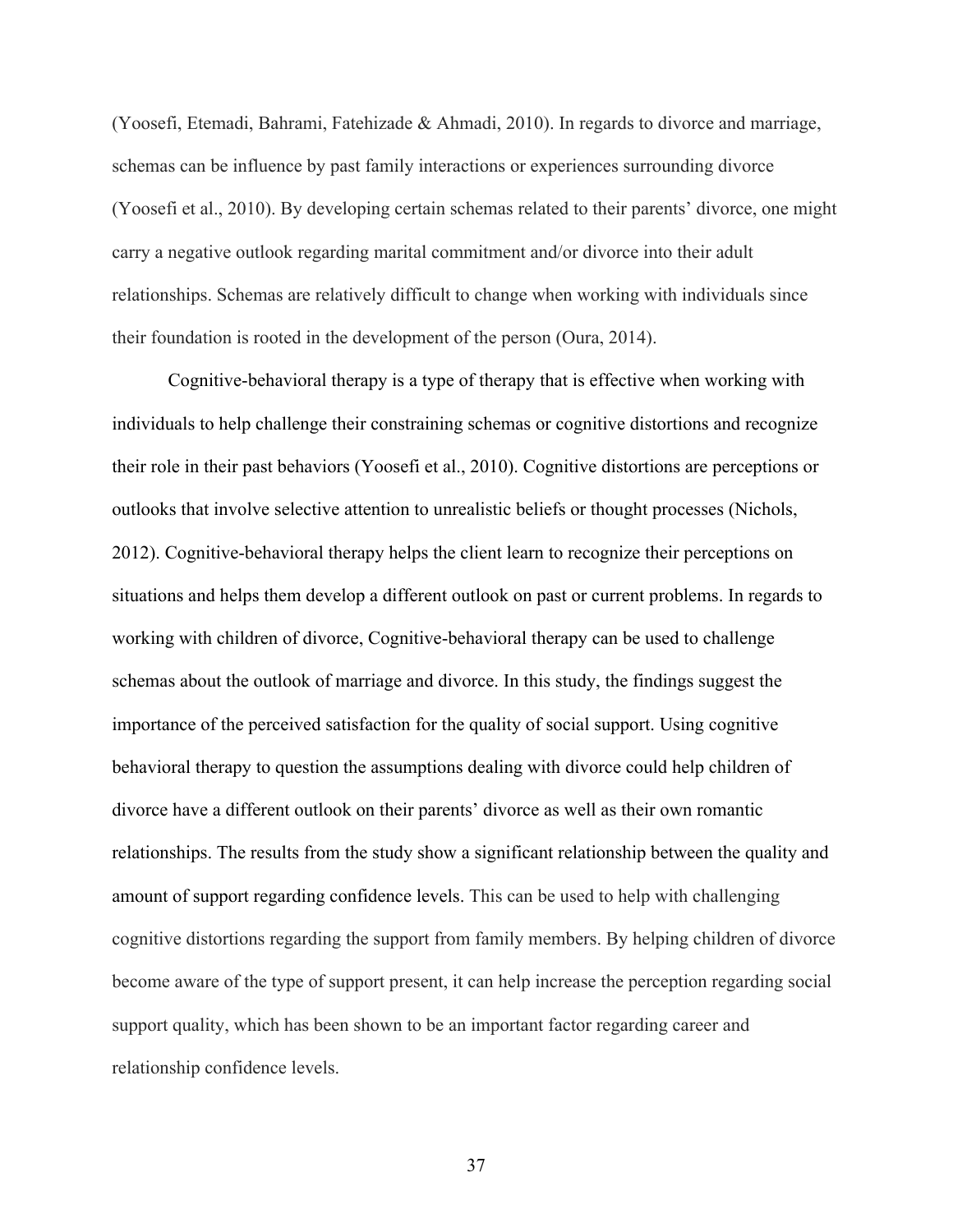(Yoosefi, Etemadi, Bahrami, Fatehizade & Ahmadi, 2010). In regards to divorce and marriage, schemas can be influence by past family interactions or experiences surrounding divorce (Yoosefi et al., 2010). By developing certain schemas related to their parents' divorce, one might carry a negative outlook regarding marital commitment and/or divorce into their adult relationships. Schemas are relatively difficult to change when working with individuals since their foundation is rooted in the development of the person (Oura, 2014).

Cognitive-behavioral therapy is a type of therapy that is effective when working with individuals to help challenge their constraining schemas or cognitive distortions and recognize their role in their past behaviors (Yoosefi et al., 2010). Cognitive distortions are perceptions or outlooks that involve selective attention to unrealistic beliefs or thought processes (Nichols, 2012). Cognitive-behavioral therapy helps the client learn to recognize their perceptions on situations and helps them develop a different outlook on past or current problems. In regards to working with children of divorce, Cognitive-behavioral therapy can be used to challenge schemas about the outlook of marriage and divorce. In this study, the findings suggest the importance of the perceived satisfaction for the quality of social support. Using cognitive behavioral therapy to question the assumptions dealing with divorce could help children of divorce have a different outlook on their parents' divorce as well as their own romantic relationships. The results from the study show a significant relationship between the quality and amount of support regarding confidence levels. This can be used to help with challenging cognitive distortions regarding the support from family members. By helping children of divorce become aware of the type of support present, it can help increase the perception regarding social support quality, which has been shown to be an important factor regarding career and relationship confidence levels.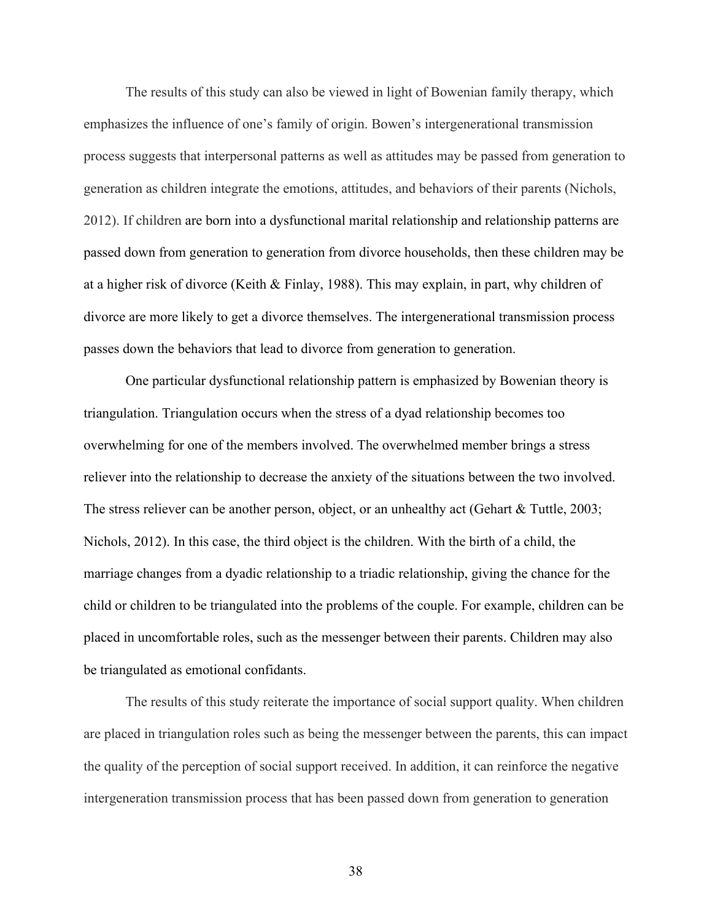The results of this study can also be viewed in light of Bowenian family therapy, which emphasizes the influence of one's family of origin. Bowen's intergenerational transmission process suggests that interpersonal patterns as well as attitudes may be passed from generation to generation as children integrate the emotions, attitudes, and behaviors of their parents (Nichols, 2012). If children are born into a dysfunctional marital relationship and relationship patterns are passed down from generation to generation from divorce households, then these children may be at a higher risk of divorce (Keith & Finlay, 1988). This may explain, in part, why children of divorce are more likely to get a divorce themselves. The intergenerational transmission process passes down the behaviors that lead to divorce from generation to generation.

One particular dysfunctional relationship pattern is emphasized by Bowenian theory is triangulation. Triangulation occurs when the stress of a dyad relationship becomes too overwhelming for one of the members involved. The overwhelmed member brings a stress reliever into the relationship to decrease the anxiety of the situations between the two involved. The stress reliever can be another person, object, or an unhealthy act (Gehart & Tuttle, 2003; Nichols, 2012). In this case, the third object is the children. With the birth of a child, the marriage changes from a dyadic relationship to a triadic relationship, giving the chance for the child or children to be triangulated into the problems of the couple. For example, children can be placed in uncomfortable roles, such as the messenger between their parents. Children may also be triangulated as emotional confidants.

The results of this study reiterate the importance of social support quality. When children are placed in triangulation roles such as being the messenger between the parents, this can impact the quality of the perception of social support received. In addition, it can reinforce the negative intergeneration transmission process that has been passed down from generation to generation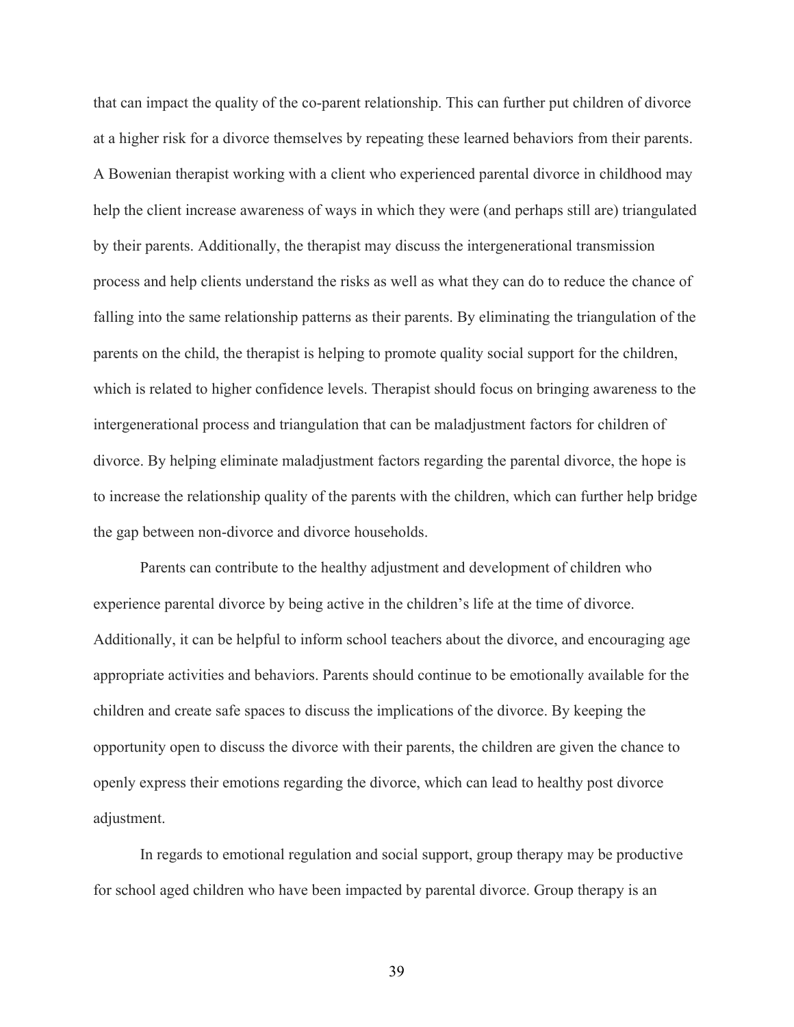that can impact the quality of the co-parent relationship. This can further put children of divorce at a higher risk for a divorce themselves by repeating these learned behaviors from their parents. A Bowenian therapist working with a client who experienced parental divorce in childhood may help the client increase awareness of ways in which they were (and perhaps still are) triangulated by their parents. Additionally, the therapist may discuss the intergenerational transmission process and help clients understand the risks as well as what they can do to reduce the chance of falling into the same relationship patterns as their parents. By eliminating the triangulation of the parents on the child, the therapist is helping to promote quality social support for the children, which is related to higher confidence levels. Therapist should focus on bringing awareness to the intergenerational process and triangulation that can be maladjustment factors for children of divorce. By helping eliminate maladjustment factors regarding the parental divorce, the hope is to increase the relationship quality of the parents with the children, which can further help bridge the gap between non-divorce and divorce households.

Parents can contribute to the healthy adjustment and development of children who experience parental divorce by being active in the children's life at the time of divorce. Additionally, it can be helpful to inform school teachers about the divorce, and encouraging age appropriate activities and behaviors. Parents should continue to be emotionally available for the children and create safe spaces to discuss the implications of the divorce. By keeping the opportunity open to discuss the divorce with their parents, the children are given the chance to openly express their emotions regarding the divorce, which can lead to healthy post divorce adjustment.

In regards to emotional regulation and social support, group therapy may be productive for school aged children who have been impacted by parental divorce. Group therapy is an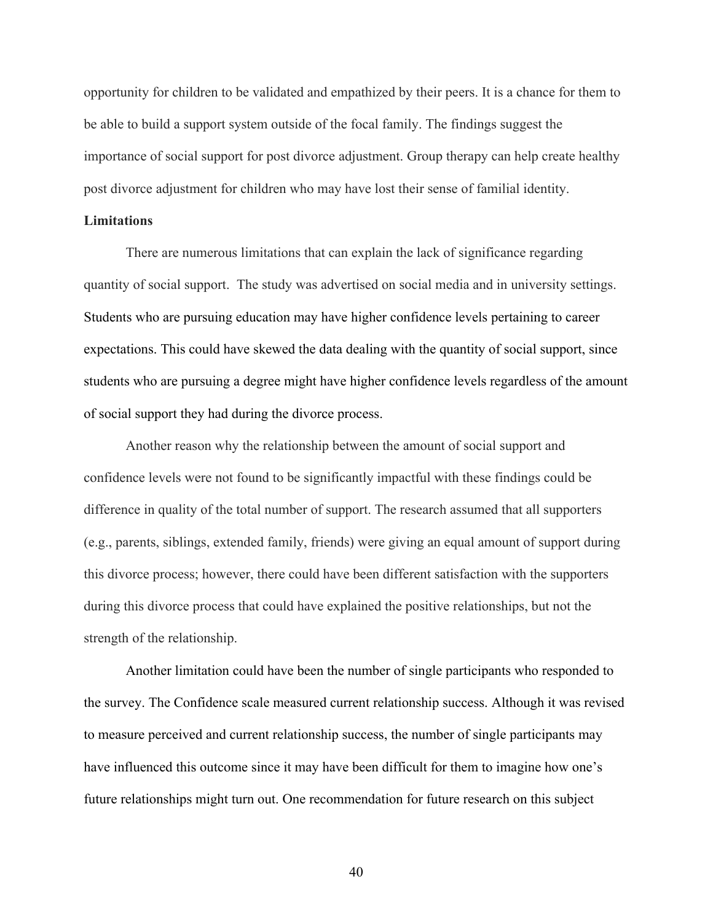opportunity for children to be validated and empathized by their peers. It is a chance for them to be able to build a support system outside of the focal family. The findings suggest the importance of social support for post divorce adjustment. Group therapy can help create healthy post divorce adjustment for children who may have lost their sense of familial identity.

**Limitations**

There are numerous limitations that can explain the lack of significance regarding quantity of social support. The study was advertised on social media and in university settings. Students who are pursuing education may have higher confidence levels pertaining to career expectations. This could have skewed the data dealing with the quantity of social support, since students who are pursuing a degree might have higher confidence levels regardless of the amount of social support they had during the divorce process.

Another reason why the relationship between the amount of social support and confidence levels were not found to be significantly impactful with these findings could be difference in quality of the total number of support. The research assumed that all supporters (e.g., parents, siblings, extended family, friends) were giving an equal amount of support during this divorce process; however, there could have been different satisfaction with the supporters during this divorce process that could have explained the positive relationships, but not the strength of the relationship.

Another limitation could have been the number of single participants who responded to the survey. The Confidence scale measured current relationship success. Although it was revised to measure perceived and current relationship success, the number of single participants may have influenced this outcome since it may have been difficult for them to imagine how one's future relationships might turn out. One recommendation for future research on this subject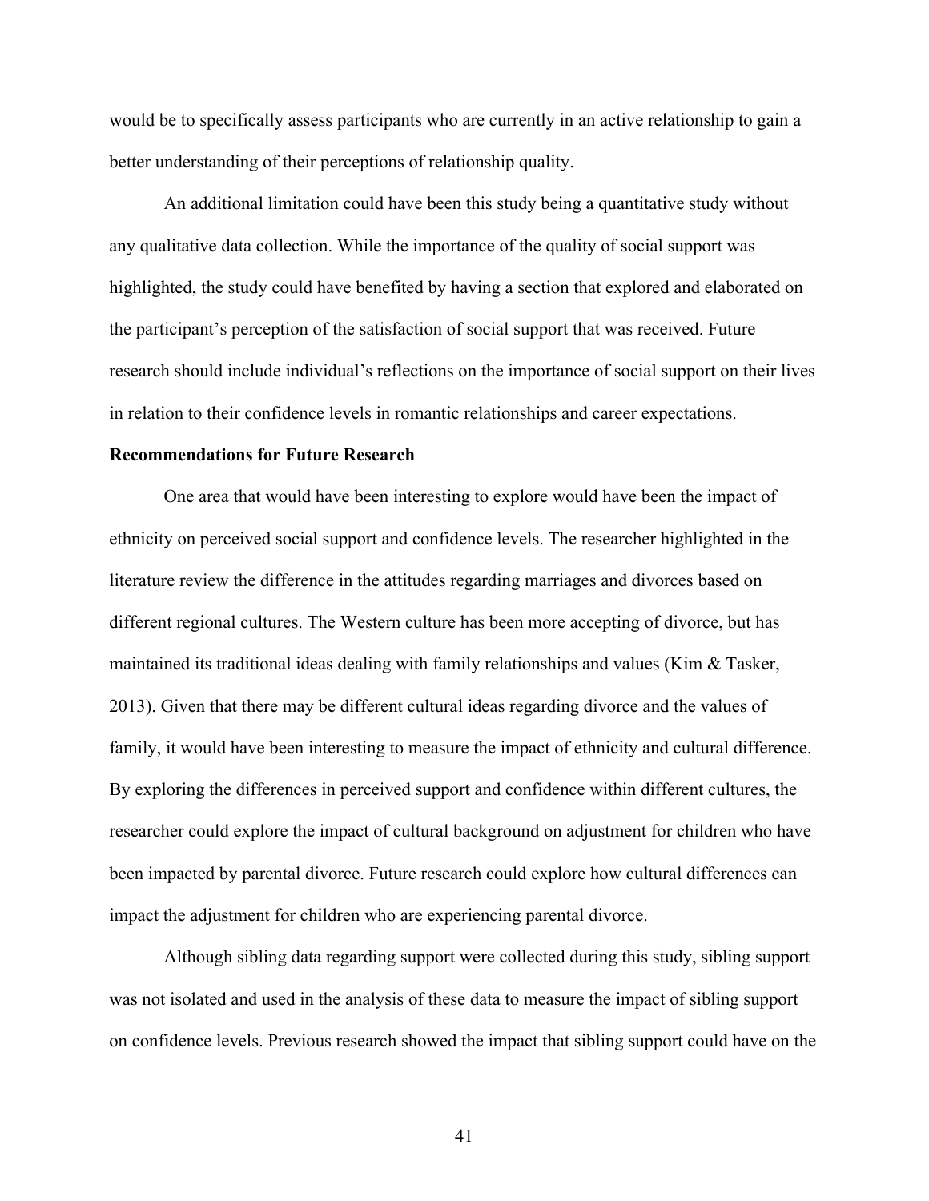would be to specifically assess participants who are currently in an active relationship to gain a better understanding of their perceptions of relationship quality.

An additional limitation could have been this study being a quantitative study without any qualitative data collection. While the importance of the quality of social support was highlighted, the study could have benefited by having a section that explored and elaborated on the participant's perception of the satisfaction of social support that was received. Future research should include individual's reflections on the importance of social support on their lives in relation to their confidence levels in romantic relationships and career expectations.

**Recommendations for Future Research**

One area that would have been interesting to explore would have been the impact of ethnicity on perceived social support and confidence levels. The researcher highlighted in the literature review the difference in the attitudes regarding marriages and divorces based on different regional cultures. The Western culture has been more accepting of divorce, but has maintained its traditional ideas dealing with family relationships and values (Kim & Tasker, 2013). Given that there may be different cultural ideas regarding divorce and the values of family, it would have been interesting to measure the impact of ethnicity and cultural difference. By exploring the differences in perceived support and confidence within different cultures, the researcher could explore the impact of cultural background on adjustment for children who have been impacted by parental divorce. Future research could explore how cultural differences can impact the adjustment for children who are experiencing parental divorce.

Although sibling data regarding support were collected during this study, sibling support was not isolated and used in the analysis of these data to measure the impact of sibling support on confidence levels. Previous research showed the impact that sibling support could have on the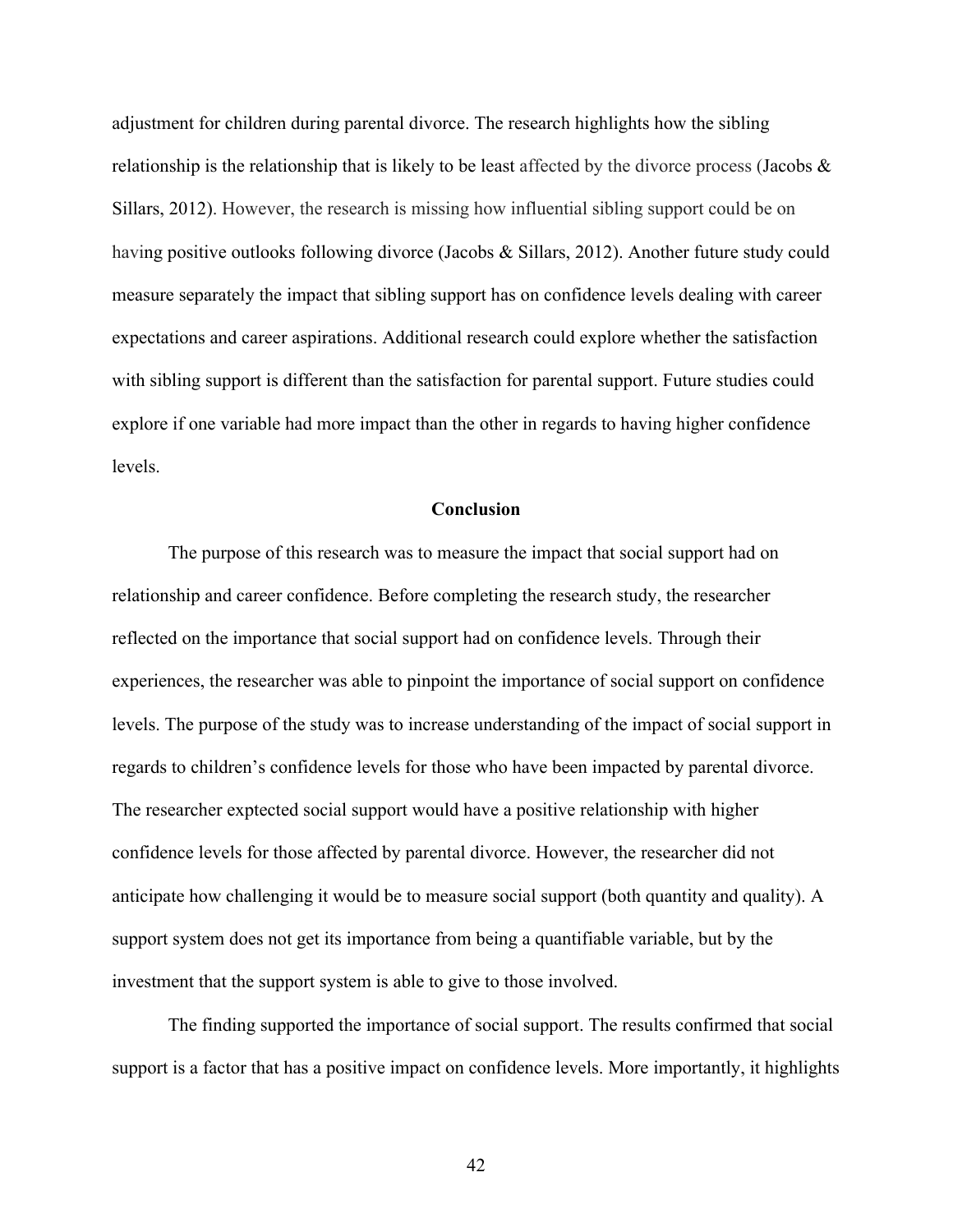adjustment for children during parental divorce. The research highlights how the sibling relationship is the relationship that is likely to be least affected by the divorce process (Jacobs & Sillars, 2012). However, the research is missing how influential sibling support could be on having positive outlooks following divorce (Jacobs & Sillars, 2012). Another future study could measure separately the impact that sibling support has on confidence levels dealing with career expectations and career aspirations. Additional research could explore whether the satisfaction with sibling support is different than the satisfaction for parental support. Future studies could explore if one variable had more impact than the other in regards to having higher confidence levels.

## Conclusion

The purpose of this research was to measure the impact that social support had on relationship and career confidence. Before completing the research study, the researcher reflected on the importance that social support had on confidence levels. Through their experiences, the researcher was able to pinpoint the importance of social support on confidence levels. The purpose of the study was to increase understanding of the impact of social support in regards to children's confidence levels for those who have been impacted by parental divorce. The researcher exptected social support would have a positive relationship with higher confidence levels for those affected by parental divorce. However, the researcher did not anticipate how challenging it would be to measure social support (both quantity and quality). A support system does not get its importance from being a quantifiable variable, but by the investment that the support system is able to give to those involved.

The finding supported the importance of social support. The results confirmed that social support is a factor that has a positive impact on confidence levels. More importantly, it highlights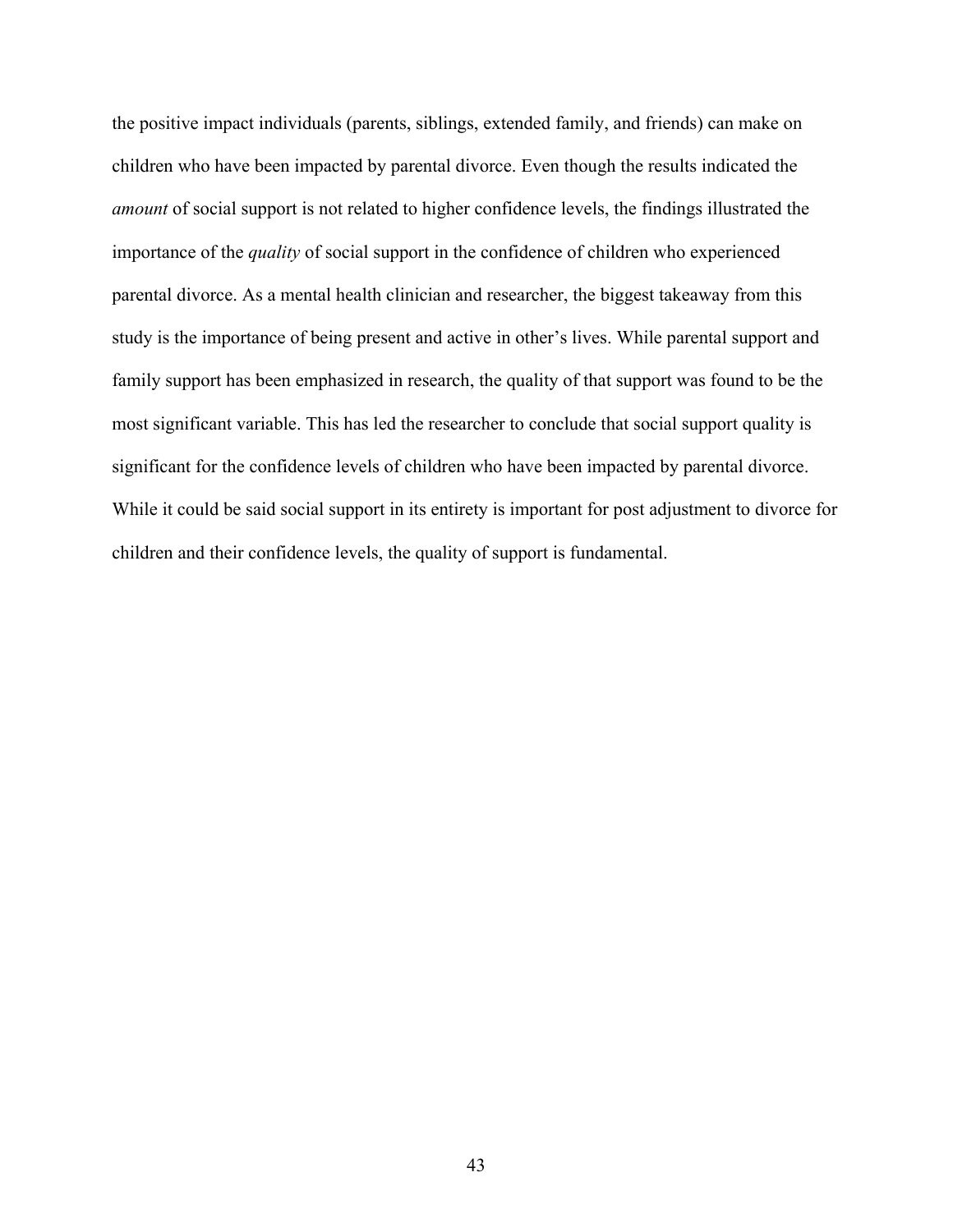the positive impact individuals (parents, siblings, extended family, and friends) can make on children who have been impacted by parental divorce. Even though the results indicated the *amount* of social support is not related to higher confidence levels, the findings illustrated the importance of the *quality* of social support in the confidence of children who experienced parental divorce. As a mental health clinician and researcher, the biggest takeaway from this study is the importance of being present and active in other's lives. While parental support and family support has been emphasized in research, the quality of that support was found to be the most significant variable. This has led the researcher to conclude that social support quality is significant for the confidence levels of children who have been impacted by parental divorce. While it could be said social support in its entirety is important for post adjustment to divorce for children and their confidence levels, the quality of support is fundamental.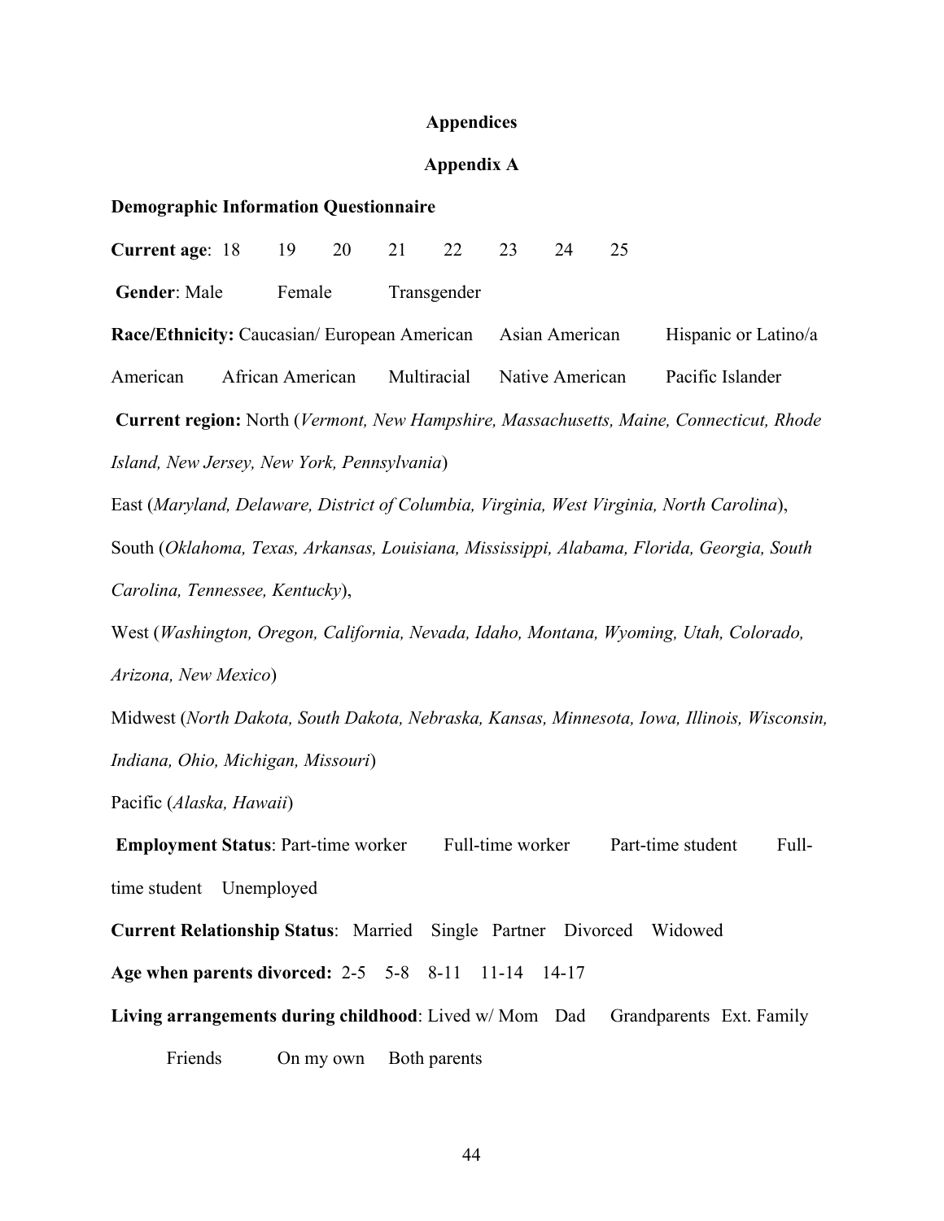# Appendices

## Appendix A

**Demographic Information Questionnaire**

**Current age**: 18 19 20 21 22 23 24 25

**Gender**: Male Female Transgender

**Race/Ethnicity:** Caucasian/ European American Asian American Hispanic or Latino/a American African American Multiracial Native American Pacific Islander

**Current region:** North (*Vermont, New Hampshire, Massachusetts, Maine, Connecticut, Rhode Island, New Jersey, New York, Pennsylvania*)

East (*Maryland, Delaware, District of Columbia, Virginia, West Virginia, North Carolina*),

South (*Oklahoma, Texas, Arkansas, Louisiana, Mississippi, Alabama, Florida, Georgia, South Carolina, Tennessee, Kentucky*),

West (*Washington, Oregon, California, Nevada, Idaho, Montana, Wyoming, Utah, Colorado, Arizona, New Mexico*)

Midwest (*North Dakota, South Dakota, Nebraska, Kansas, Minnesota, Iowa, Illinois, Wisconsin, Indiana, Ohio, Michigan, Missouri*)

Pacific (*Alaska, Hawaii*)

**Employment Status**: Part-time worker Full-time worker Part-time student Full-time student Unemployed

**Current Relationship Status**: Married Single Partner Divorced Widowed

**Age when parents divorced:** 2-5 5-8 8-11 11-14 14-17

**Living arrangements during childhood**: Lived w/ Mom Dad Grandparents Ext. Family Friends On my own Both parents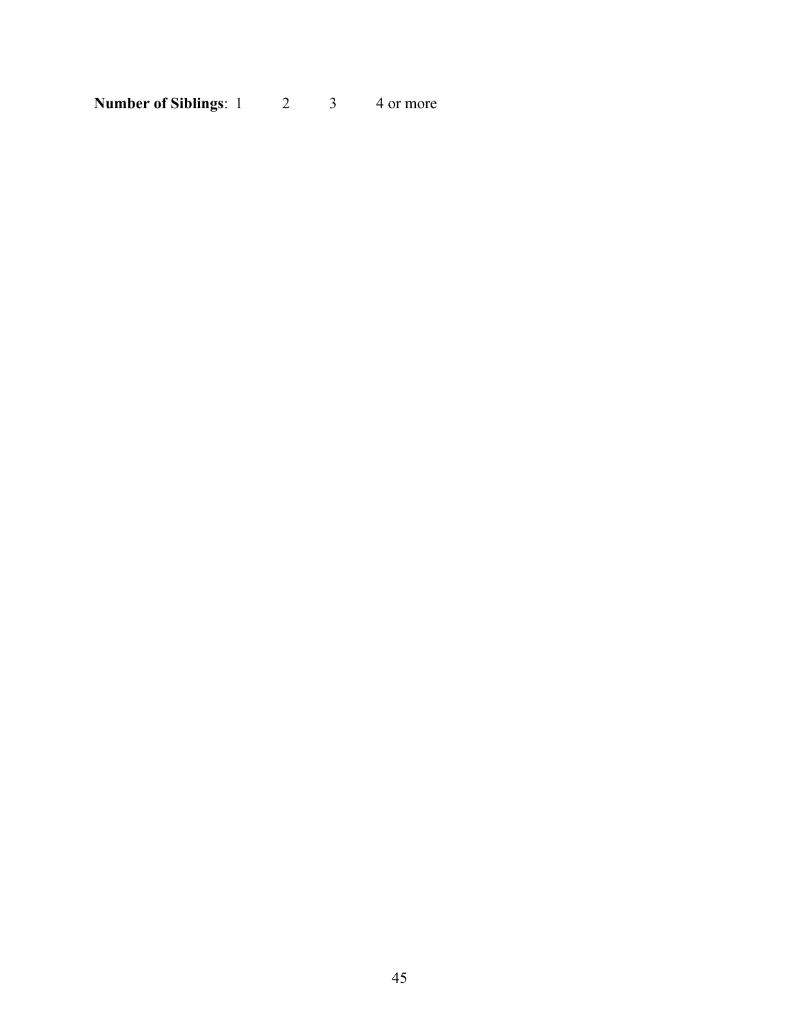**Number of Siblings**: 1 2 3 4 or more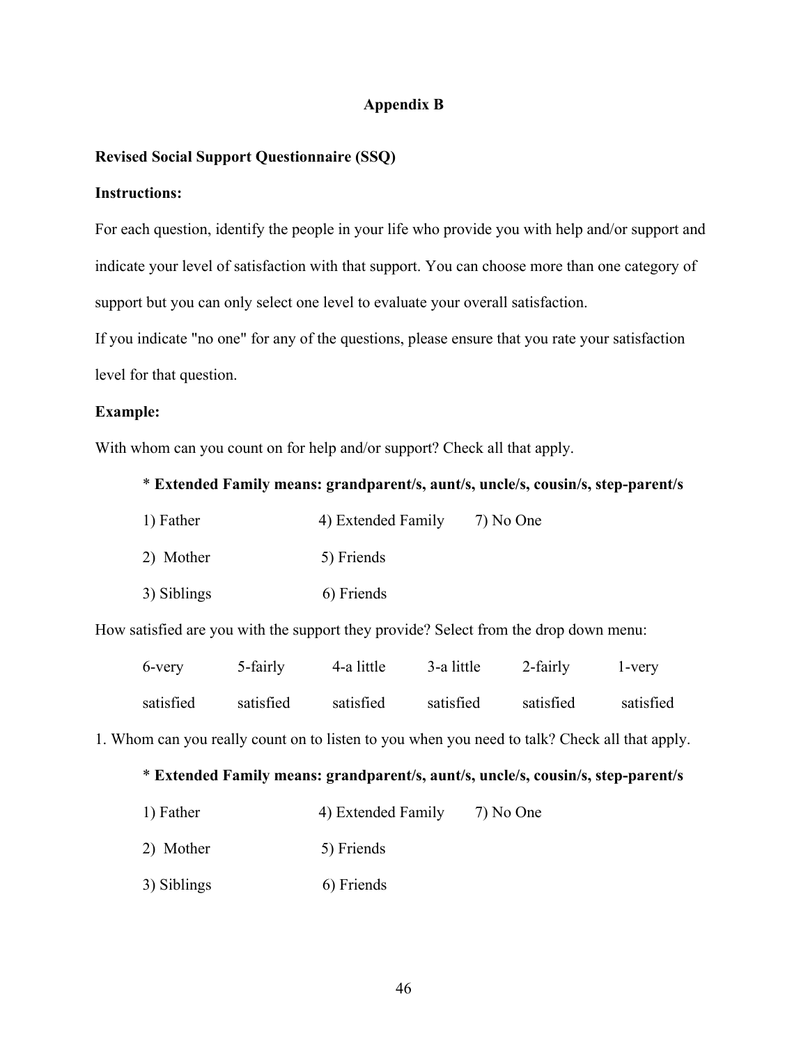## Appendix B

**Revised Social Support Questionnaire (SSQ)**

**Instructions:**

For each question, identify the people in your life who provide you with help and/or support and indicate your level of satisfaction with that support. You can choose more than one category of support but you can only select one level to evaluate your overall satisfaction.

If you indicate "no one" for any of the questions, please ensure that you rate your satisfaction level for that question.

**Example:**

With whom can you count on for help and/or support? Check all that apply.

\* **Extended Family means: grandparent/s, aunt/s, uncle/s, cousin/s, step-parent/s**

| | | |
|---|---|---|
| 1) Father | 4) Extended Family | 7) No One |
| 2) Mother | 5) Friends | |
| 3) Siblings | 6) Friends | |

How satisfied are you with the support they provide? Select from the drop down menu:

| 6-very satisfied | 5-fairly satisfied | 4-a little satisfied | 3-a little satisfied | 2-fairly satisfied | 1-very satisfied |
|---|---|---|---|---|---|

1. Whom can you really count on to listen to you when you need to talk? Check all that apply.

\* **Extended Family means: grandparent/s, aunt/s, uncle/s, cousin/s, step-parent/s**

| | | |
|---|---|---|
| 1) Father | 4) Extended Family | 7) No One |
| 2) Mother | 5) Friends | |
| 3) Siblings | 6) Friends | |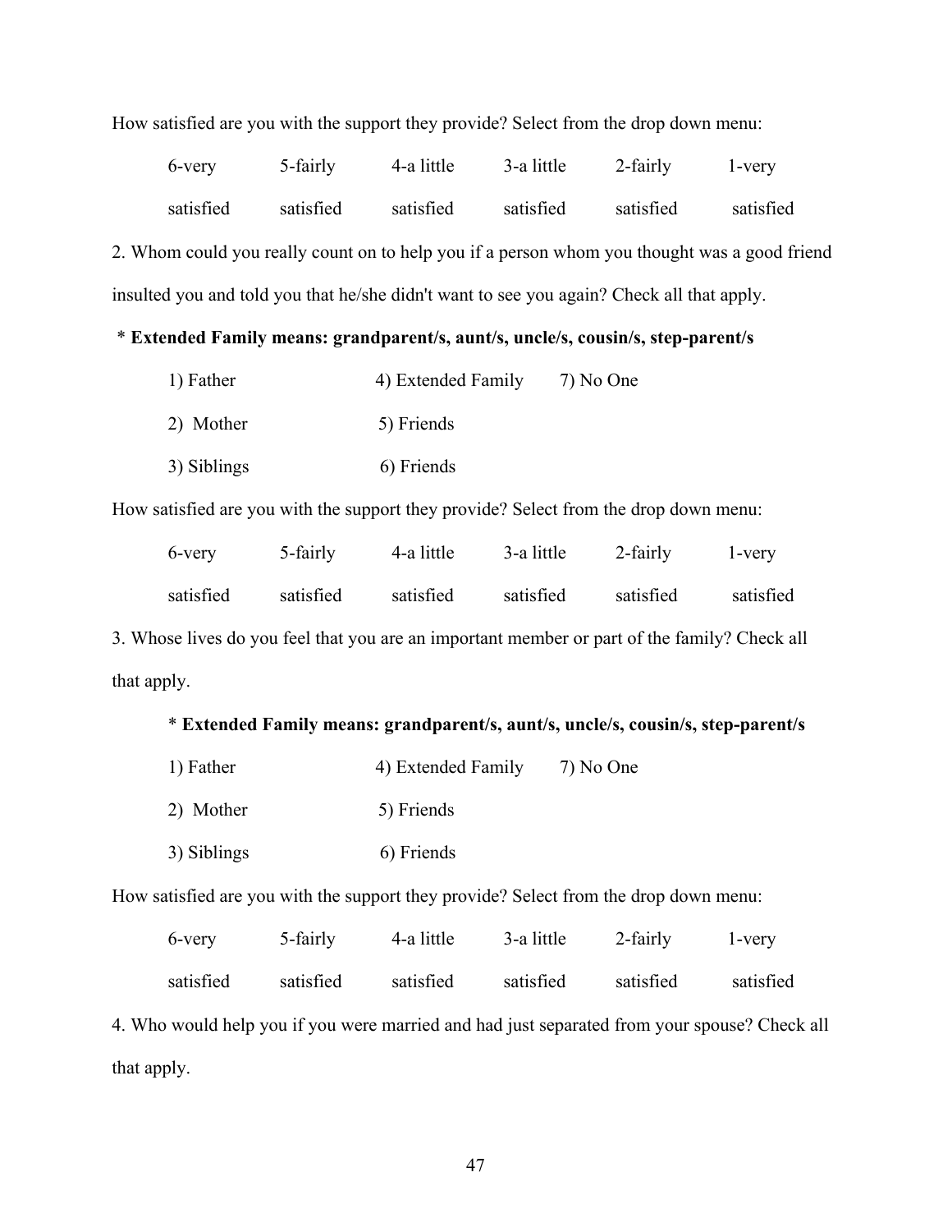How satisfied are you with the support they provide? Select from the drop down menu:

| 6-very satisfied | 5-fairly satisfied | 4-a little satisfied | 3-a little satisfied | 2-fairly satisfied | 1-very satisfied |
|---|---|---|---|---|---|

2. Whom could you really count on to help you if a person whom you thought was a good friend insulted you and told you that he/she didn't want to see you again? Check all that apply.

* **Extended Family means: grandparent/s, aunt/s, uncle/s, cousin/s, step-parent/s**

1) Father
2) Mother
3) Siblings
4) Extended Family
5) Friends
6) Friends
7) No One

How satisfied are you with the support they provide? Select from the drop down menu:

| 6-very satisfied | 5-fairly satisfied | 4-a little satisfied | 3-a little satisfied | 2-fairly satisfied | 1-very satisfied |
|---|---|---|---|---|---|

3. Whose lives do you feel that you are an important member or part of the family? Check all that apply.

* **Extended Family means: grandparent/s, aunt/s, uncle/s, cousin/s, step-parent/s**

1) Father
2) Mother
3) Siblings
4) Extended Family
5) Friends
6) Friends
7) No One

How satisfied are you with the support they provide? Select from the drop down menu:

| 6-very satisfied | 5-fairly satisfied | 4-a little satisfied | 3-a little satisfied | 2-fairly satisfied | 1-very satisfied |
|---|---|---|---|---|---|

4. Who would help you if you were married and had just separated from your spouse? Check all that apply.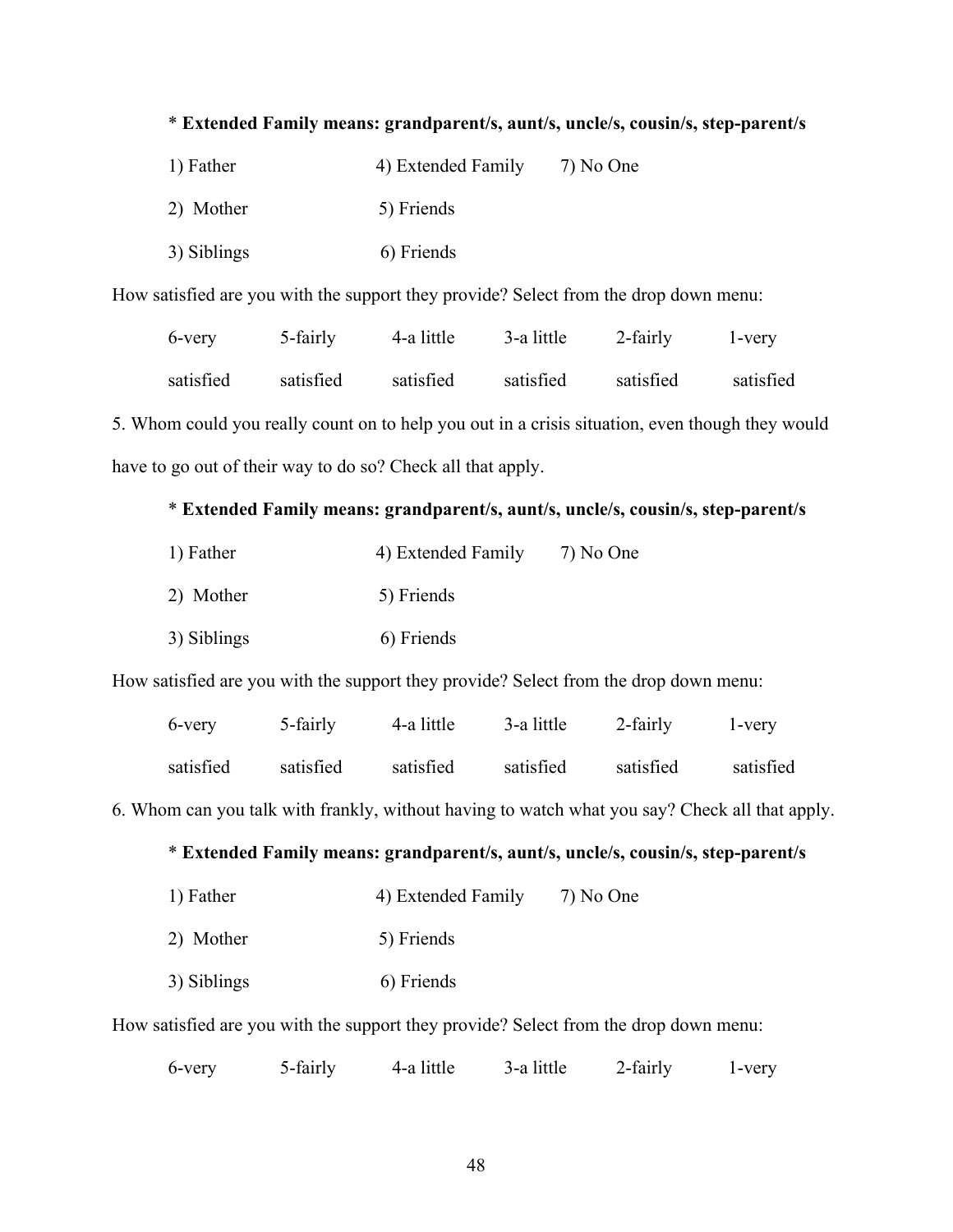\* **Extended Family means: grandparent/s, aunt/s, uncle/s, cousin/s, step-parent/s**

1) Father 4) Extended Family 7) No One

2) Mother 5) Friends

3) Siblings 6) Friends

How satisfied are you with the support they provide? Select from the drop down menu:

| 6-very satisfied | 5-fairly satisfied | 4-a little satisfied | 3-a little satisfied | 2-fairly satisfied | 1-very satisfied |
|---|---|---|---|---|---|

5. Whom could you really count on to help you out in a crisis situation, even though they would have to go out of their way to do so? Check all that apply.

\* **Extended Family means: grandparent/s, aunt/s, uncle/s, cousin/s, step-parent/s**

1) Father 4) Extended Family 7) No One

2) Mother 5) Friends

3) Siblings 6) Friends

How satisfied are you with the support they provide? Select from the drop down menu:

| 6-very satisfied | 5-fairly satisfied | 4-a little satisfied | 3-a little satisfied | 2-fairly satisfied | 1-very satisfied |
|---|---|---|---|---|---|

6. Whom can you talk with frankly, without having to watch what you say? Check all that apply.

\* **Extended Family means: grandparent/s, aunt/s, uncle/s, cousin/s, step-parent/s**

1) Father 4) Extended Family 7) No One

2) Mother 5) Friends

3) Siblings 6) Friends

How satisfied are you with the support they provide? Select from the drop down menu:

| 6-very | 5-fairly | 4-a little | 3-a little | 2-fairly | 1-very |
|---|---|---|---|---|---|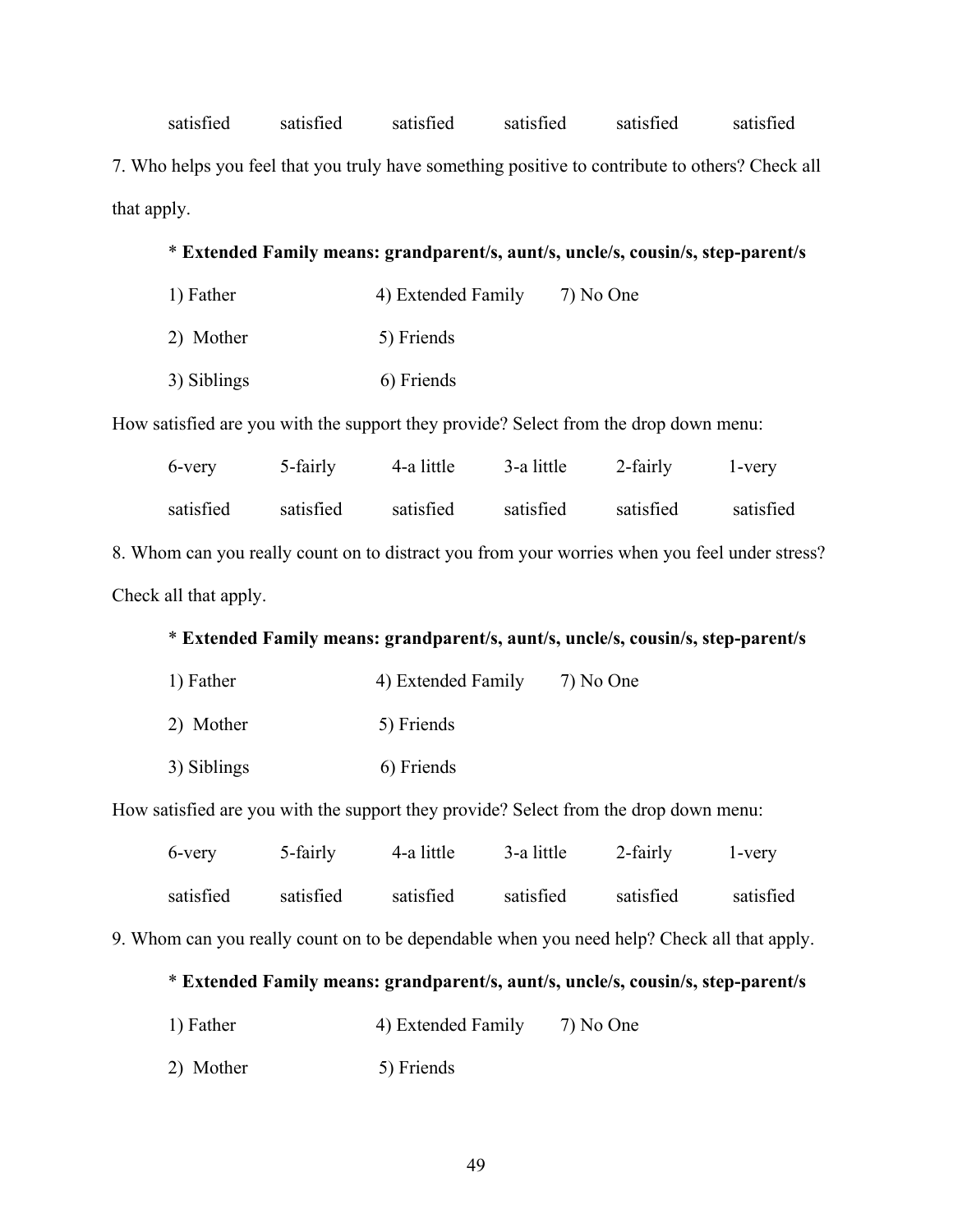| satisfied | satisfied | satisfied | satisfied | satisfied | satisfied |
|---|---|---|---|---|---|

7. Who helps you feel that you truly have something positive to contribute to others? Check all that apply.

\* **Extended Family means: grandparent/s, aunt/s, uncle/s, cousin/s, step-parent/s**

| 1) Father | 4) Extended Family | 7) No One |
|---|---|---|
| 2) Mother | 5) Friends | |
| 3) Siblings | 6) Friends | |

How satisfied are you with the support they provide? Select from the drop down menu:

| 6-very satisfied | 5-fairly satisfied | 4-a little satisfied | 3-a little satisfied | 2-fairly satisfied | 1-very satisfied |
|---|---|---|---|---|---|

8. Whom can you really count on to distract you from your worries when you feel under stress? Check all that apply.

\* **Extended Family means: grandparent/s, aunt/s, uncle/s, cousin/s, step-parent/s**

| 1) Father | 4) Extended Family | 7) No One |
|---|---|---|
| 2) Mother | 5) Friends | |
| 3) Siblings | 6) Friends | |

How satisfied are you with the support they provide? Select from the drop down menu:

| 6-very satisfied | 5-fairly satisfied | 4-a little satisfied | 3-a little satisfied | 2-fairly satisfied | 1-very satisfied |
|---|---|---|---|---|---|

9. Whom can you really count on to be dependable when you need help? Check all that apply.

\* **Extended Family means: grandparent/s, aunt/s, uncle/s, cousin/s, step-parent/s**

| 1) Father | 4) Extended Family | 7) No One |
|---|---|---|
| 2) Mother | 5) Friends | |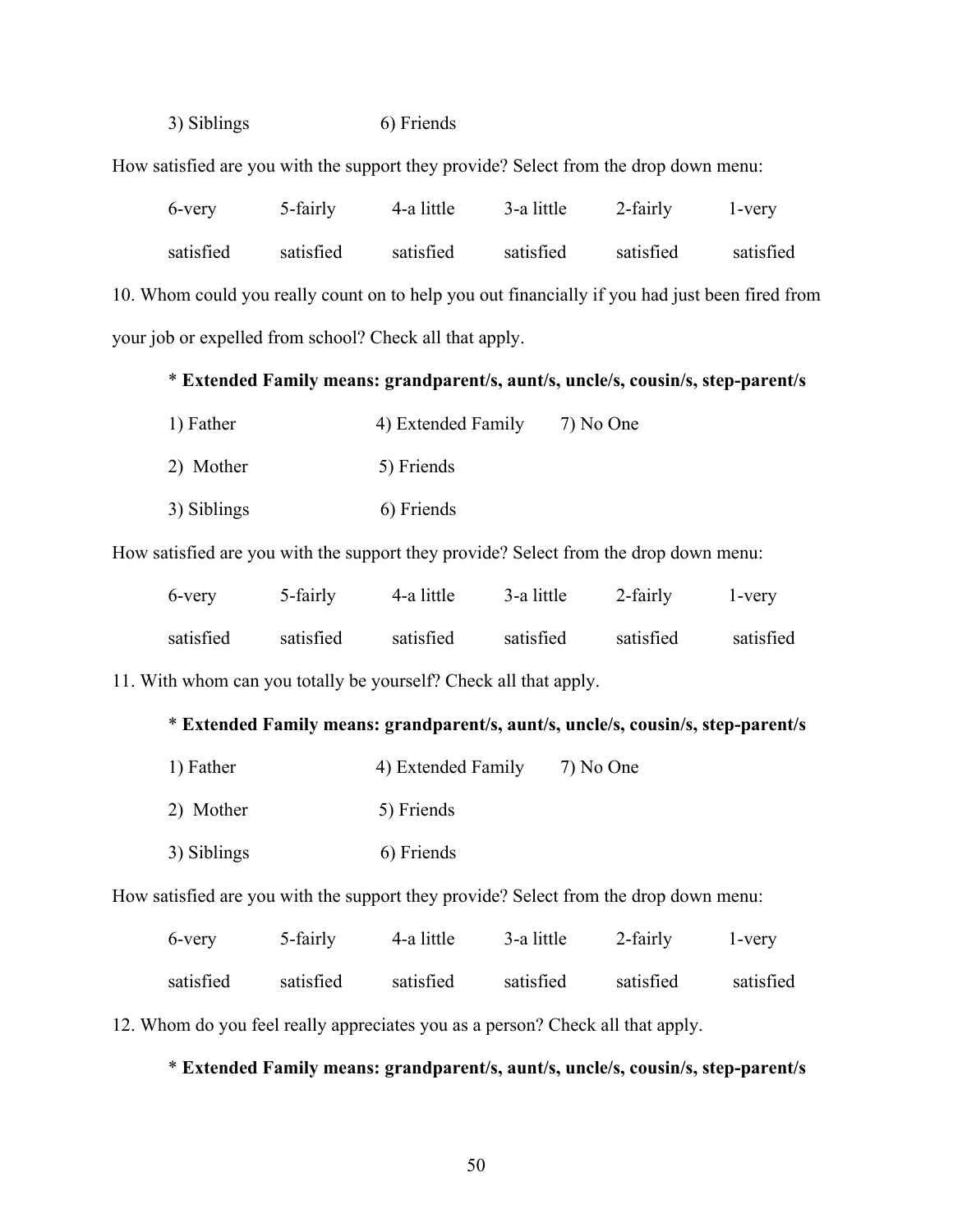3) Siblings 6) Friends

How satisfied are you with the support they provide? Select from the drop down menu:

| 6-very satisfied | 5-fairly satisfied | 4-a little satisfied | 3-a little satisfied | 2-fairly satisfied | 1-very satisfied |
|---|---|---|---|---|---|

10. Whom could you really count on to help you out financially if you had just been fired from your job or expelled from school? Check all that apply.

\* **Extended Family means: grandparent/s, aunt/s, uncle/s, cousin/s, step-parent/s**

1) Father 4) Extended Family 7) No One

2) Mother 5) Friends

3) Siblings 6) Friends

How satisfied are you with the support they provide? Select from the drop down menu:

| 6-very satisfied | 5-fairly satisfied | 4-a little satisfied | 3-a little satisfied | 2-fairly satisfied | 1-very satisfied |
|---|---|---|---|---|---|

11. With whom can you totally be yourself? Check all that apply.

\* **Extended Family means: grandparent/s, aunt/s, uncle/s, cousin/s, step-parent/s**

1) Father 4) Extended Family 7) No One

2) Mother 5) Friends

3) Siblings 6) Friends

How satisfied are you with the support they provide? Select from the drop down menu:

| 6-very satisfied | 5-fairly satisfied | 4-a little satisfied | 3-a little satisfied | 2-fairly satisfied | 1-very satisfied |
|---|---|---|---|---|---|

12. Whom do you feel really appreciates you as a person? Check all that apply.

\* **Extended Family means: grandparent/s, aunt/s, uncle/s, cousin/s, step-parent/s**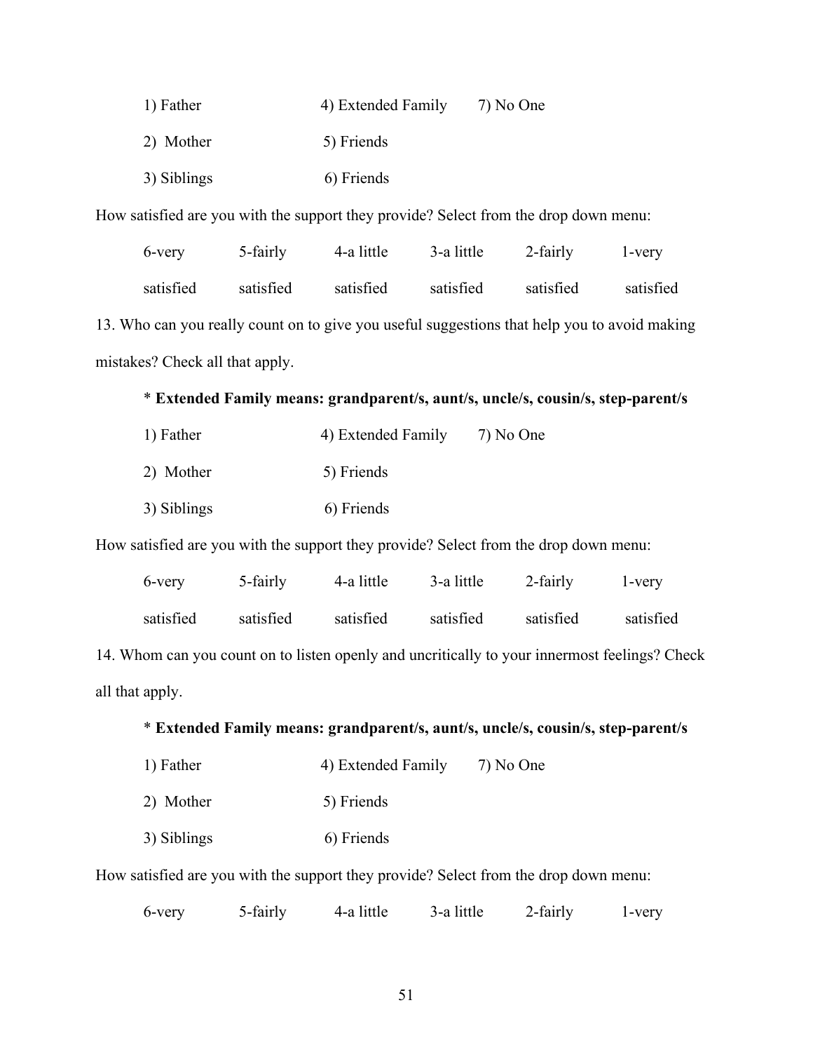| | | |
|---|---|---|
| 1) Father | 4) Extended Family | 7) No One |
| 2) Mother | 5) Friends | |
| 3) Siblings | 6) Friends | |

How satisfied are you with the support they provide? Select from the drop down menu:

| 6-very satisfied | 5-fairly satisfied | 4-a little satisfied | 3-a little satisfied | 2-fairly satisfied | 1-very satisfied |
|---|---|---|---|---|---|

13. Who can you really count on to give you useful suggestions that help you to avoid making mistakes? Check all that apply.

\* **Extended Family means: grandparent/s, aunt/s, uncle/s, cousin/s, step-parent/s**

| | | |
|---|---|---|
| 1) Father | 4) Extended Family | 7) No One |
| 2) Mother | 5) Friends | |
| 3) Siblings | 6) Friends | |

How satisfied are you with the support they provide? Select from the drop down menu:

| 6-very satisfied | 5-fairly satisfied | 4-a little satisfied | 3-a little satisfied | 2-fairly satisfied | 1-very satisfied |
|---|---|---|---|---|---|

14. Whom can you count on to listen openly and uncritically to your innermost feelings? Check all that apply.

\* **Extended Family means: grandparent/s, aunt/s, uncle/s, cousin/s, step-parent/s**

| | | |
|---|---|---|
| 1) Father | 4) Extended Family | 7) No One |
| 2) Mother | 5) Friends | |
| 3) Siblings | 6) Friends | |

How satisfied are you with the support they provide? Select from the drop down menu:

| 6-very | 5-fairly | 4-a little | 3-a little | 2-fairly | 1-very |
|---|---|---|---|---|---|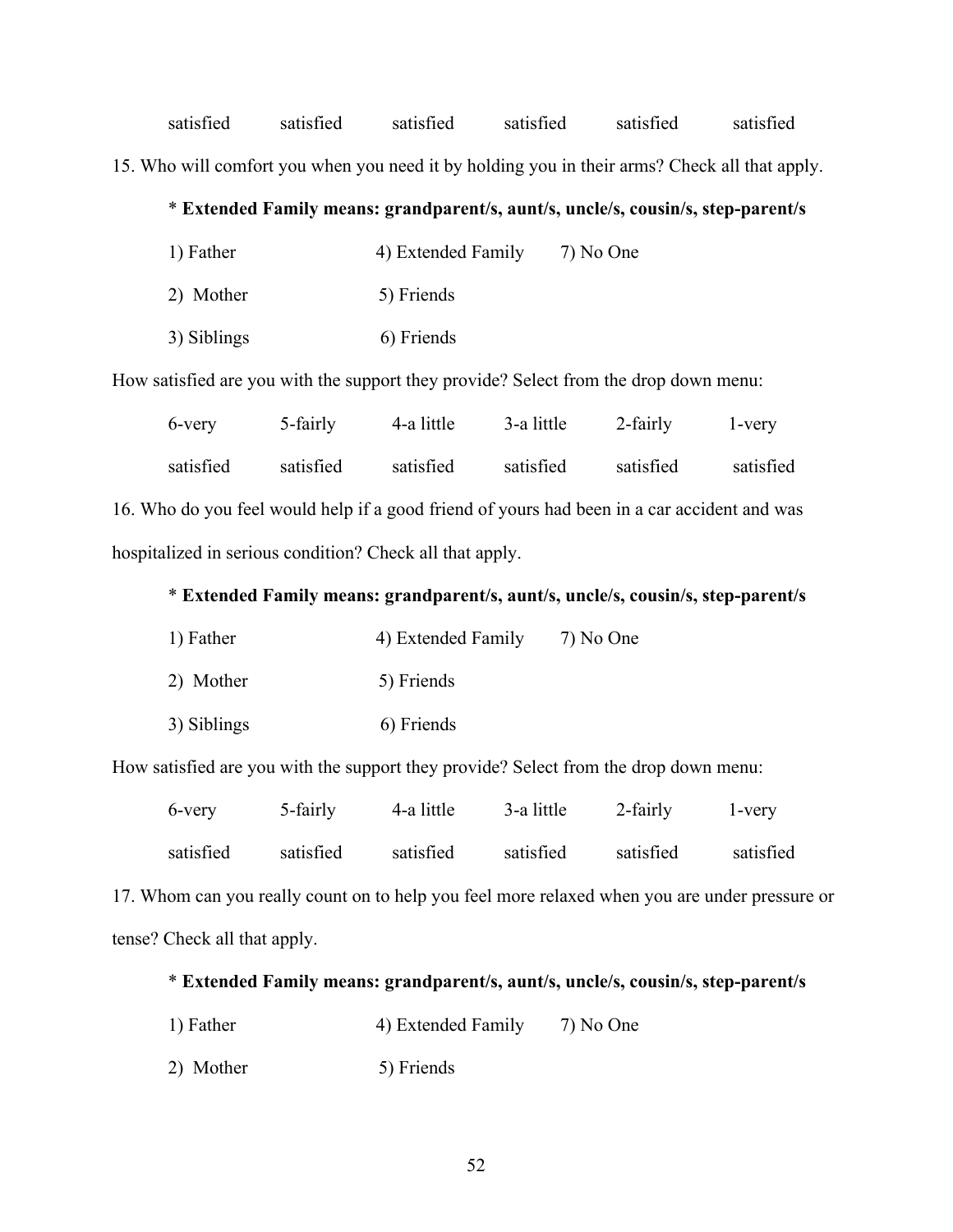| satisfied | satisfied | satisfied | satisfied | satisfied | satisfied |
|---|---|---|---|---|---|

15. Who will comfort you when you need it by holding you in their arms? Check all that apply.

* **Extended Family means: grandparent/s, aunt/s, uncle/s, cousin/s, step-parent/s**

| 1) Father | 4) Extended Family | 7) No One |
|---|---|---|
| 2) Mother | 5) Friends | |
| 3) Siblings | 6) Friends | |

How satisfied are you with the support they provide? Select from the drop down menu:

| 6-very | 5-fairly | 4-a little | 3-a little | 2-fairly | 1-very |
|---|---|---|---|---|---|
| satisfied | satisfied | satisfied | satisfied | satisfied | satisfied |

16. Who do you feel would help if a good friend of yours had been in a car accident and was hospitalized in serious condition? Check all that apply.

* **Extended Family means: grandparent/s, aunt/s, uncle/s, cousin/s, step-parent/s**

| 1) Father | 4) Extended Family | 7) No One |
|---|---|---|
| 2) Mother | 5) Friends | |
| 3) Siblings | 6) Friends | |

How satisfied are you with the support they provide? Select from the drop down menu:

| 6-very | 5-fairly | 4-a little | 3-a little | 2-fairly | 1-very |
|---|---|---|---|---|---|
| satisfied | satisfied | satisfied | satisfied | satisfied | satisfied |

17. Whom can you really count on to help you feel more relaxed when you are under pressure or tense? Check all that apply.

* **Extended Family means: grandparent/s, aunt/s, uncle/s, cousin/s, step-parent/s**

| 1) Father | 4) Extended Family | 7) No One |
|---|---|---|
| 2) Mother | 5) Friends | |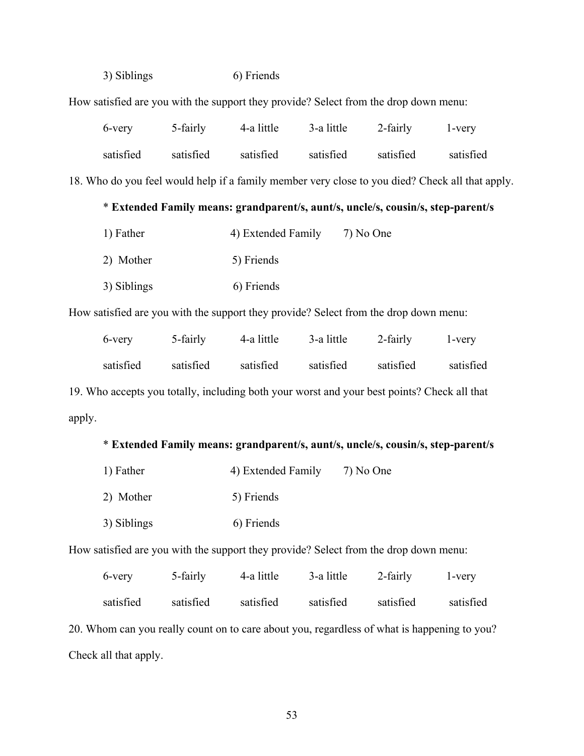3) Siblings 6) Friends

How satisfied are you with the support they provide? Select from the drop down menu:

| 6-very satisfied | 5-fairly satisfied | 4-a little satisfied | 3-a little satisfied | 2-fairly satisfied | 1-very satisfied |
|---|---|---|---|---|---|

18. Who do you feel would help if a family member very close to you died? Check all that apply.

\* **Extended Family means: grandparent/s, aunt/s, uncle/s, cousin/s, step-parent/s**

1) Father 4) Extended Family 7) No One

2) Mother 5) Friends

3) Siblings 6) Friends

How satisfied are you with the support they provide? Select from the drop down menu:

| 6-very satisfied | 5-fairly satisfied | 4-a little satisfied | 3-a little satisfied | 2-fairly satisfied | 1-very satisfied |
|---|---|---|---|---|---|

19. Who accepts you totally, including both your worst and your best points? Check all that apply.

\* **Extended Family means: grandparent/s, aunt/s, uncle/s, cousin/s, step-parent/s**

1) Father 4) Extended Family 7) No One

2) Mother 5) Friends

3) Siblings 6) Friends

How satisfied are you with the support they provide? Select from the drop down menu:

| 6-very satisfied | 5-fairly satisfied | 4-a little satisfied | 3-a little satisfied | 2-fairly satisfied | 1-very satisfied |
|---|---|---|---|---|---|

20. Whom can you really count on to care about you, regardless of what is happening to you? Check all that apply.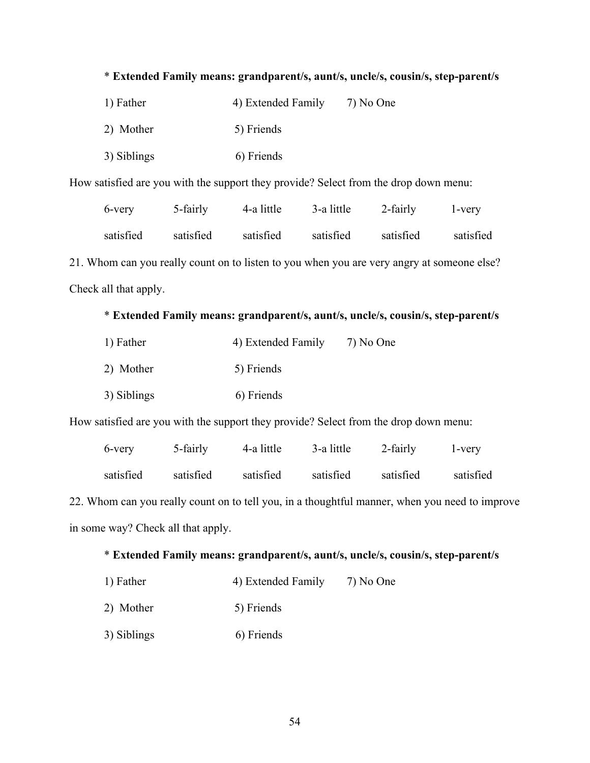\* **Extended Family means: grandparent/s, aunt/s, uncle/s, cousin/s, step-parent/s**

| | | |
|---|---|---|
| 1) Father | 4) Extended Family | 7) No One |
| 2) Mother | 5) Friends | |
| 3) Siblings | 6) Friends | |

How satisfied are you with the support they provide? Select from the drop down menu:

| 6-very satisfied | 5-fairly satisfied | 4-a little satisfied | 3-a little satisfied | 2-fairly satisfied | 1-very satisfied |
|---|---|---|---|---|---|

21. Whom can you really count on to listen to you when you are very angry at someone else? Check all that apply.

\* **Extended Family means: grandparent/s, aunt/s, uncle/s, cousin/s, step-parent/s**

| | | |
|---|---|---|
| 1) Father | 4) Extended Family | 7) No One |
| 2) Mother | 5) Friends | |
| 3) Siblings | 6) Friends | |

How satisfied are you with the support they provide? Select from the drop down menu:

| 6-very satisfied | 5-fairly satisfied | 4-a little satisfied | 3-a little satisfied | 2-fairly satisfied | 1-very satisfied |
|---|---|---|---|---|---|

22. Whom can you really count on to tell you, in a thoughtful manner, when you need to improve in some way? Check all that apply.

\* **Extended Family means: grandparent/s, aunt/s, uncle/s, cousin/s, step-parent/s**

| | | |
|---|---|---|
| 1) Father | 4) Extended Family | 7) No One |
| 2) Mother | 5) Friends | |
| 3) Siblings | 6) Friends | |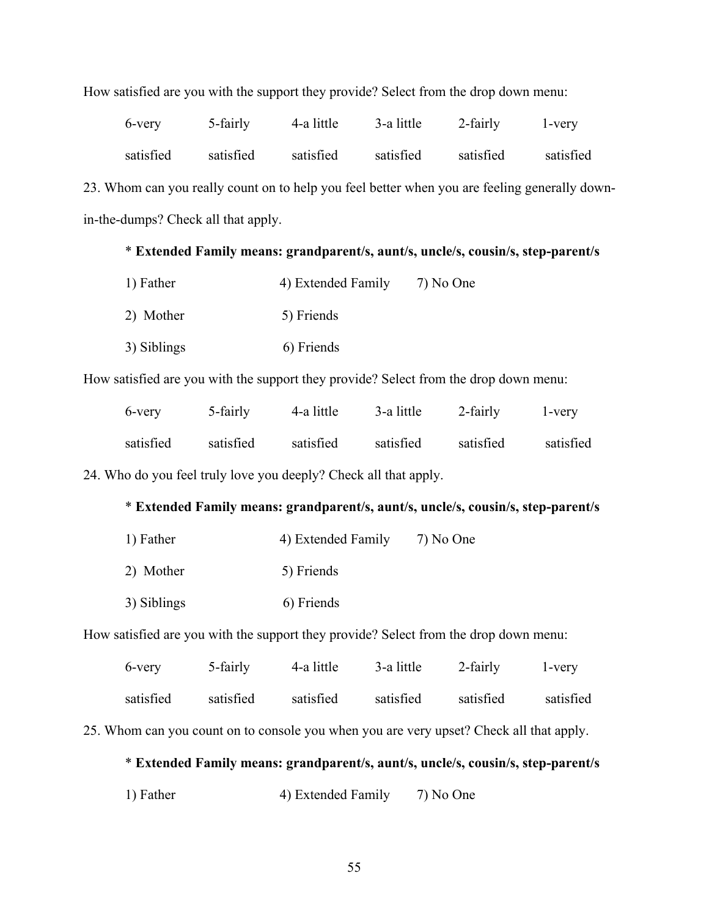How satisfied are you with the support they provide? Select from the drop down menu:

| 6-very satisfied | 5-fairly satisfied | 4-a little satisfied | 3-a little satisfied | 2-fairly satisfied | 1-very satisfied |
|---|---|---|---|---|---|

23. Whom can you really count on to help you feel better when you are feeling generally down-in-the-dumps? Check all that apply.

    * **Extended Family means: grandparent/s, aunt/s, uncle/s, cousin/s, step-parent/s**

    1) Father
    2) Mother
    3) Siblings
    4) Extended Family
    5) Friends
    6) Friends
    7) No One

How satisfied are you with the support they provide? Select from the drop down menu:

| 6-very satisfied | 5-fairly satisfied | 4-a little satisfied | 3-a little satisfied | 2-fairly satisfied | 1-very satisfied |
|---|---|---|---|---|---|

24. Who do you feel truly love you deeply? Check all that apply.

    * **Extended Family means: grandparent/s, aunt/s, uncle/s, cousin/s, step-parent/s**

    1) Father
    2) Mother
    3) Siblings
    4) Extended Family
    5) Friends
    6) Friends
    7) No One

How satisfied are you with the support they provide? Select from the drop down menu:

| 6-very satisfied | 5-fairly satisfied | 4-a little satisfied | 3-a little satisfied | 2-fairly satisfied | 1-very satisfied |
|---|---|---|---|---|---|

25. Whom can you count on to console you when you are very upset? Check all that apply.

    * **Extended Family means: grandparent/s, aunt/s, uncle/s, cousin/s, step-parent/s**

    1) Father
    4) Extended Family
    7) No One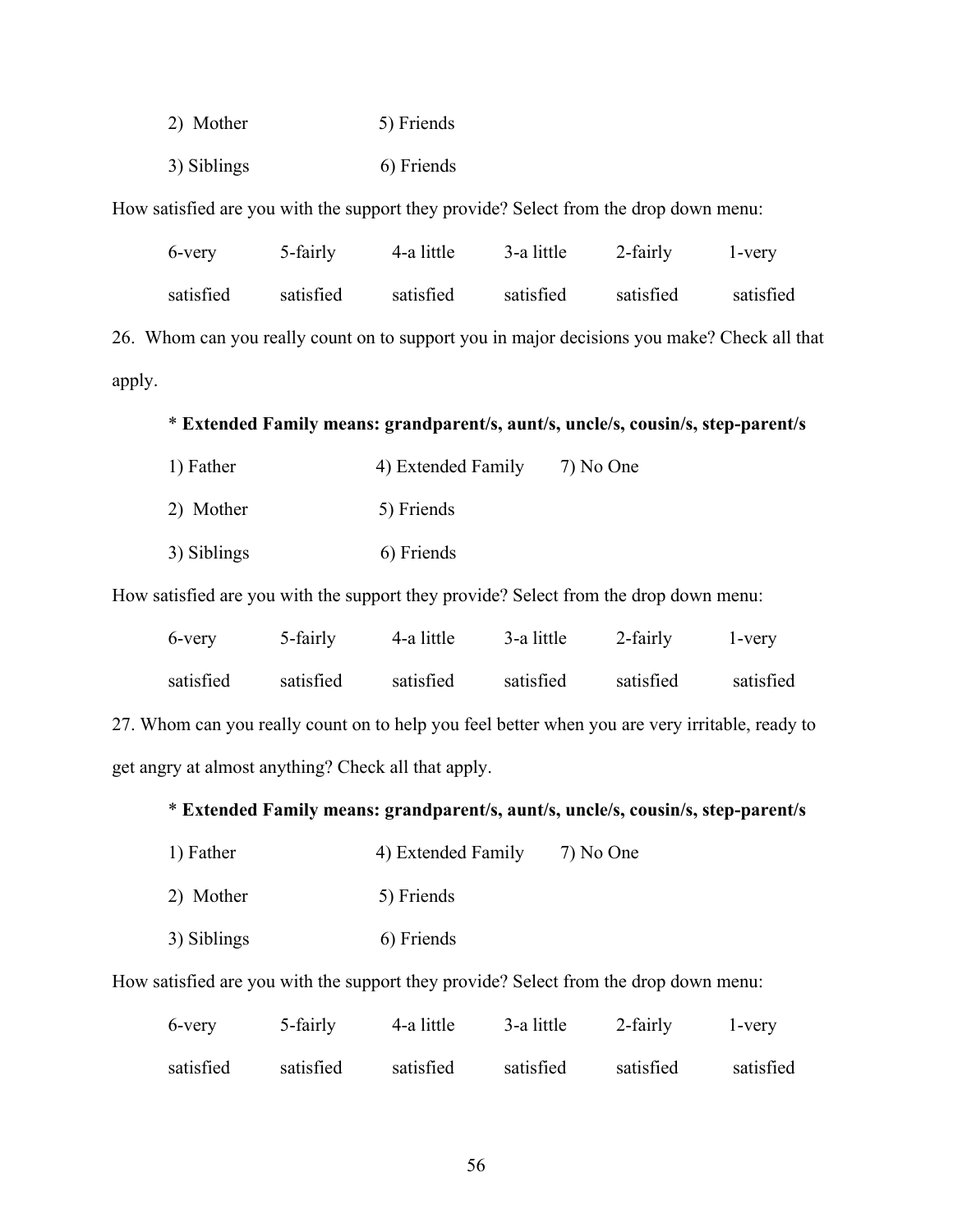2) Mother 5) Friends

3) Siblings 6) Friends

How satisfied are you with the support they provide? Select from the drop down menu:

| 6-very satisfied | 5-fairly satisfied | 4-a little satisfied | 3-a little satisfied | 2-fairly satisfied | 1-very satisfied |
|---|---|---|---|---|---|

26. Whom can you really count on to support you in major decisions you make? Check all that apply.

\* **Extended Family means: grandparent/s, aunt/s, uncle/s, cousin/s, step-parent/s**

1) Father 4) Extended Family 7) No One

2) Mother 5) Friends

3) Siblings 6) Friends

How satisfied are you with the support they provide? Select from the drop down menu:

| 6-very satisfied | 5-fairly satisfied | 4-a little satisfied | 3-a little satisfied | 2-fairly satisfied | 1-very satisfied |
|---|---|---|---|---|---|

27. Whom can you really count on to help you feel better when you are very irritable, ready to get angry at almost anything? Check all that apply.

\* **Extended Family means: grandparent/s, aunt/s, uncle/s, cousin/s, step-parent/s**

1) Father 4) Extended Family 7) No One

2) Mother 5) Friends

3) Siblings 6) Friends

How satisfied are you with the support they provide? Select from the drop down menu:

| 6-very satisfied | 5-fairly satisfied | 4-a little satisfied | 3-a little satisfied | 2-fairly satisfied | 1-very satisfied |
|---|---|---|---|---|---|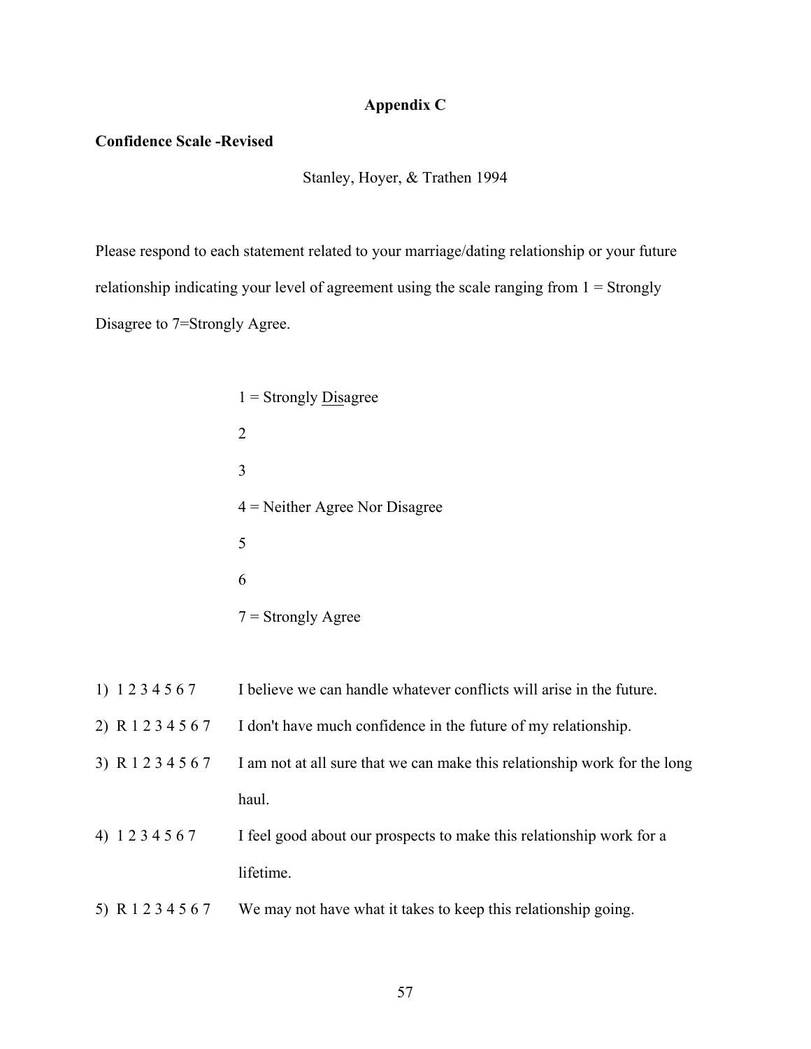## Appendix C

**Confidence Scale -Revised**

Stanley, Hoyer, & Trathen 1994

Please respond to each statement related to your marriage/dating relationship or your future relationship indicating your level of agreement using the scale ranging from 1 = Strongly Disagree to 7=Strongly Agree.

1 = Strongly Disagree

2

3

4 = Neither Agree Nor Disagree

5

6

7 = Strongly Agree

1) 1 2 3 4 5 6 7 I believe we can handle whatever conflicts will arise in the future.

2) R 1 2 3 4 5 6 7 I don't have much confidence in the future of my relationship.

3) R 1 2 3 4 5 6 7 I am not at all sure that we can make this relationship work for the long haul.

4) 1 2 3 4 5 6 7 I feel good about our prospects to make this relationship work for a lifetime.

5) R 1 2 3 4 5 6 7 We may not have what it takes to keep this relationship going.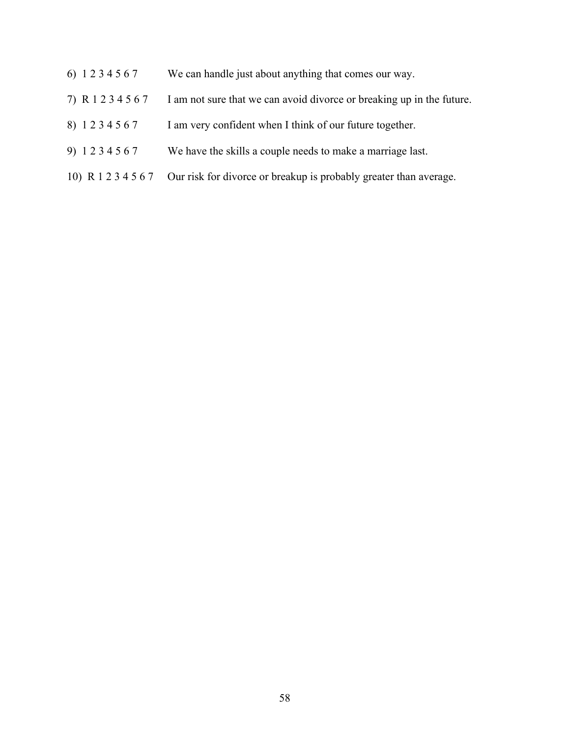6) 1 2 3 4 5 6 7 We can handle just about anything that comes our way.

7) R 1 2 3 4 5 6 7 I am not sure that we can avoid divorce or breaking up in the future.

8) 1 2 3 4 5 6 7 I am very confident when I think of our future together.

9) 1 2 3 4 5 6 7 We have the skills a couple needs to make a marriage last.

10) R 1 2 3 4 5 6 7 Our risk for divorce or breakup is probably greater than average.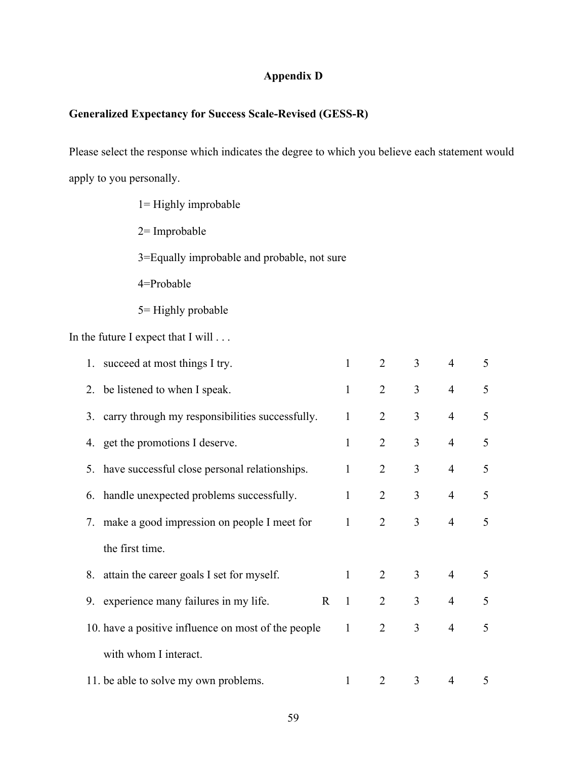## Appendix D

**Generalized Expectancy for Success Scale-Revised (GESS-R)**

Please select the response which indicates the degree to which you believe each statement would apply to you personally.

1= Highly improbable

2= Improbable

3=Equally improbable and probable, not sure

4=Probable

5= Highly probable

In the future I expect that I will . . .

| | | | | | | | |
|---|---|---|---|---|---|---|---|
| 1. | succeed at most things I try. | | 1 | 2 | 3 | 4 | 5 |
| 2. | be listened to when I speak. | | 1 | 2 | 3 | 4 | 5 |
| 3. | carry through my responsibilities successfully. | | 1 | 2 | 3 | 4 | 5 |
| 4. | get the promotions I deserve. | | 1 | 2 | 3 | 4 | 5 |
| 5. | have successful close personal relationships. | | 1 | 2 | 3 | 4 | 5 |
| 6. | handle unexpected problems successfully. | | 1 | 2 | 3 | 4 | 5 |
| 7. | make a good impression on people I meet for the first time. | | 1 | 2 | 3 | 4 | 5 |
| 8. | attain the career goals I set for myself. | | 1 | 2 | 3 | 4 | 5 |
| 9. | experience many failures in my life. | R | 1 | 2 | 3 | 4 | 5 |
| 10. | have a positive influence on most of the people with whom I interact. | | 1 | 2 | 3 | 4 | 5 |
| 11. | be able to solve my own problems. | | 1 | 2 | 3 | 4 | 5 |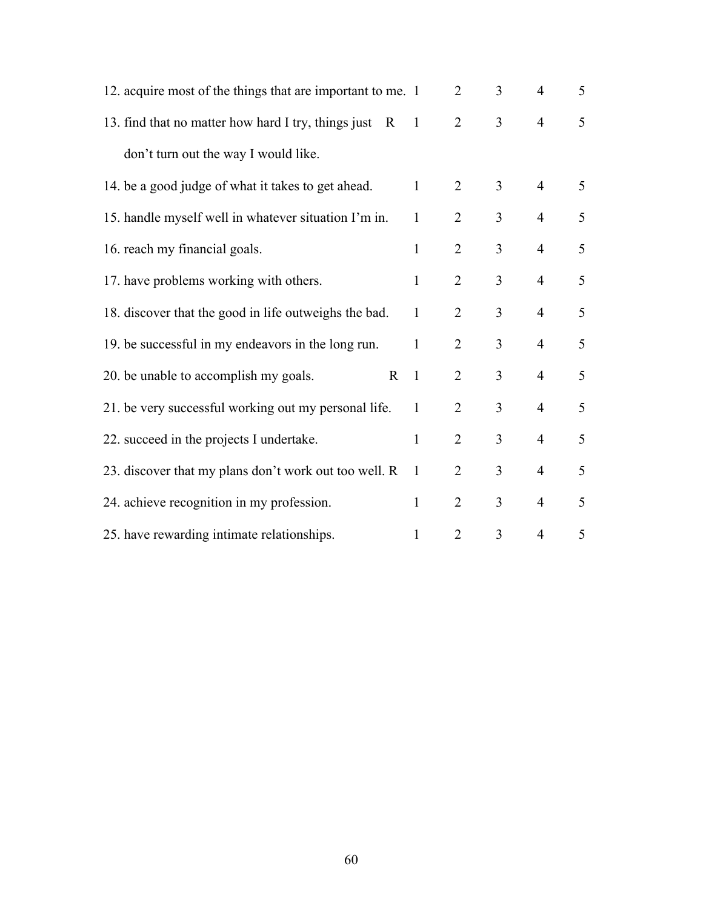| | | | | | | |
|---|---|---|---|---|---|---|
| 12. acquire most of the things that are important to me. | | 1 | 2 | 3 | 4 | 5 |
| 13. find that no matter how hard I try, things just don't turn out the way I would like. | R | 1 | 2 | 3 | 4 | 5 |
| 14. be a good judge of what it takes to get ahead. | | 1 | 2 | 3 | 4 | 5 |
| 15. handle myself well in whatever situation I'm in. | | 1 | 2 | 3 | 4 | 5 |
| 16. reach my financial goals. | | 1 | 2 | 3 | 4 | 5 |
| 17. have problems working with others. | | 1 | 2 | 3 | 4 | 5 |
| 18. discover that the good in life outweighs the bad. | | 1 | 2 | 3 | 4 | 5 |
| 19. be successful in my endeavors in the long run. | | 1 | 2 | 3 | 4 | 5 |
| 20. be unable to accomplish my goals. | R | 1 | 2 | 3 | 4 | 5 |
| 21. be very successful working out my personal life. | | 1 | 2 | 3 | 4 | 5 |
| 22. succeed in the projects I undertake. | | 1 | 2 | 3 | 4 | 5 |
| 23. discover that my plans don't work out too well. | R | 1 | 2 | 3 | 4 | 5 |
| 24. achieve recognition in my profession. | | 1 | 2 | 3 | 4 | 5 |
| 25. have rewarding intimate relationships. | | 1 | 2 | 3 | 4 | 5 |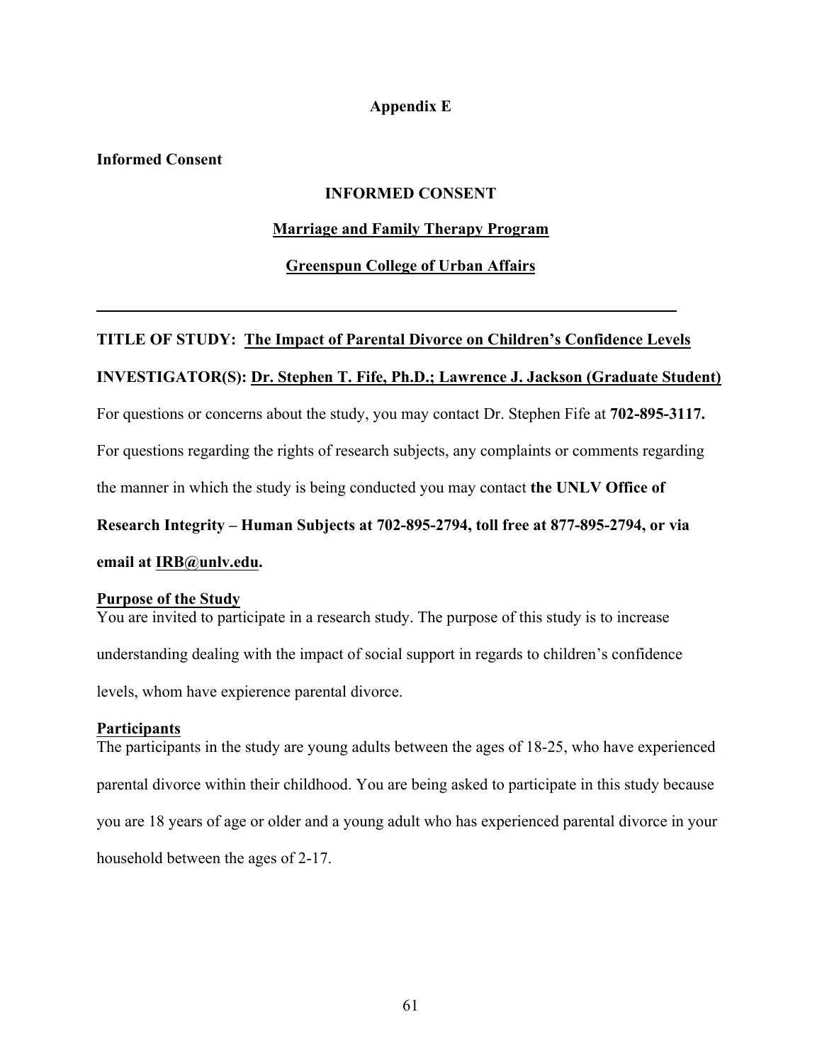# Appendix E

**Informed Consent**

## INFORMED CONSENT

**Marriage and Family Therapy Program**

**Greenspun College of Urban Affairs**

---

**TITLE OF STUDY:** **The Impact of Parental Divorce on Children's Confidence Levels**

**INVESTIGATOR(S):** **Dr. Stephen T. Fife, Ph.D.; Lawrence J. Jackson (Graduate Student)**

For questions or concerns about the study, you may contact Dr. Stephen Fife at **702-895-3117.**

For questions regarding the rights of research subjects, any complaints or comments regarding the manner in which the study is being conducted you may contact **the UNLV Office of Research Integrity – Human Subjects at 702-895-2794, toll free at 877-895-2794, or via email at IRB@unlv.edu.**

**Purpose of the Study**

You are invited to participate in a research study. The purpose of this study is to increase understanding dealing with the impact of social support in regards to children's confidence levels, whom have expierence parental divorce.

**Participants**

The participants in the study are young adults between the ages of 18-25, who have experienced parental divorce within their childhood. You are being asked to participate in this study because you are 18 years of age or older and a young adult who has experienced parental divorce in your household between the ages of 2-17.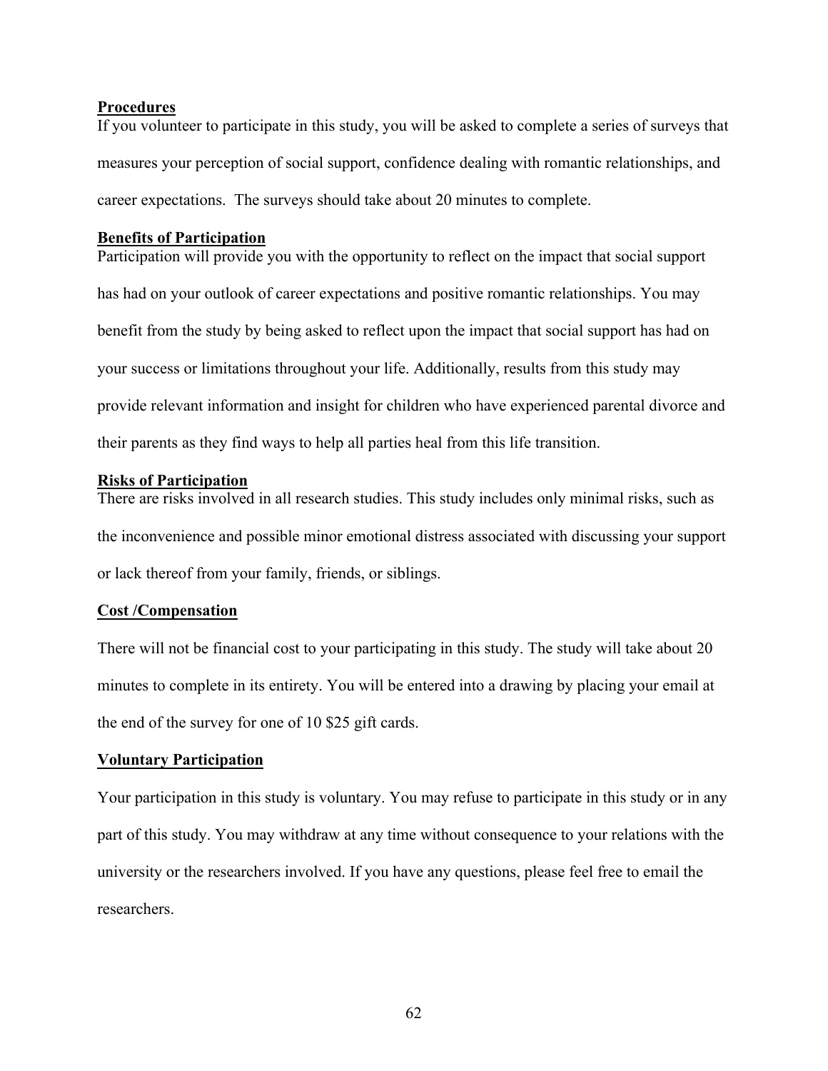**Procedures**

If you volunteer to participate in this study, you will be asked to complete a series of surveys that measures your perception of social support, confidence dealing with romantic relationships, and career expectations. The surveys should take about 20 minutes to complete.

**Benefits of Participation**

Participation will provide you with the opportunity to reflect on the impact that social support has had on your outlook of career expectations and positive romantic relationships. You may benefit from the study by being asked to reflect upon the impact that social support has had on your success or limitations throughout your life. Additionally, results from this study may provide relevant information and insight for children who have experienced parental divorce and their parents as they find ways to help all parties heal from this life transition.

**Risks of Participation**

There are risks involved in all research studies. This study includes only minimal risks, such as the inconvenience and possible minor emotional distress associated with discussing your support or lack thereof from your family, friends, or siblings.

**Cost /Compensation**

There will not be financial cost to your participating in this study. The study will take about 20 minutes to complete in its entirety. You will be entered into a drawing by placing your email at the end of the survey for one of 10 $25 gift cards.

**Voluntary Participation**

Your participation in this study is voluntary. You may refuse to participate in this study or in any part of this study. You may withdraw at any time without consequence to your relations with the university or the researchers involved. If you have any questions, please feel free to email the researchers.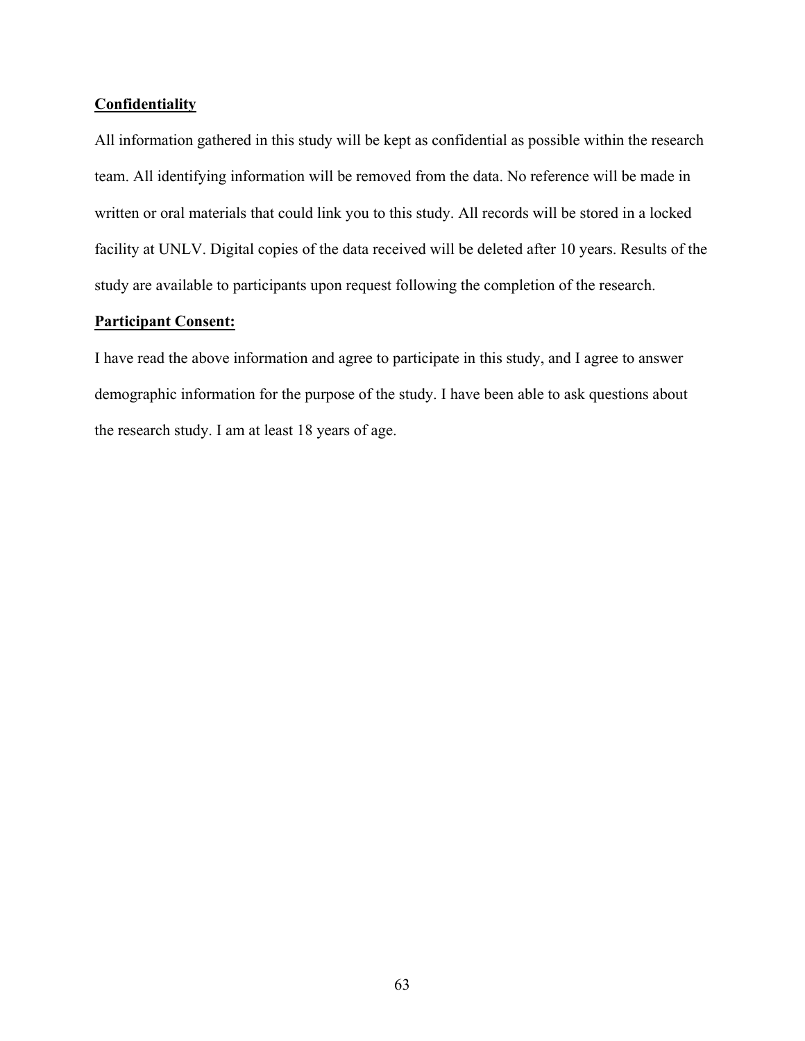**Confidentiality**

All information gathered in this study will be kept as confidential as possible within the research team. All identifying information will be removed from the data. No reference will be made in written or oral materials that could link you to this study. All records will be stored in a locked facility at UNLV. Digital copies of the data received will be deleted after 10 years. Results of the study are available to participants upon request following the completion of the research.

**Participant Consent:**

I have read the above information and agree to participate in this study, and I agree to answer demographic information for the purpose of the study. I have been able to ask questions about the research study. I am at least 18 years of age.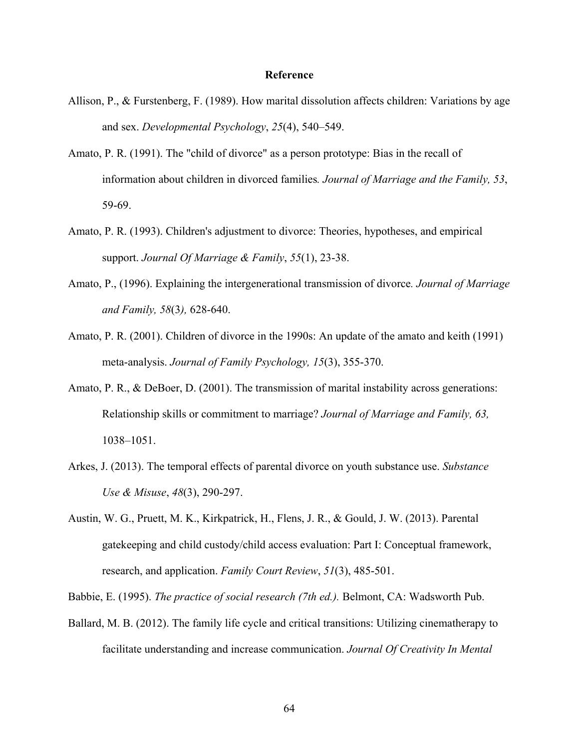**Reference**

Allison, P., & Furstenberg, F. (1989). How marital dissolution affects children: Variations by age and sex. *Developmental Psychology*, *25*(4), 540–549.

Amato, P. R. (1991). The "child of divorce" as a person prototype: Bias in the recall of information about children in divorced families*. Journal of Marriage and the Family, 53*, 59-69.

Amato, P. R. (1993). Children's adjustment to divorce: Theories, hypotheses, and empirical support. *Journal Of Marriage & Family*, *55*(1), 23-38.

Amato, P., (1996). Explaining the intergenerational transmission of divorce*. Journal of Marriage and Family, 58*(3*),* 628-640.

Amato, P. R. (2001). Children of divorce in the 1990s: An update of the amato and keith (1991) meta-analysis. *Journal of Family Psychology, 15*(3), 355-370.

Amato, P. R., & DeBoer, D. (2001). The transmission of marital instability across generations: Relationship skills or commitment to marriage? *Journal of Marriage and Family, 63,* 1038–1051.

Arkes, J. (2013). The temporal effects of parental divorce on youth substance use. *Substance Use & Misuse*, *48*(3), 290-297.

Austin, W. G., Pruett, M. K., Kirkpatrick, H., Flens, J. R., & Gould, J. W. (2013). Parental gatekeeping and child custody/child access evaluation: Part I: Conceptual framework, research, and application. *Family Court Review*, *51*(3), 485-501.

Babbie, E. (1995). *The practice of social research (7th ed.).* Belmont, CA: Wadsworth Pub.

Ballard, M. B. (2012). The family life cycle and critical transitions: Utilizing cinematherapy to facilitate understanding and increase communication. *Journal Of Creativity In Mental*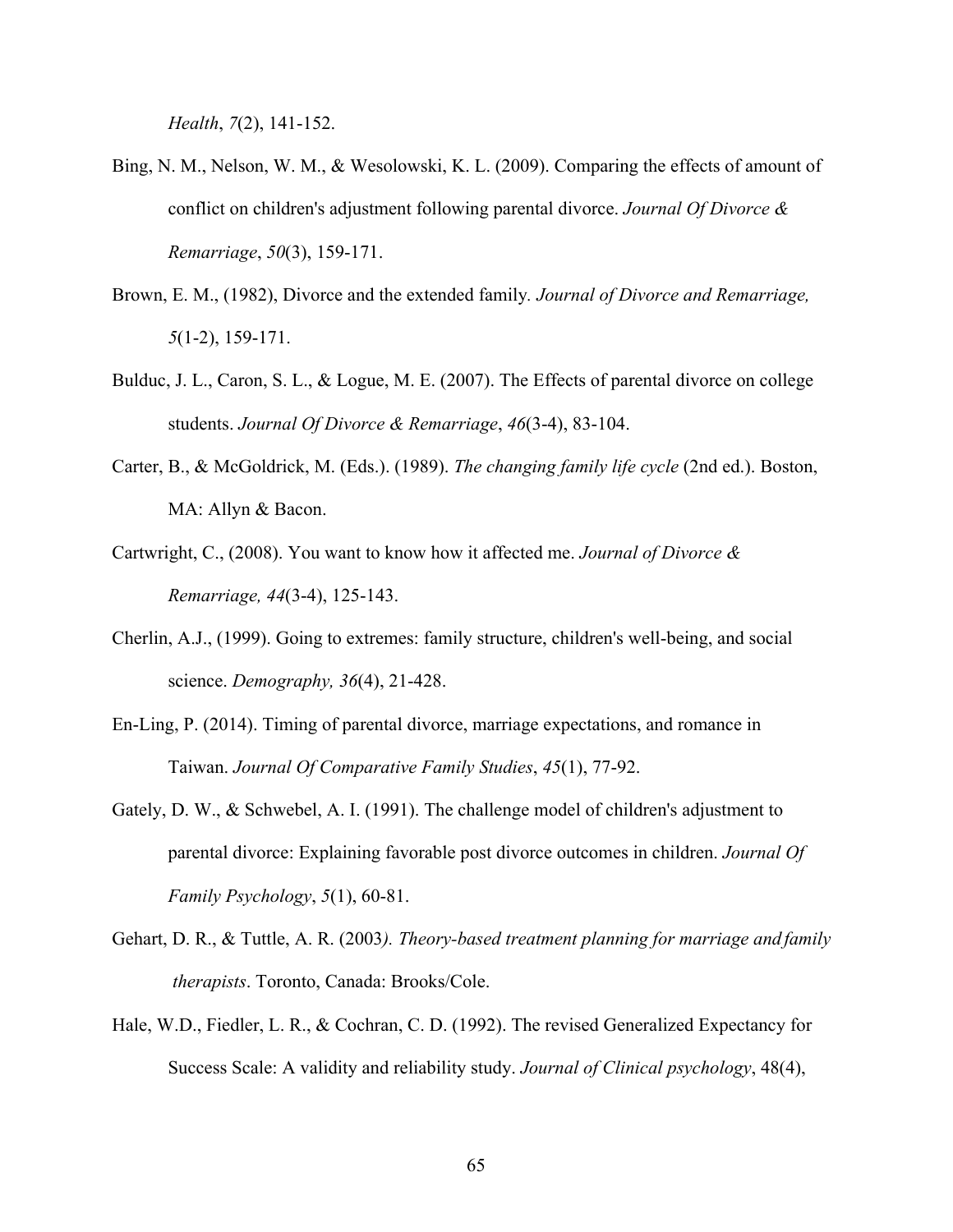*Health*, *7*(2), 141-152.

Bing, N. M., Nelson, W. M., & Wesolowski, K. L. (2009). Comparing the effects of amount of conflict on children's adjustment following parental divorce. *Journal Of Divorce & Remarriage*, *50*(3), 159-171.

Brown, E. M., (1982), Divorce and the extended family. *Journal of Divorce and Remarriage, 5*(1-2), 159-171.

Bulduc, J. L., Caron, S. L., & Logue, M. E. (2007). The Effects of parental divorce on college students. *Journal Of Divorce & Remarriage*, *46*(3-4), 83-104.

Carter, B., & McGoldrick, M. (Eds.). (1989). *The changing family life cycle* (2nd ed.). Boston, MA: Allyn & Bacon.

Cartwright, C., (2008). You want to know how it affected me. *Journal of Divorce & Remarriage, 44*(3-4), 125-143.

Cherlin, A.J., (1999). Going to extremes: family structure, children's well-being, and social science. *Demography, 36*(4), 21-428.

En-Ling, P. (2014). Timing of parental divorce, marriage expectations, and romance in Taiwan. *Journal Of Comparative Family Studies*, *45*(1), 77-92.

Gately, D. W., & Schwebel, A. I. (1991). The challenge model of children's adjustment to parental divorce: Explaining favorable post divorce outcomes in children. *Journal Of Family Psychology*, *5*(1), 60-81.

Gehart, D. R., & Tuttle, A. R. (2003*). Theory-based treatment planning for marriage and family therapists*. Toronto, Canada: Brooks/Cole.

Hale, W.D., Fiedler, L. R., & Cochran, C. D. (1992). The revised Generalized Expectancy for Success Scale: A validity and reliability study. *Journal of Clinical psychology*, 48(4),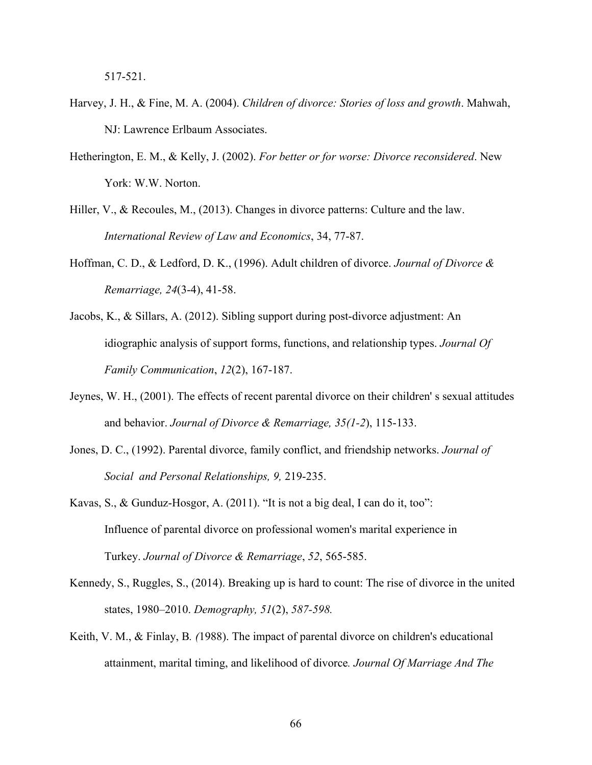517-521.

Harvey, J. H., & Fine, M. A. (2004). *Children of divorce: Stories of loss and growth*. Mahwah, NJ: Lawrence Erlbaum Associates.

Hetherington, E. M., & Kelly, J. (2002). *For better or for worse: Divorce reconsidered*. New York: W.W. Norton.

Hiller, V., & Recoules, M., (2013). Changes in divorce patterns: Culture and the law. *International Review of Law and Economics*, 34, 77-87.

Hoffman, C. D., & Ledford, D. K., (1996). Adult children of divorce. *Journal of Divorce & Remarriage, 24*(3-4), 41-58.

Jacobs, K., & Sillars, A. (2012). Sibling support during post-divorce adjustment: An idiographic analysis of support forms, functions, and relationship types. *Journal Of Family Communication*, *12*(2), 167-187.

Jeynes, W. H., (2001). The effects of recent parental divorce on their children' s sexual attitudes and behavior. *Journal of Divorce & Remarriage, 35(1-2*), 115-133.

Jones, D. C., (1992). Parental divorce, family conflict, and friendship networks. *Journal of Social and Personal Relationships, 9,* 219-235.

Kavas, S., & Gunduz-Hosgor, A. (2011). "It is not a big deal, I can do it, too": Influence of parental divorce on professional women's marital experience in Turkey. *Journal of Divorce & Remarriage*, *52*, 565-585.

Kennedy, S., Ruggles, S., (2014). Breaking up is hard to count: The rise of divorce in the united states, 1980–2010. *Demography, 51*(2), *587-598.*

Keith, V. M., & Finlay, B. *(*1988). The impact of parental divorce on children's educational attainment, marital timing, and likelihood of divorce*. Journal Of Marriage And The*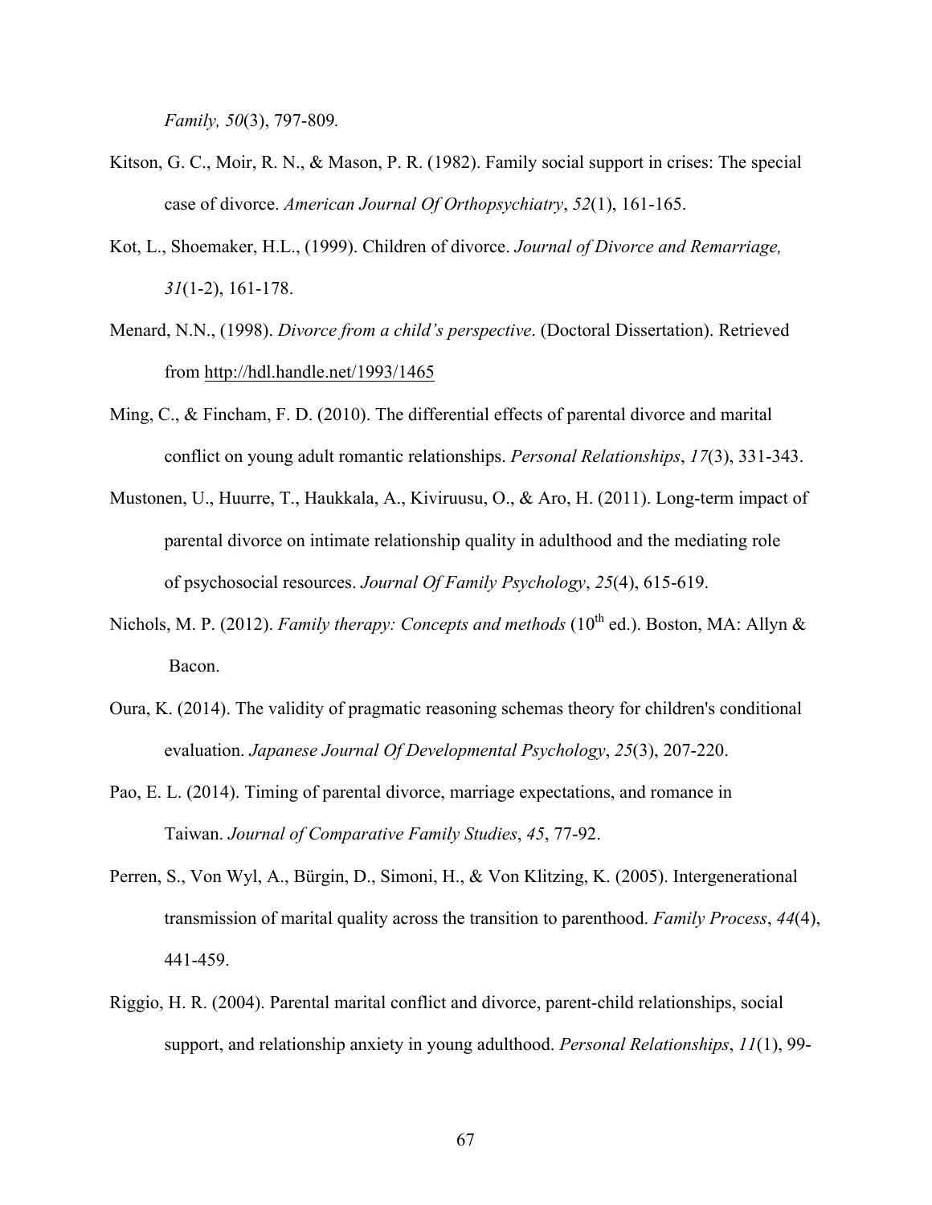*Family, 50*(3), 797-809.

Kitson, G. C., Moir, R. N., & Mason, P. R. (1982). Family social support in crises: The special case of divorce. *American Journal Of Orthopsychiatry*, *52*(1), 161-165.

Kot, L., Shoemaker, H.L., (1999). Children of divorce. *Journal of Divorce and Remarriage, 31*(1-2), 161-178.

Menard, N.N., (1998). *Divorce from a child's perspective*. (Doctoral Dissertation). Retrieved from http://hdl.handle.net/1993/1465

Ming, C., & Fincham, F. D. (2010). The differential effects of parental divorce and marital conflict on young adult romantic relationships. *Personal Relationships*, *17*(3), 331-343.

Mustonen, U., Huurre, T., Haukkala, A., Kiviruusu, O., & Aro, H. (2011). Long-term impact of parental divorce on intimate relationship quality in adulthood and the mediating role of psychosocial resources. *Journal Of Family Psychology*, *25*(4), 615-619.

Nichols, M. P. (2012). *Family therapy: Concepts and methods* (10th ed.). Boston, MA: Allyn & Bacon.

Oura, K. (2014). The validity of pragmatic reasoning schemas theory for children's conditional evaluation. *Japanese Journal Of Developmental Psychology*, *25*(3), 207-220.

Pao, E. L. (2014). Timing of parental divorce, marriage expectations, and romance in Taiwan. *Journal of Comparative Family Studies*, *45*, 77-92.

Perren, S., Von Wyl, A., Bürgin, D., Simoni, H., & Von Klitzing, K. (2005). Intergenerational transmission of marital quality across the transition to parenthood. *Family Process*, *44*(4), 441-459.

Riggio, H. R. (2004). Parental marital conflict and divorce, parent-child relationships, social support, and relationship anxiety in young adulthood. *Personal Relationships*, *11*(1), 99-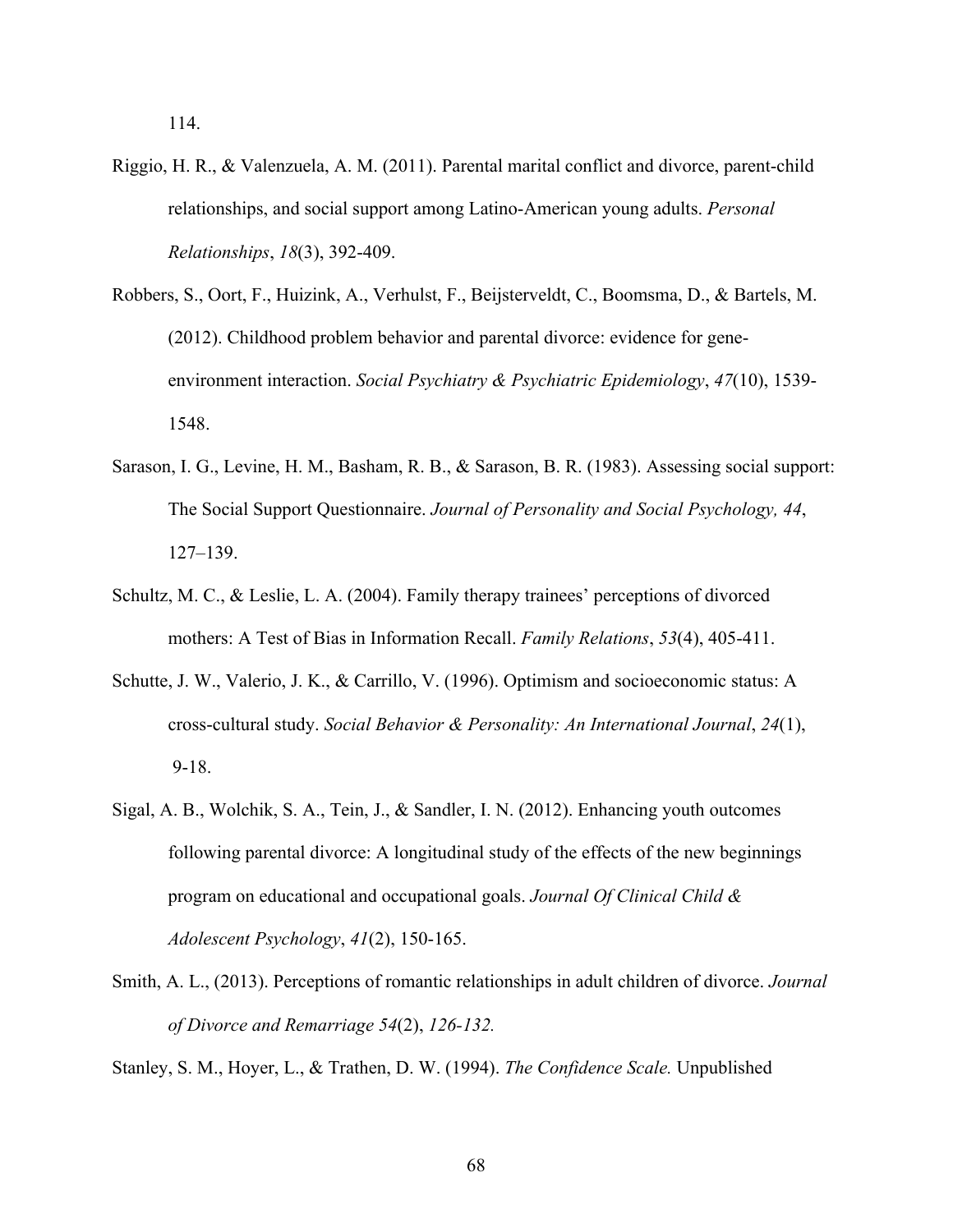114.

Riggio, H. R., & Valenzuela, A. M. (2011). Parental marital conflict and divorce, parent-child relationships, and social support among Latino-American young adults. *Personal Relationships*, *18*(3), 392-409.

Robbers, S., Oort, F., Huizink, A., Verhulst, F., Beijsterveldt, C., Boomsma, D., & Bartels, M. (2012). Childhood problem behavior and parental divorce: evidence for gene-environment interaction. *Social Psychiatry & Psychiatric Epidemiology*, *47*(10), 1539-1548.

Sarason, I. G., Levine, H. M., Basham, R. B., & Sarason, B. R. (1983). Assessing social support: The Social Support Questionnaire. *Journal of Personality and Social Psychology, 44*, 127–139.

Schultz, M. C., & Leslie, L. A. (2004). Family therapy trainees' perceptions of divorced mothers: A Test of Bias in Information Recall. *Family Relations*, *53*(4), 405-411.

Schutte, J. W., Valerio, J. K., & Carrillo, V. (1996). Optimism and socioeconomic status: A cross-cultural study. *Social Behavior & Personality: An International Journal*, *24*(1), 9-18.

Sigal, A. B., Wolchik, S. A., Tein, J., & Sandler, I. N. (2012). Enhancing youth outcomes following parental divorce: A longitudinal study of the effects of the new beginnings program on educational and occupational goals. *Journal Of Clinical Child & Adolescent Psychology*, *41*(2), 150-165.

Smith, A. L., (2013). Perceptions of romantic relationships in adult children of divorce. *Journal of Divorce and Remarriage 54*(2), *126-132.*

Stanley, S. M., Hoyer, L., & Trathen, D. W. (1994). *The Confidence Scale.* Unpublished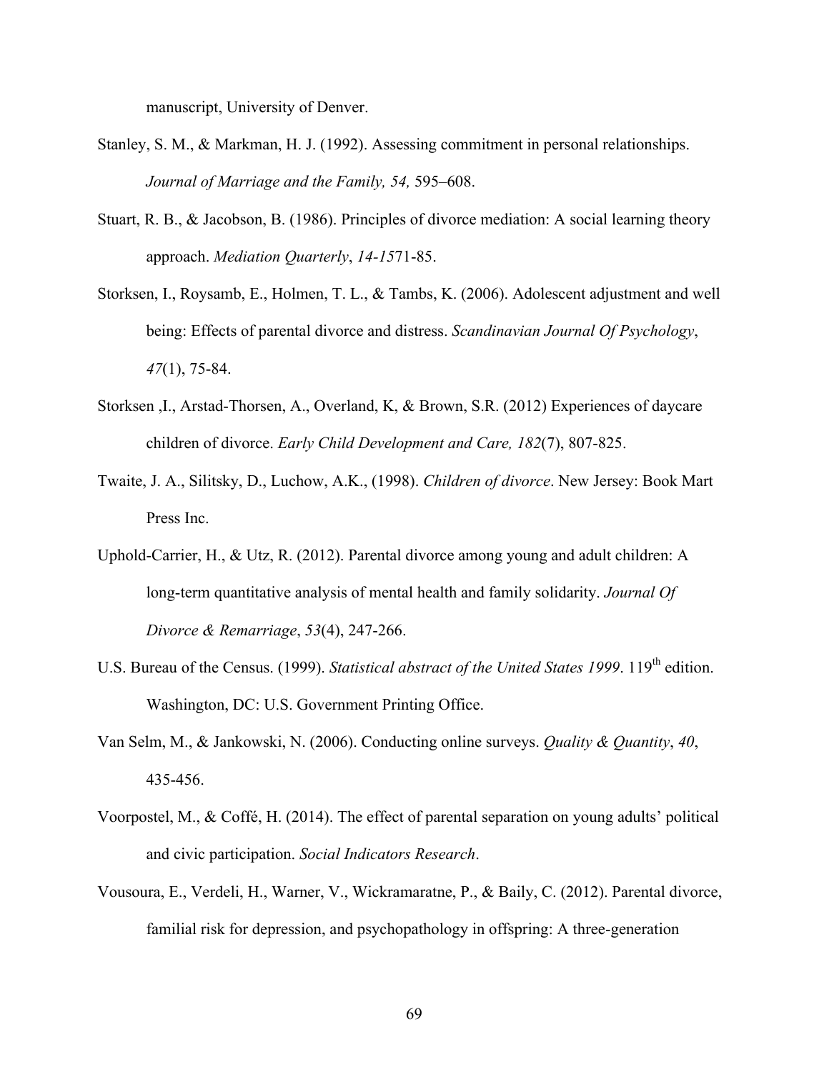manuscript, University of Denver.

Stanley, S. M., & Markman, H. J. (1992). Assessing commitment in personal relationships. *Journal of Marriage and the Family, 54,* 595–608.

Stuart, R. B., & Jacobson, B. (1986). Principles of divorce mediation: A social learning theory approach. *Mediation Quarterly*, *14-15*71-85.

Storksen, I., Roysamb, E., Holmen, T. L., & Tambs, K. (2006). Adolescent adjustment and well being: Effects of parental divorce and distress. *Scandinavian Journal Of Psychology*, *47*(1), 75-84.

Storksen ,I., Arstad-Thorsen, A., Overland, K, & Brown, S.R. (2012) Experiences of daycare children of divorce. *Early Child Development and Care, 182*(7), 807-825.

Twaite, J. A., Silitsky, D., Luchow, A.K., (1998). *Children of divorce*. New Jersey: Book Mart Press Inc.

Uphold-Carrier, H., & Utz, R. (2012). Parental divorce among young and adult children: A long-term quantitative analysis of mental health and family solidarity. *Journal Of Divorce & Remarriage*, *53*(4), 247-266.

U.S. Bureau of the Census. (1999). *Statistical abstract of the United States 1999*. 119th edition. Washington, DC: U.S. Government Printing Office.

Van Selm, M., & Jankowski, N. (2006). Conducting online surveys. *Quality & Quantity*, *40*, 435-456.

Voorpostel, M., & Coffé, H. (2014). The effect of parental separation on young adults' political and civic participation. *Social Indicators Research*.

Vousoura, E., Verdeli, H., Warner, V., Wickramaratne, P., & Baily, C. (2012). Parental divorce, familial risk for depression, and psychopathology in offspring: A three-generation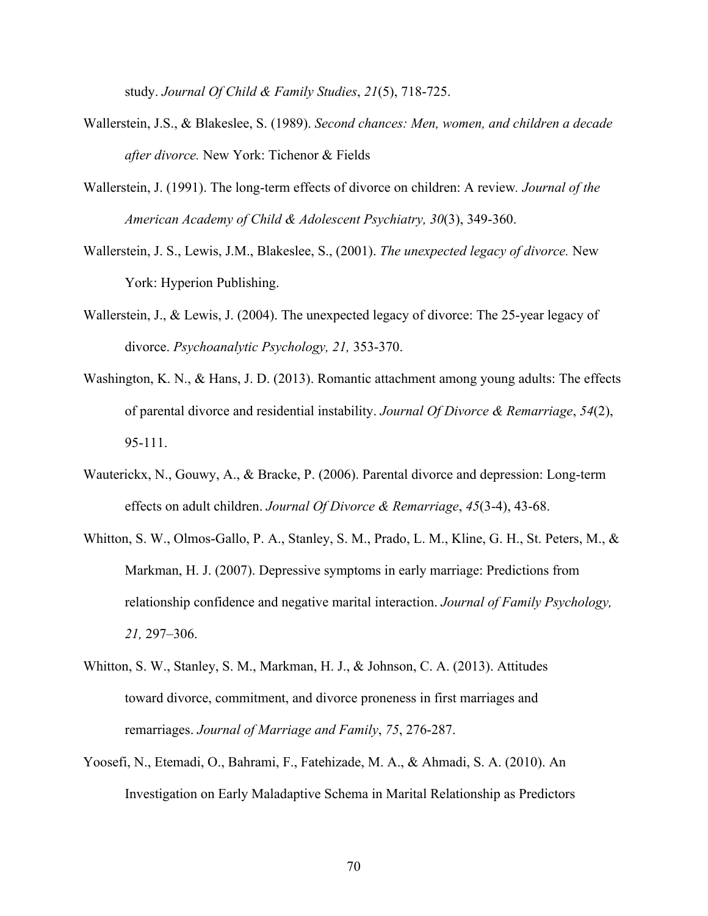study. *Journal Of Child & Family Studies*, *21*(5), 718-725.

Wallerstein, J.S., & Blakeslee, S. (1989). *Second chances: Men, women, and children a decade after divorce.* New York: Tichenor & Fields

Wallerstein, J. (1991). The long-term effects of divorce on children: A review. *Journal of the American Academy of Child & Adolescent Psychiatry, 30*(3), 349-360.

Wallerstein, J. S., Lewis, J.M., Blakeslee, S., (2001). *The unexpected legacy of divorce.* New York: Hyperion Publishing.

Wallerstein, J., & Lewis, J. (2004). The unexpected legacy of divorce: The 25-year legacy of divorce. *Psychoanalytic Psychology, 21,* 353-370.

Washington, K. N., & Hans, J. D. (2013). Romantic attachment among young adults: The effects of parental divorce and residential instability. *Journal Of Divorce & Remarriage*, *54*(2), 95-111.

Wauterickx, N., Gouwy, A., & Bracke, P. (2006). Parental divorce and depression: Long-term effects on adult children. *Journal Of Divorce & Remarriage*, *45*(3-4), 43-68.

Whitton, S. W., Olmos-Gallo, P. A., Stanley, S. M., Prado, L. M., Kline, G. H., St. Peters, M., & Markman, H. J. (2007). Depressive symptoms in early marriage: Predictions from relationship confidence and negative marital interaction. *Journal of Family Psychology, 21,* 297–306.

Whitton, S. W., Stanley, S. M., Markman, H. J., & Johnson, C. A. (2013). Attitudes toward divorce, commitment, and divorce proneness in first marriages and remarriages. *Journal of Marriage and Family*, *75*, 276-287.

Yoosefi, N., Etemadi, O., Bahrami, F., Fatehizade, M. A., & Ahmadi, S. A. (2010). An Investigation on Early Maladaptive Schema in Marital Relationship as Predictors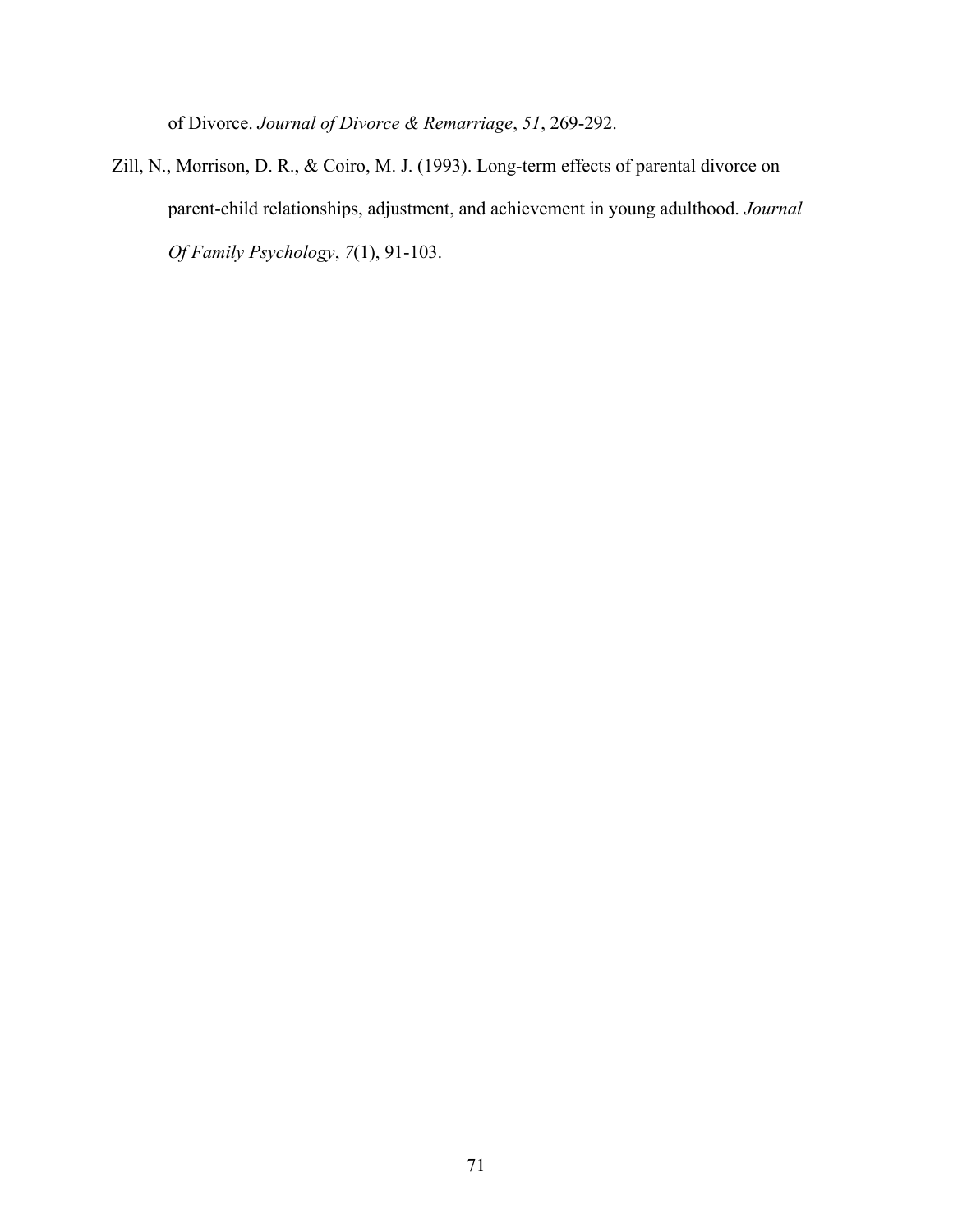of Divorce. *Journal of Divorce & Remarriage*, *51*, 269-292.

Zill, N., Morrison, D. R., & Coiro, M. J. (1993). Long-term effects of parental divorce on parent-child relationships, adjustment, and achievement in young adulthood. *Journal Of Family Psychology*, *7*(1), 91-103.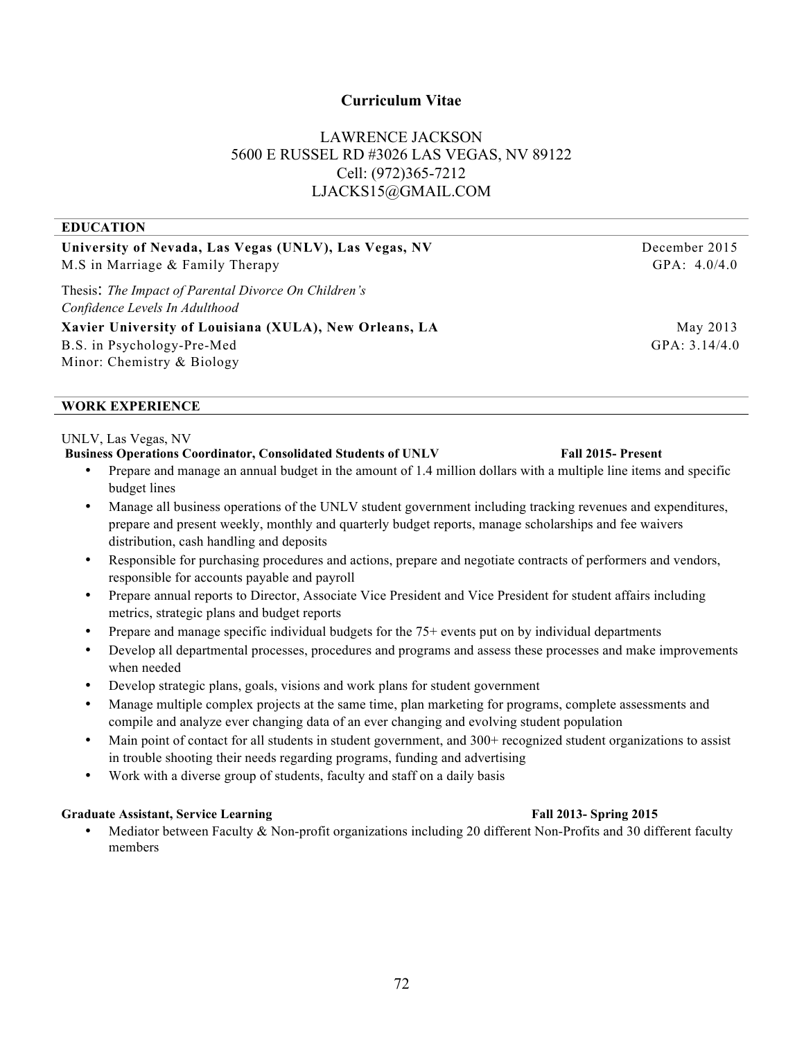# Curriculum Vitae

LAWRENCE JACKSON
5600 E RUSSEL RD #3026 LAS VEGAS, NV 89122
Cell: (972)365-7212
LJACKS15@GMAIL.COM

## EDUCATION

**University of Nevada, Las Vegas (UNLV), Las Vegas, NV** — December 2015
M.S in Marriage & Family Therapy — GPA: 4.0/4.0

Thesis: *The Impact of Parental Divorce On Children's Confidence Levels In Adulthood*

**Xavier University of Louisiana (XULA), New Orleans, LA** — May 2013
B.S. in Psychology-Pre-Med — GPA: 3.14/4.0
Minor: Chemistry & Biology

## WORK EXPERIENCE

UNLV, Las Vegas, NV

**Business Operations Coordinator, Consolidated Students of UNLV** — **Fall 2015- Present**

- Prepare and manage an annual budget in the amount of 1.4 million dollars with a multiple line items and specific budget lines
- Manage all business operations of the UNLV student government including tracking revenues and expenditures, prepare and present weekly, monthly and quarterly budget reports, manage scholarships and fee waivers distribution, cash handling and deposits
- Responsible for purchasing procedures and actions, prepare and negotiate contracts of performers and vendors, responsible for accounts payable and payroll
- Prepare annual reports to Director, Associate Vice President and Vice President for student affairs including metrics, strategic plans and budget reports
- Prepare and manage specific individual budgets for the 75+ events put on by individual departments
- Develop all departmental processes, procedures and programs and assess these processes and make improvements when needed
- Develop strategic plans, goals, visions and work plans for student government
- Manage multiple complex projects at the same time, plan marketing for programs, complete assessments and compile and analyze ever changing data of an ever changing and evolving student population
- Main point of contact for all students in student government, and 300+ recognized student organizations to assist in trouble shooting their needs regarding programs, funding and advertising
- Work with a diverse group of students, faculty and staff on a daily basis

**Graduate Assistant, Service Learning** — **Fall 2013- Spring 2015**

- Mediator between Faculty & Non-profit organizations including 20 different Non-Profits and 30 different faculty members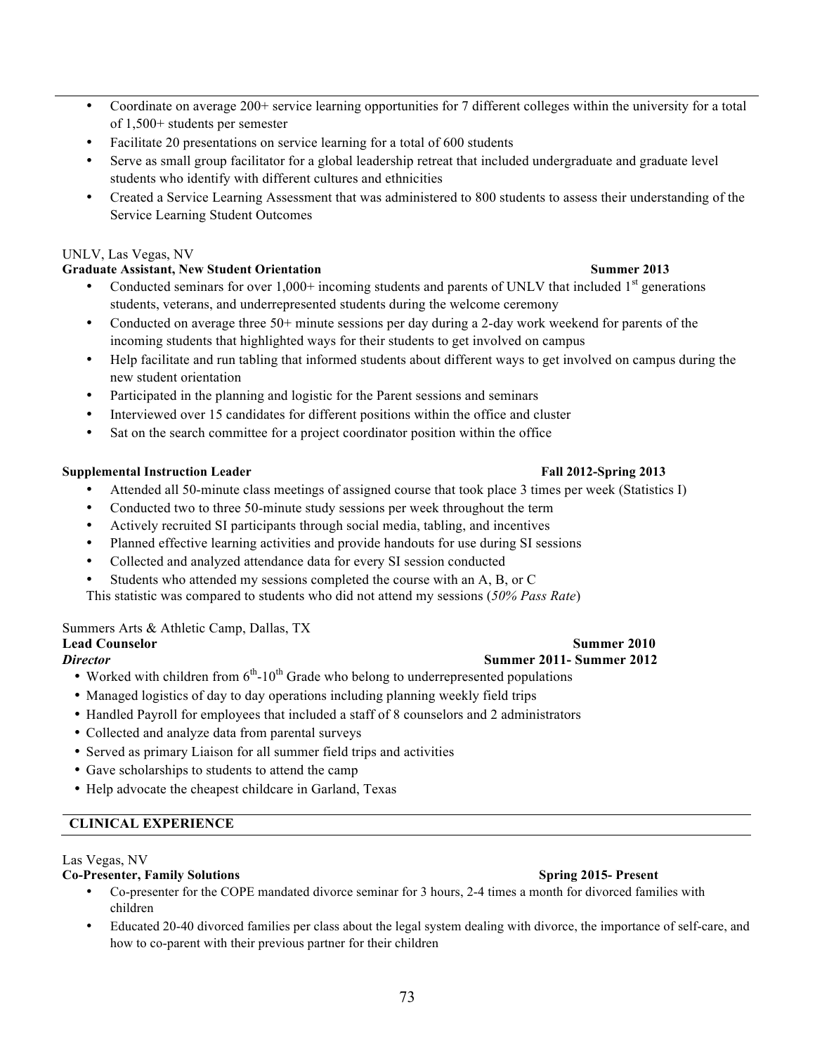- Coordinate on average 200+ service learning opportunities for 7 different colleges within the university for a total of 1,500+ students per semester
- Facilitate 20 presentations on service learning for a total of 600 students
- Serve as small group facilitator for a global leadership retreat that included undergraduate and graduate level students who identify with different cultures and ethnicities
- Created a Service Learning Assessment that was administered to 800 students to assess their understanding of the Service Learning Student Outcomes

UNLV, Las Vegas, NV

**Graduate Assistant, New Student Orientation** **Summer 2013**

- Conducted seminars for over 1,000+ incoming students and parents of UNLV that included 1st generations students, veterans, and underrepresented students during the welcome ceremony
- Conducted on average three 50+ minute sessions per day during a 2-day work weekend for parents of the incoming students that highlighted ways for their students to get involved on campus
- Help facilitate and run tabling that informed students about different ways to get involved on campus during the new student orientation
- Participated in the planning and logistic for the Parent sessions and seminars
- Interviewed over 15 candidates for different positions within the office and cluster
- Sat on the search committee for a project coordinator position within the office

**Supplemental Instruction Leader** **Fall 2012-Spring 2013**

- Attended all 50-minute class meetings of assigned course that took place 3 times per week (Statistics I)
- Conducted two to three 50-minute study sessions per week throughout the term
- Actively recruited SI participants through social media, tabling, and incentives
- Planned effective learning activities and provide handouts for use during SI sessions
- Collected and analyzed attendance data for every SI session conducted
- Students who attended my sessions completed the course with an A, B, or C

This statistic was compared to students who did not attend my sessions (*50% Pass Rate*)

Summers Arts & Athletic Camp, Dallas, TX

**Lead Counselor** **Summer 2010**

***Director*** **Summer 2011- Summer 2012**

- Worked with children from 6th-10th Grade who belong to underrepresented populations
- Managed logistics of day to day operations including planning weekly field trips
- Handled Payroll for employees that included a staff of 8 counselors and 2 administrators
- Collected and analyze data from parental surveys
- Served as primary Liaison for all summer field trips and activities
- Gave scholarships to students to attend the camp
- Help advocate the cheapest childcare in Garland, Texas

## CLINICAL EXPERIENCE

Las Vegas, NV

**Co-Presenter, Family Solutions** **Spring 2015- Present**

- Co-presenter for the COPE mandated divorce seminar for 3 hours, 2-4 times a month for divorced families with children
- Educated 20-40 divorced families per class about the legal system dealing with divorce, the importance of self-care, and how to co-parent with their previous partner for their children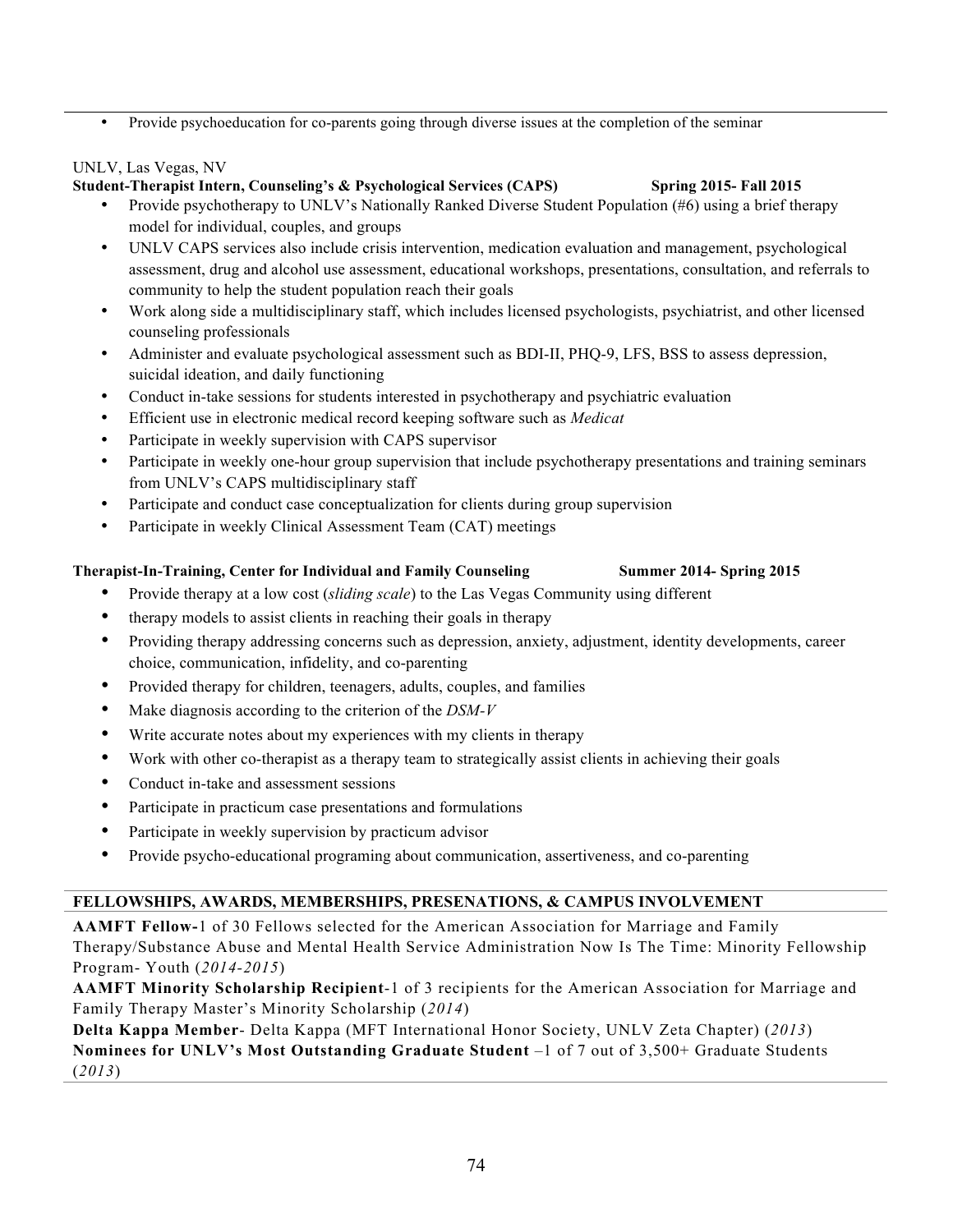- Provide psychoeducation for co-parents going through diverse issues at the completion of the seminar

UNLV, Las Vegas, NV

**Student-Therapist Intern, Counseling's & Psychological Services (CAPS)** **Spring 2015- Fall 2015**

- Provide psychotherapy to UNLV's Nationally Ranked Diverse Student Population (#6) using a brief therapy model for individual, couples, and groups
- UNLV CAPS services also include crisis intervention, medication evaluation and management, psychological assessment, drug and alcohol use assessment, educational workshops, presentations, consultation, and referrals to community to help the student population reach their goals
- Work along side a multidisciplinary staff, which includes licensed psychologists, psychiatrist, and other licensed counseling professionals
- Administer and evaluate psychological assessment such as BDI-II, PHQ-9, LFS, BSS to assess depression, suicidal ideation, and daily functioning
- Conduct in-take sessions for students interested in psychotherapy and psychiatric evaluation
- Efficient use in electronic medical record keeping software such as *Medicat*
- Participate in weekly supervision with CAPS supervisor
- Participate in weekly one-hour group supervision that include psychotherapy presentations and training seminars from UNLV's CAPS multidisciplinary staff
- Participate and conduct case conceptualization for clients during group supervision
- Participate in weekly Clinical Assessment Team (CAT) meetings

**Therapist-In-Training, Center for Individual and Family Counseling** **Summer 2014- Spring 2015**

- Provide therapy at a low cost (*sliding scale*) to the Las Vegas Community using different
- therapy models to assist clients in reaching their goals in therapy
- Providing therapy addressing concerns such as depression, anxiety, adjustment, identity developments, career choice, communication, infidelity, and co-parenting
- Provided therapy for children, teenagers, adults, couples, and families
- Make diagnosis according to the criterion of the *DSM-V*
- Write accurate notes about my experiences with my clients in therapy
- Work with other co-therapist as a therapy team to strategically assist clients in achieving their goals
- Conduct in-take and assessment sessions
- Participate in practicum case presentations and formulations
- Participate in weekly supervision by practicum advisor
- Provide psycho-educational programing about communication, assertiveness, and co-parenting

**FELLOWSHIPS, AWARDS, MEMBERSHIPS, PRESENATIONS, & CAMPUS INVOLVEMENT**

**AAMFT Fellow-**1 of 30 Fellows selected for the American Association for Marriage and Family Therapy/Substance Abuse and Mental Health Service Administration Now Is The Time: Minority Fellowship Program- Youth (*2014-2015*)

**AAMFT Minority Scholarship Recipient**-1 of 3 recipients for the American Association for Marriage and Family Therapy Master's Minority Scholarship (*2014*)

**Delta Kappa Member**- Delta Kappa (MFT International Honor Society, UNLV Zeta Chapter) (*2013*)

**Nominees for UNLV's Most Outstanding Graduate Student** –1 of 7 out of 3,500+ Graduate Students (*2013*)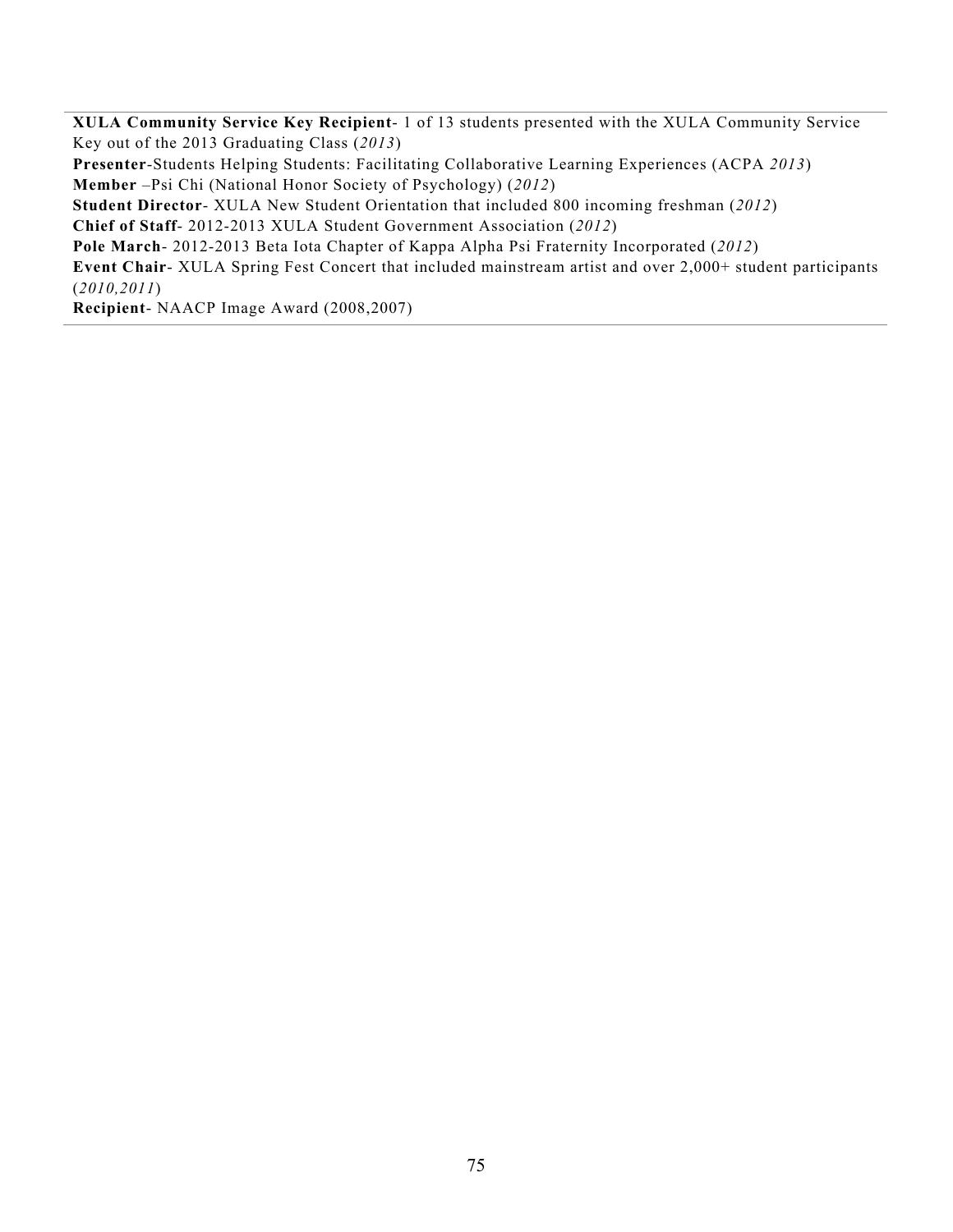**XULA Community Service Key Recipient**- 1 of 13 students presented with the XULA Community Service Key out of the 2013 Graduating Class (*2013*)

**Presenter**-Students Helping Students: Facilitating Collaborative Learning Experiences (ACPA *2013*)

**Member** –Psi Chi (National Honor Society of Psychology) (*2012*)

**Student Director**- XULA New Student Orientation that included 800 incoming freshman (*2012*)

**Chief of Staff**- 2012-2013 XULA Student Government Association (*2012*)

**Pole March**- 2012-2013 Beta Iota Chapter of Kappa Alpha Psi Fraternity Incorporated (*2012*)

**Event Chair**- XULA Spring Fest Concert that included mainstream artist and over 2,000+ student participants (*2010,2011*)

**Recipient**- NAACP Image Award (2008,2007)